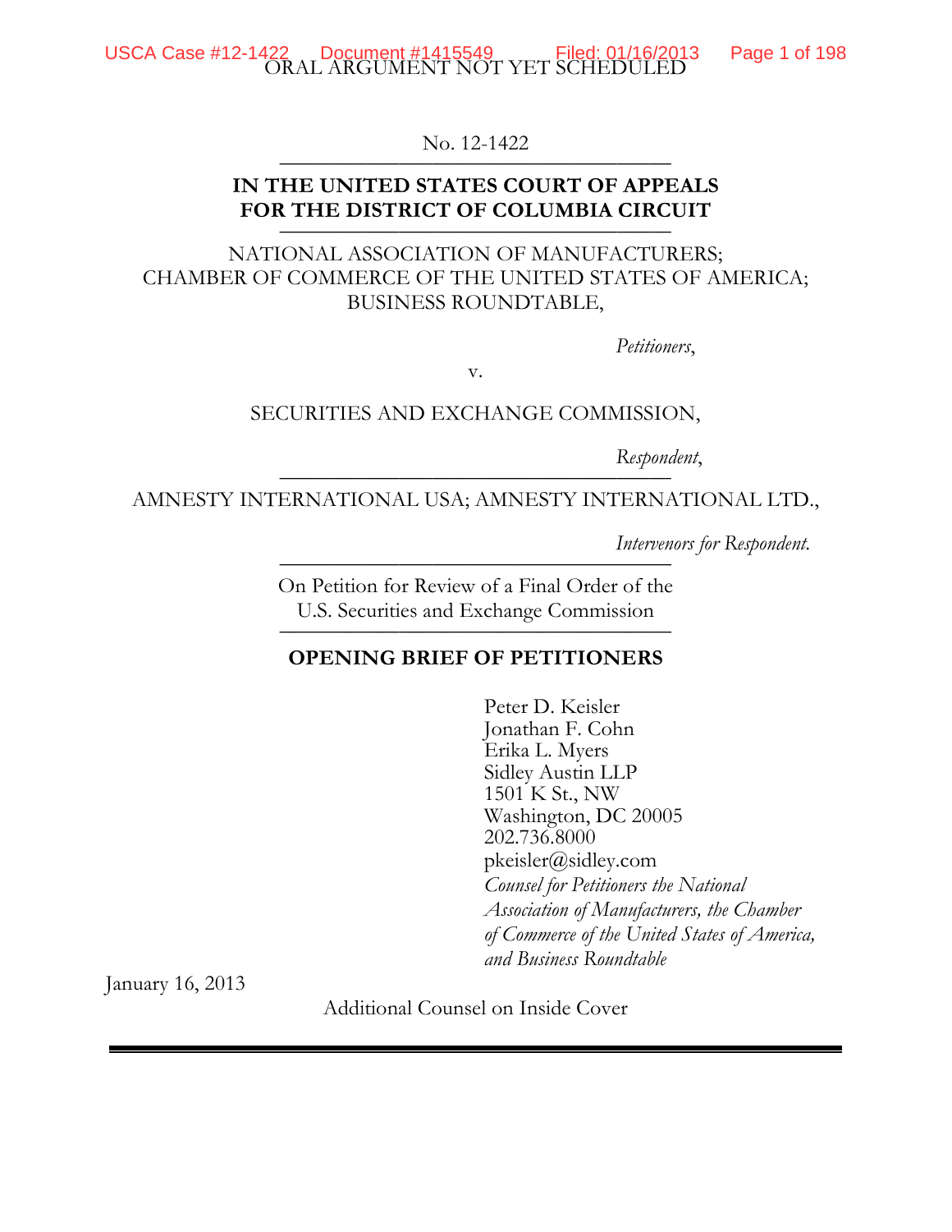ORAL ARGUMENT NOT YET SCHEDULED

No. 12-1422

**IN THE UNITED STATES COURT OF APPEALS FOR THE DISTRICT OF COLUMBIA CIRCUIT**

NATIONAL ASSOCIATION OF MANUFACTURERS; CHAMBER OF COMMERCE OF THE UNITED STATES OF AMERICA; BUSINESS ROUNDTABLE,

*Petitioners*,

v.

SECURITIES AND EXCHANGE COMMISSION,

*Respondent*,

AMNESTY INTERNATIONAL USA; AMNESTY INTERNATIONAL LTD.,

*Intervenors for Respondent.*

On Petition for Review of a Final Order of the U.S. Securities and Exchange Commission

**OPENING BRIEF OF PETITIONERS**

Peter D. Keisler
Jonathan F. Cohn
Erika L. Myers
Sidley Austin LLP
1501 K St., NW
Washington, DC 20005
202.736.8000
pkeisler@sidley.com
*Counsel for Petitioners the National Association of Manufacturers, the Chamber of Commerce of the United States of America, and Business Roundtable*

January 16, 2013

Additional Counsel on Inside Cover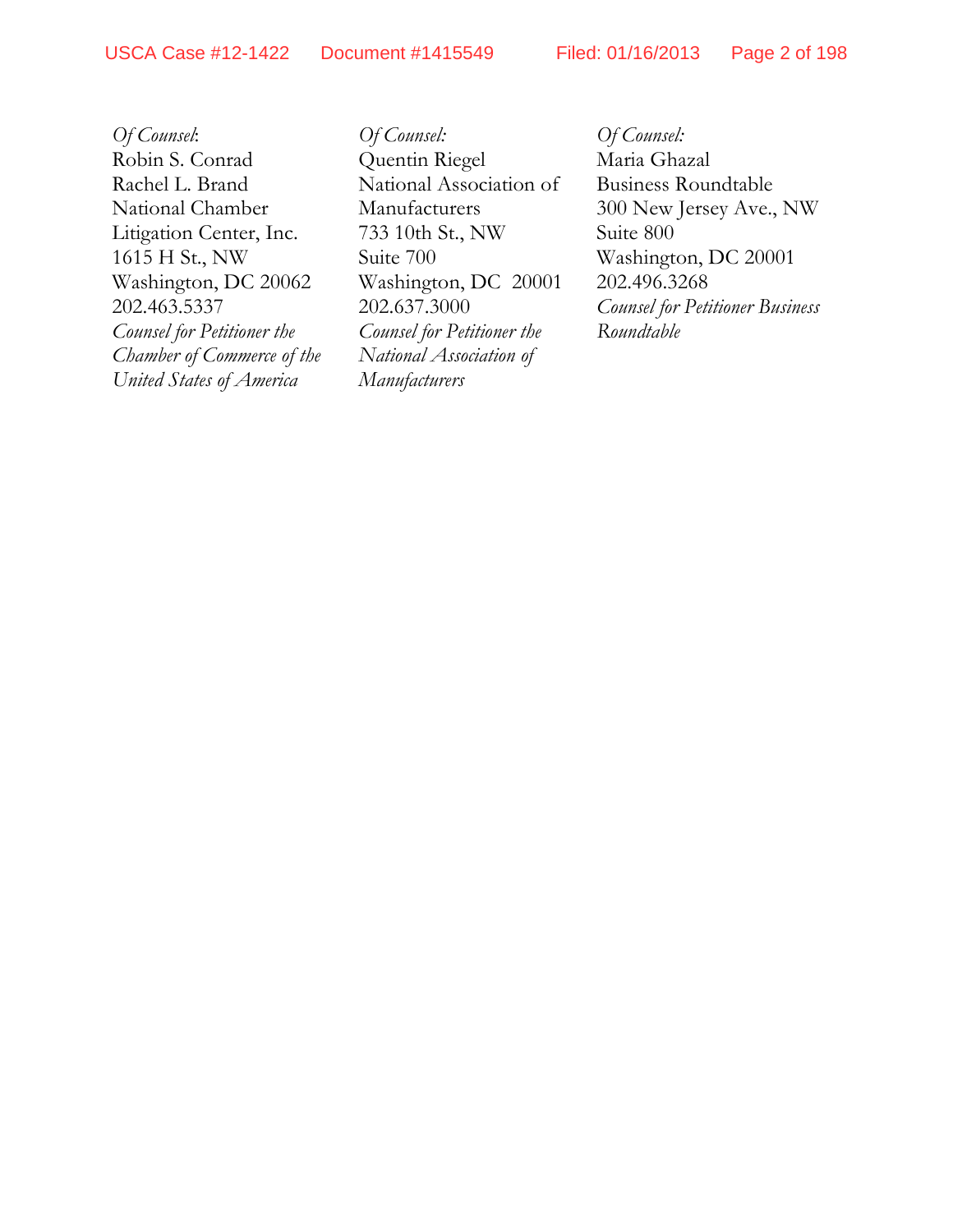*Of Counsel*:
Robin S. Conrad
Rachel L. Brand
National Chamber Litigation Center, Inc.
1615 H St., NW
Washington, DC 20062
202.463.5337
*Counsel for Petitioner the Chamber of Commerce of the United States of America*

*Of Counsel:*
Quentin Riegel
National Association of Manufacturers
733 10th St., NW
Suite 700
Washington, DC 20001
202.637.3000
*Counsel for Petitioner the National Association of Manufacturers*

*Of Counsel:*
Maria Ghazal
Business Roundtable
300 New Jersey Ave., NW
Suite 800
Washington, DC 20001
202.496.3268
*Counsel for Petitioner Business Roundtable*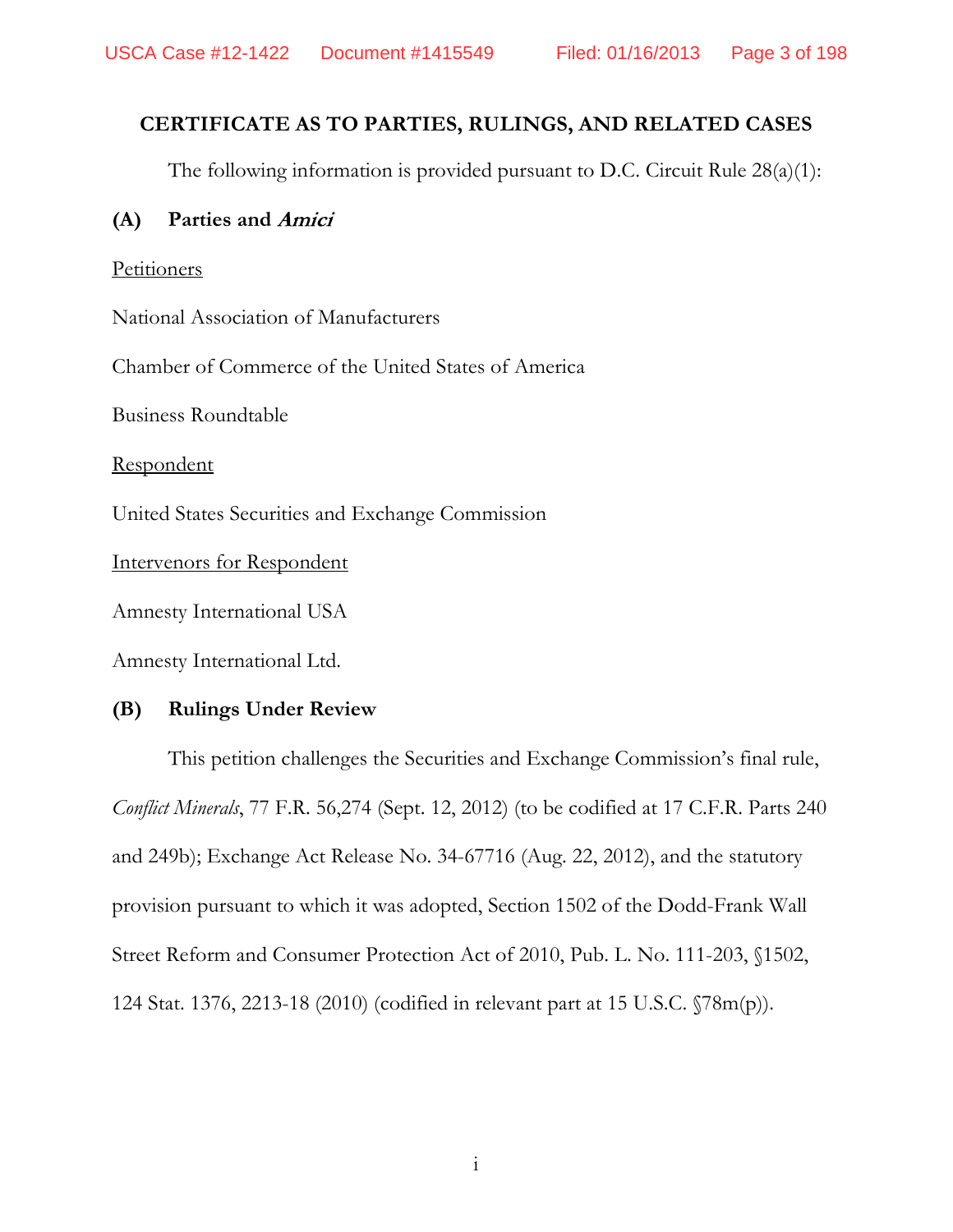## CERTIFICATE AS TO PARTIES, RULINGS, AND RELATED CASES

The following information is provided pursuant to D.C. Circuit Rule 28(a)(1):

### (A) Parties and *Amici*

Petitioners

National Association of Manufacturers

Chamber of Commerce of the United States of America

Business Roundtable

Respondent

United States Securities and Exchange Commission

Intervenors for Respondent

Amnesty International USA

Amnesty International Ltd.

### (B) Rulings Under Review

This petition challenges the Securities and Exchange Commission's final rule, *Conflict Minerals*, 77 F.R. 56,274 (Sept. 12, 2012) (to be codified at 17 C.F.R. Parts 240 and 249b); Exchange Act Release No. 34-67716 (Aug. 22, 2012), and the statutory provision pursuant to which it was adopted, Section 1502 of the Dodd-Frank Wall Street Reform and Consumer Protection Act of 2010, Pub. L. No. 111-203, §1502, 124 Stat. 1376, 2213-18 (2010) (codified in relevant part at 15 U.S.C. §78m(p)).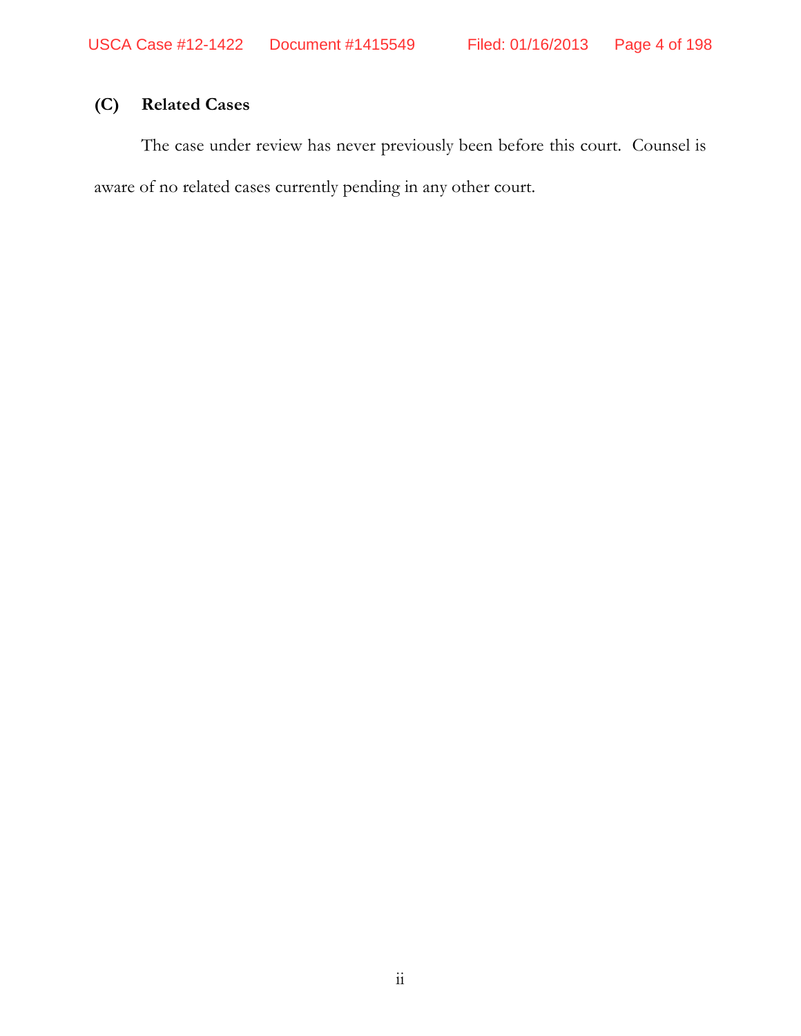### (C) Related Cases

The case under review has never previously been before this court. Counsel is aware of no related cases currently pending in any other court.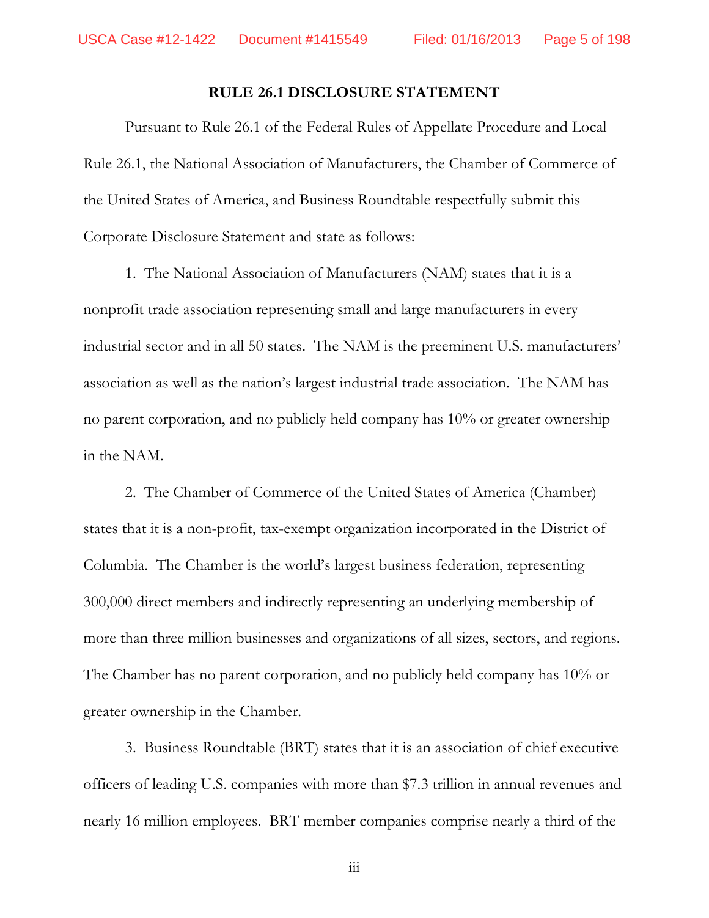## RULE 26.1 DISCLOSURE STATEMENT

Pursuant to Rule 26.1 of the Federal Rules of Appellate Procedure and Local Rule 26.1, the National Association of Manufacturers, the Chamber of Commerce of the United States of America, and Business Roundtable respectfully submit this Corporate Disclosure Statement and state as follows:

1. The National Association of Manufacturers (NAM) states that it is a nonprofit trade association representing small and large manufacturers in every industrial sector and in all 50 states. The NAM is the preeminent U.S. manufacturers' association as well as the nation's largest industrial trade association. The NAM has no parent corporation, and no publicly held company has 10% or greater ownership in the NAM.

2. The Chamber of Commerce of the United States of America (Chamber) states that it is a non-profit, tax-exempt organization incorporated in the District of Columbia. The Chamber is the world's largest business federation, representing 300,000 direct members and indirectly representing an underlying membership of more than three million businesses and organizations of all sizes, sectors, and regions. The Chamber has no parent corporation, and no publicly held company has 10% or greater ownership in the Chamber.

3. Business Roundtable (BRT) states that it is an association of chief executive officers of leading U.S. companies with more than $7.3 trillion in annual revenues and nearly 16 million employees. BRT member companies comprise nearly a third of the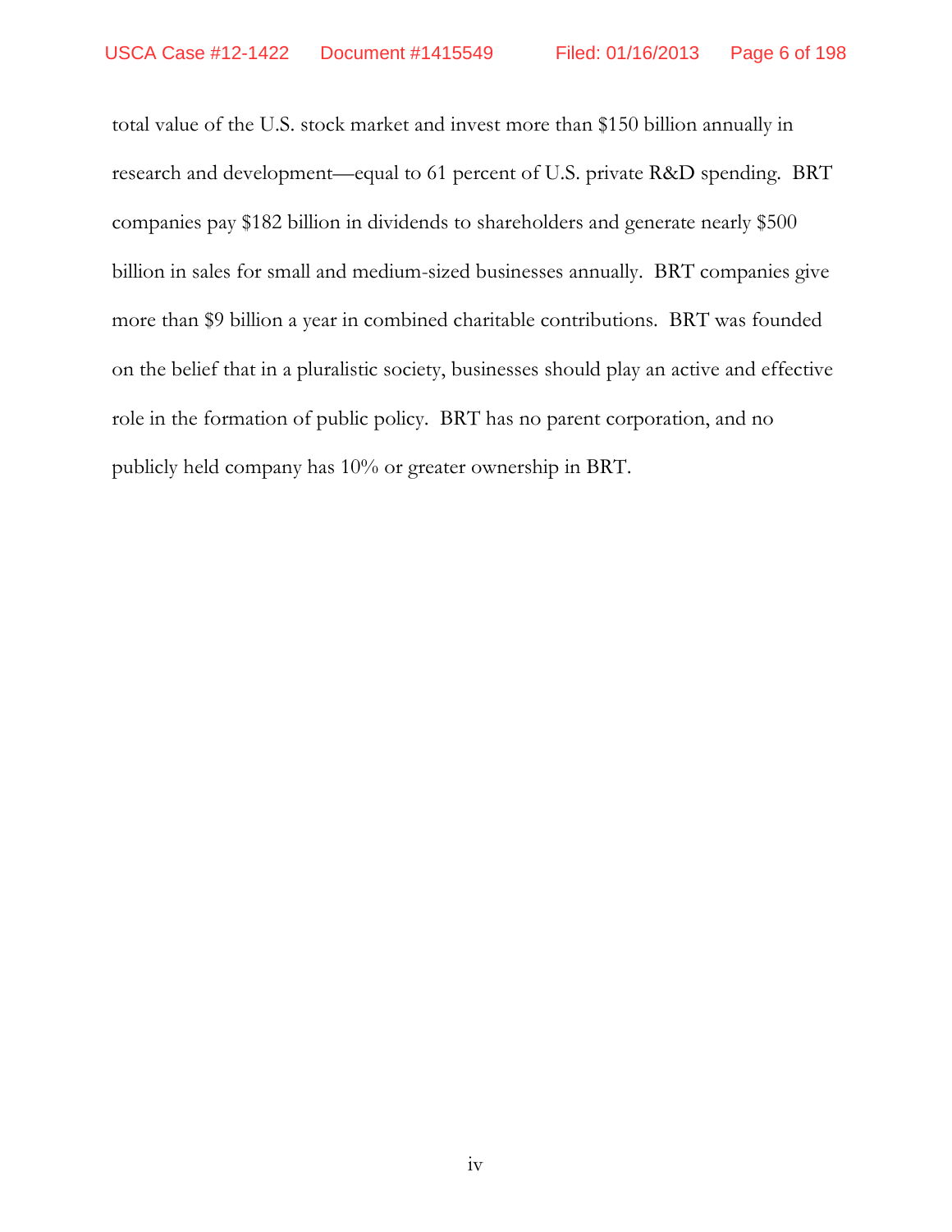total value of the U.S. stock market and invest more than $150 billion annually in research and development—equal to 61 percent of U.S. private R&D spending. BRT companies pay $182 billion in dividends to shareholders and generate nearly $500 billion in sales for small and medium-sized businesses annually. BRT companies give more than $9 billion a year in combined charitable contributions. BRT was founded on the belief that in a pluralistic society, businesses should play an active and effective role in the formation of public policy. BRT has no parent corporation, and no publicly held company has 10% or greater ownership in BRT.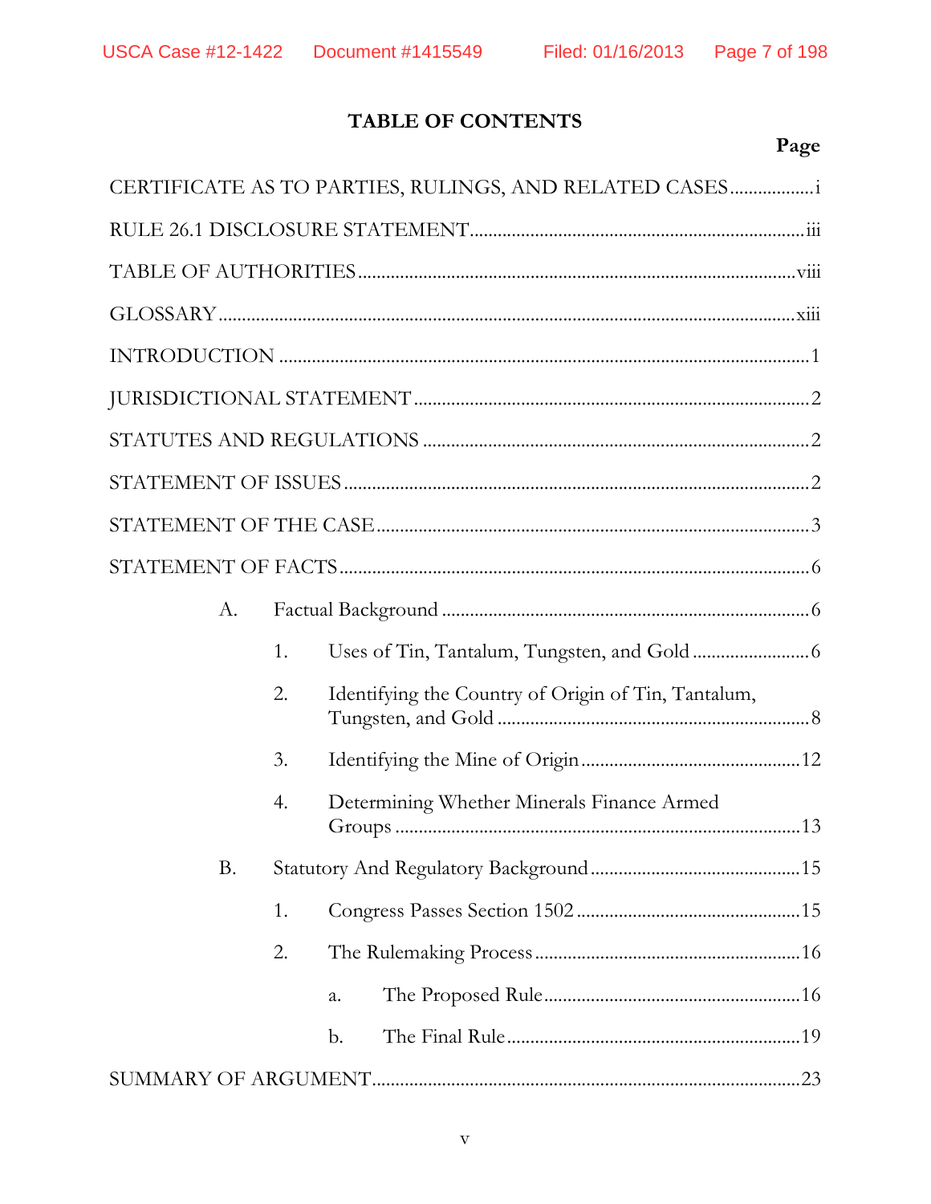## TABLE OF CONTENTS

**Page**

CERTIFICATE AS TO PARTIES, RULINGS, AND RELATED CASES .................. i

RULE 26.1 DISCLOSURE STATEMENT .................. iii

TABLE OF AUTHORITIES .................. viii

GLOSSARY .................. xiii

INTRODUCTION .................. 1

JURISDICTIONAL STATEMENT .................. 2

STATUTES AND REGULATIONS .................. 2

STATEMENT OF ISSUES .................. 2

STATEMENT OF THE CASE .................. 3

STATEMENT OF FACTS .................. 6

- A. Factual Background .................. 6
  - 1. Uses of Tin, Tantalum, Tungsten, and Gold .................. 6
  - 2. Identifying the Country of Origin of Tin, Tantalum, Tungsten, and Gold .................. 8
  - 3. Identifying the Mine of Origin .................. 12
  - 4. Determining Whether Minerals Finance Armed Groups .................. 13
- B. Statutory And Regulatory Background .................. 15
  - 1. Congress Passes Section 1502 .................. 15
  - 2. The Rulemaking Process .................. 16
    - a. The Proposed Rule .................. 16
    - b. The Final Rule .................. 19

SUMMARY OF ARGUMENT .................. 23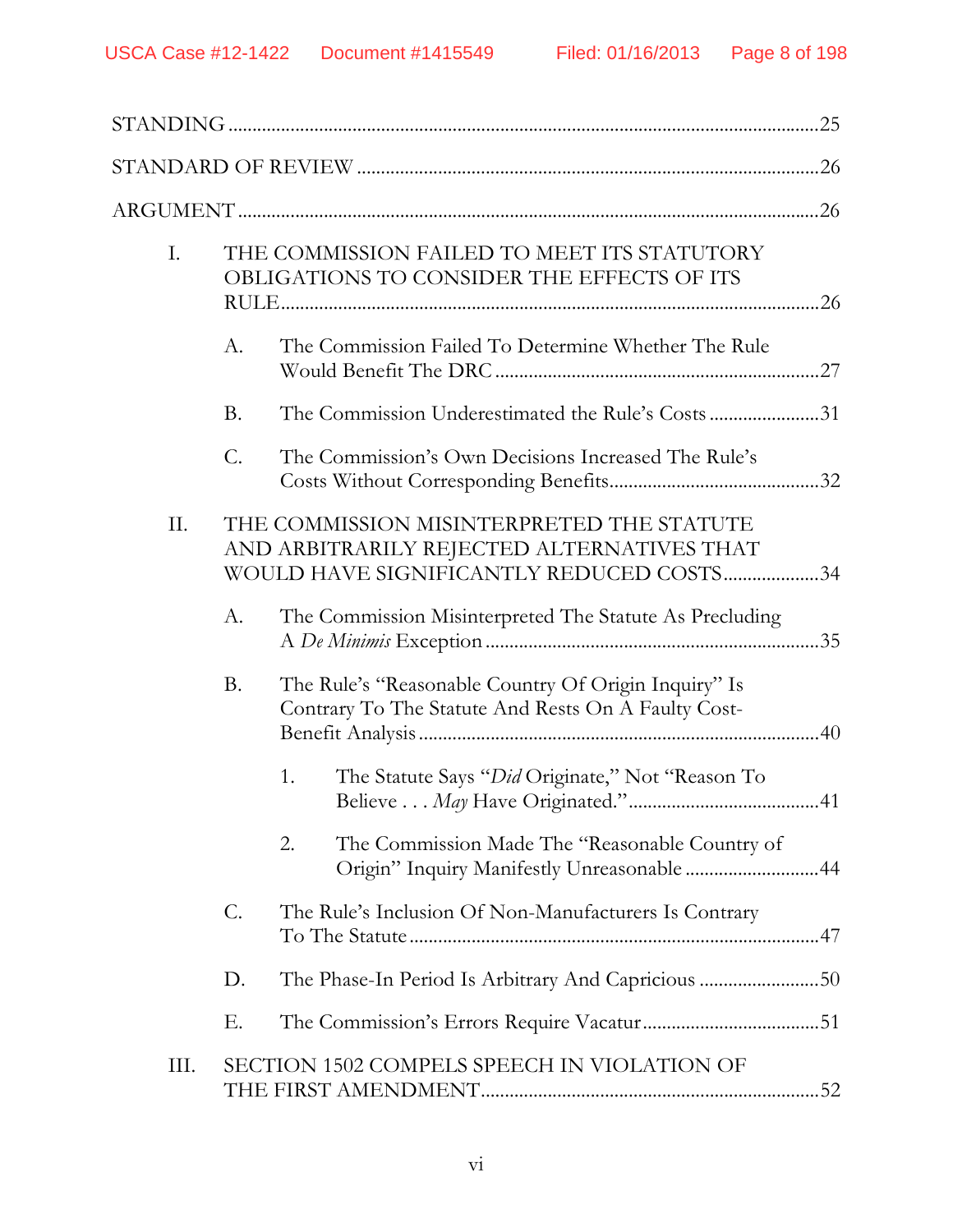STANDING ........................................................................................................25

STANDARD OF REVIEW ...............................................................................26

ARGUMENT ....................................................................................................26

I. THE COMMISSION FAILED TO MEET ITS STATUTORY OBLIGATIONS TO CONSIDER THE EFFECTS OF ITS RULE ....................................................................................................26

  A. The Commission Failed To Determine Whether The Rule Would Benefit The DRC ................................................................27

  B. The Commission Underestimated the Rule's Costs ......................31

  C. The Commission's Own Decisions Increased The Rule's Costs Without Corresponding Benefits ........................................32

II. THE COMMISSION MISINTERPRETED THE STATUTE AND ARBITRARILY REJECTED ALTERNATIVES THAT WOULD HAVE SIGNIFICANTLY REDUCED COSTS ....................34

  A. The Commission Misinterpreted The Statute As Precluding A *De Minimis* Exception ...............................................................35

  B. The Rule's "Reasonable Country Of Origin Inquiry" Is Contrary To The Statute And Rests On A Faulty Cost-Benefit Analysis ........................................................................................40

    1. The Statute Says "*Did* Originate," Not "Reason To Believe . . . *May* Have Originated." ......................................41

    2. The Commission Made The "Reasonable Country of Origin" Inquiry Manifestly Unreasonable ...........................44

  C. The Rule's Inclusion Of Non-Manufacturers Is Contrary To The Statute ..................................................................................47

  D. The Phase-In Period Is Arbitrary And Capricious ........................50

  E. The Commission's Errors Require Vacatur ...................................51

III. SECTION 1502 COMPELS SPEECH IN VIOLATION OF THE FIRST AMENDMENT .....................................................................52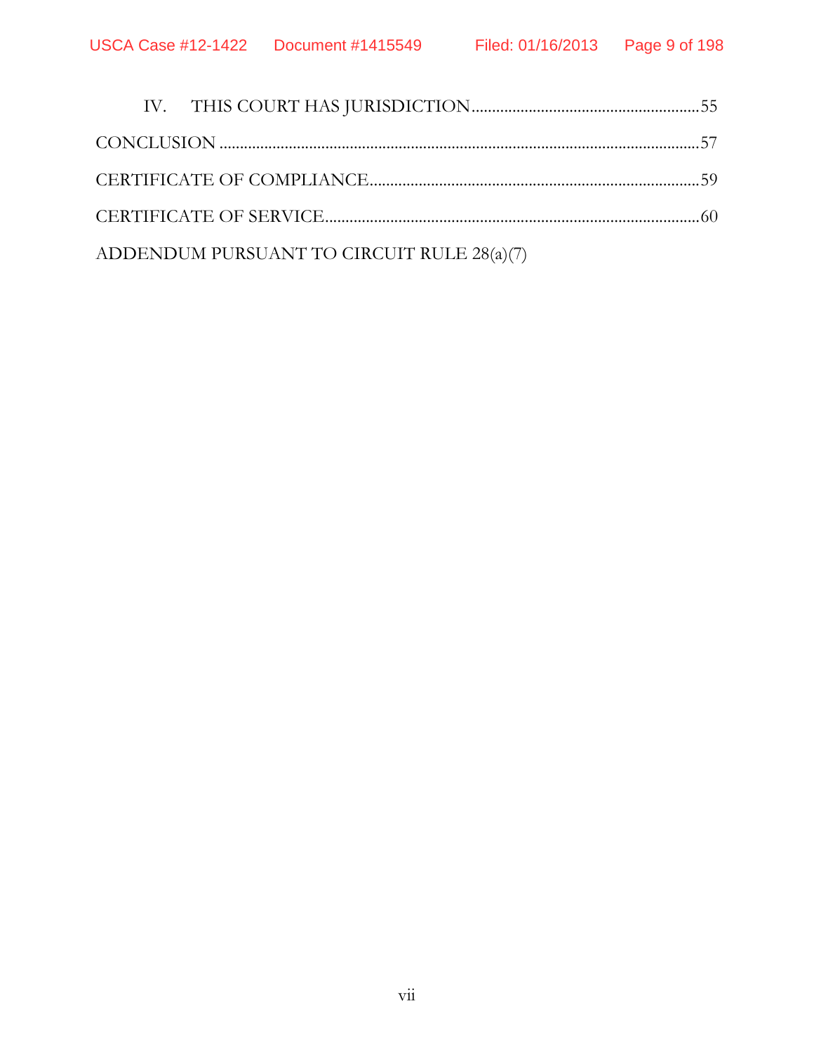IV. THIS COURT HAS JURISDICTION........................................................55

CONCLUSION ........................................................................................................57

CERTIFICATE OF COMPLIANCE.................................................................................59

CERTIFICATE OF SERVICE...........................................................................................60

ADDENDUM PURSUANT TO CIRCUIT RULE 28(a)(7)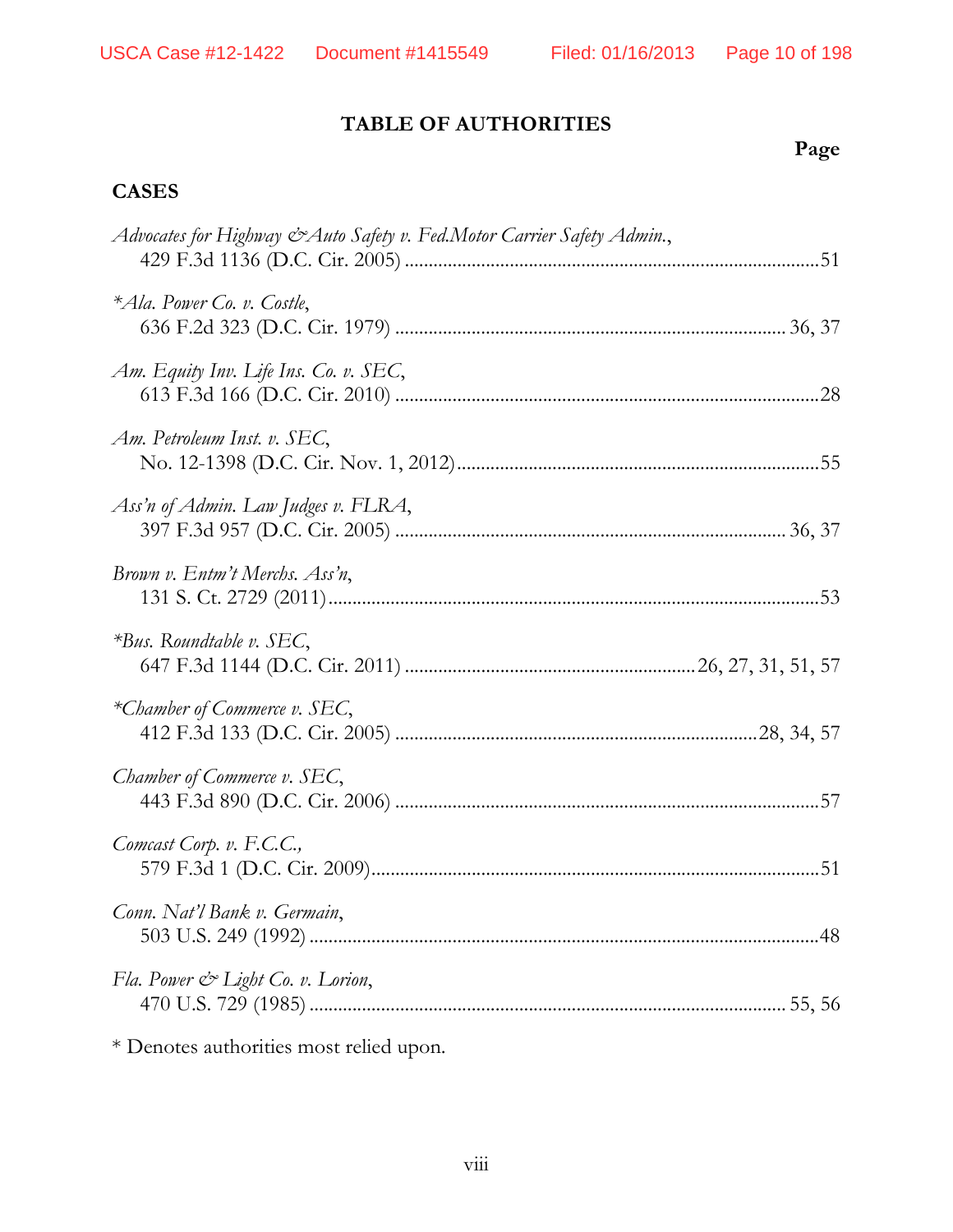# TABLE OF AUTHORITIES

**Page**

## CASES

*Advocates for Highway & Auto Safety v. Fed.Motor Carrier Safety Admin.*, 429 F.3d 1136 (D.C. Cir. 2005) ....................................................................................... 51

**Ala. Power Co. v. Costle*, 636 F.2d 323 (D.C. Cir. 1979) ................................................................................ 36, 37

*Am. Equity Inv. Life Ins. Co. v. SEC*, 613 F.3d 166 (D.C. Cir. 2010) ....................................................................................... 28

*Am. Petroleum Inst. v. SEC*, No. 12-1398 (D.C. Cir. Nov. 1, 2012) ........................................................................... 55

*Ass'n of Admin. Law Judges v. FLRA*, 397 F.3d 957 (D.C. Cir. 2005) ................................................................................ 36, 37

*Brown v. Entm't Merchs. Ass'n*, 131 S. Ct. 2729 (2011) ....................................................................................................... 53

**Bus. Roundtable v. SEC*, 647 F.3d 1144 (D.C. Cir. 2011) ........................................................... 26, 27, 31, 51, 57

**Chamber of Commerce v. SEC*, 412 F.3d 133 (D.C. Cir. 2005) .......................................................................... 28, 34, 57

*Chamber of Commerce v. SEC*, 443 F.3d 890 (D.C. Cir. 2006) ....................................................................................... 57

*Comcast Corp. v. F.C.C.*, 579 F.3d 1 (D.C. Cir. 2009) .............................................................................................. 51

*Conn. Nat'l Bank v. Germain*, 503 U.S. 249 (1992) ........................................................................................................ 48

*Fla. Power & Light Co. v. Lorion*, 470 U.S. 729 (1985) .................................................................................................. 55, 56

* Denotes authorities most relied upon.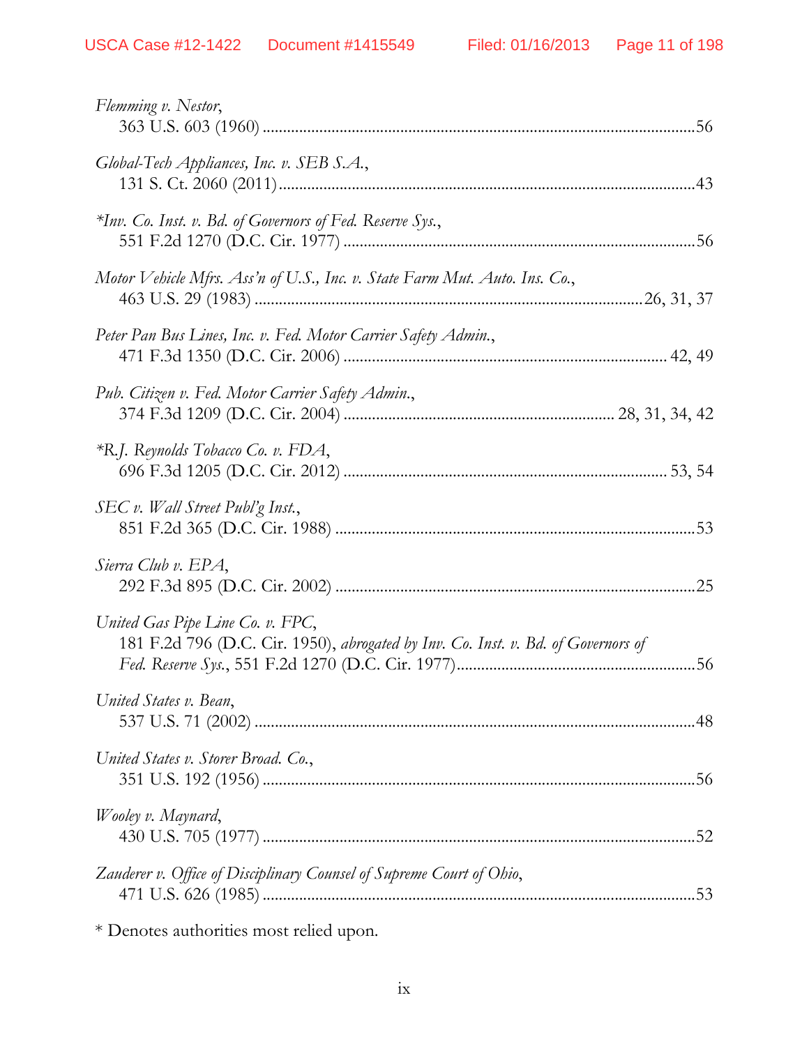*Flemming v. Nestor*,
363 U.S. 603 (1960) ....................................................................................................56

*Global-Tech Appliances, Inc. v. SEB S.A.*,
131 S. Ct. 2060 (2011)................................................................................................43

*\*Inv. Co. Inst. v. Bd. of Governors of Fed. Reserve Sys.*,
551 F.2d 1270 (D.C. Cir. 1977) ................................................................................56

*Motor Vehicle Mfrs. Ass'n of U.S., Inc. v. State Farm Mut. Auto. Ins. Co.*,
463 U.S. 29 (1983) .............................................................................................26, 31, 37

*Peter Pan Bus Lines, Inc. v. Fed. Motor Carrier Safety Admin.*,
471 F.3d 1350 (D.C. Cir. 2006) ........................................................................... 42, 49

*Pub. Citizen v. Fed. Motor Carrier Safety Admin.*,
374 F.3d 1209 (D.C. Cir. 2004) ............................................................... 28, 31, 34, 42

*\*R.J. Reynolds Tobacco Co. v. FDA*,
696 F.3d 1205 (D.C. Cir. 2012) ........................................................................... 53, 54

*SEC v. Wall Street Publ'g Inst.*,
851 F.2d 365 (D.C. Cir. 1988) ...................................................................................53

*Sierra Club v. EPA*,
292 F.3d 895 (D.C. Cir. 2002) ...................................................................................25

*United Gas Pipe Line Co. v. FPC*,
181 F.2d 796 (D.C. Cir. 1950), *abrogated by Inv. Co. Inst. v. Bd. of Governors of Fed. Reserve Sys.*, 551 F.2d 1270 (D.C. Cir. 1977)..........................................................56

*United States v. Bean*,
537 U.S. 71 (2002) .......................................................................................................48

*United States v. Storer Broad. Co.*,
351 U.S. 192 (1956) .....................................................................................................56

*Wooley v. Maynard*,
430 U.S. 705 (1977) .....................................................................................................52

*Zauderer v. Office of Disciplinary Counsel of Supreme Court of Ohio*,
471 U.S. 626 (1985) .....................................................................................................53

\* Denotes authorities most relied upon.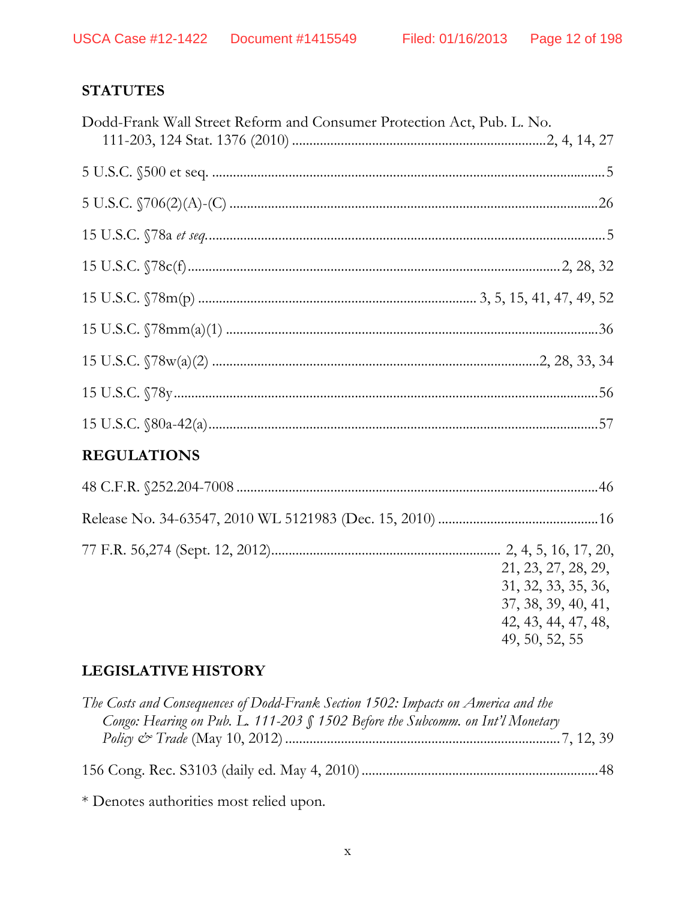## STATUTES

Dodd-Frank Wall Street Reform and Consumer Protection Act, Pub. L. No. 111-203, 124 Stat. 1376 (2010) ........................................................................2, 4, 14, 27

5 U.S.C. §500 et seq. .................................................................................................5

5 U.S.C. §706(2)(A)-(C) ..........................................................................................26

15 U.S.C. §78a *et seq.*..................................................................................................5

15 U.S.C. §78c(f)..........................................................................................2, 28, 32

15 U.S.C. §78m(p) ............................................................................. 3, 5, 15, 41, 47, 49, 52

15 U.S.C. §78mm(a)(1) ..........................................................................................36

15 U.S.C. §78w(a)(2) ...........................................................................2, 28, 33, 34

15 U.S.C. §78y.........................................................................................................56

15 U.S.C. §80a-42(a)................................................................................................57

## REGULATIONS

48 C.F.R. §252.204-7008 .........................................................................................46

Release No. 34-63547, 2010 WL 5121983 (Dec. 15, 2010) .............................................16

77 F.R. 56,274 (Sept. 12, 2012)................................................................. 2, 4, 5, 16, 17, 20, 21, 23, 27, 28, 29, 31, 32, 33, 35, 36, 37, 38, 39, 40, 41, 42, 43, 44, 47, 48, 49, 50, 52, 55

## LEGISLATIVE HISTORY

*The Costs and Consequences of Dodd-Frank Section 1502: Impacts on America and the Congo: Hearing on Pub. L. 111-203 § 1502 Before the Subcomm. on Int'l Monetary Policy & Trade* (May 10, 2012) ...............................................................................7, 12, 39

156 Cong. Rec. S3103 (daily ed. May 4, 2010)....................................................................48

* Denotes authorities most relied upon.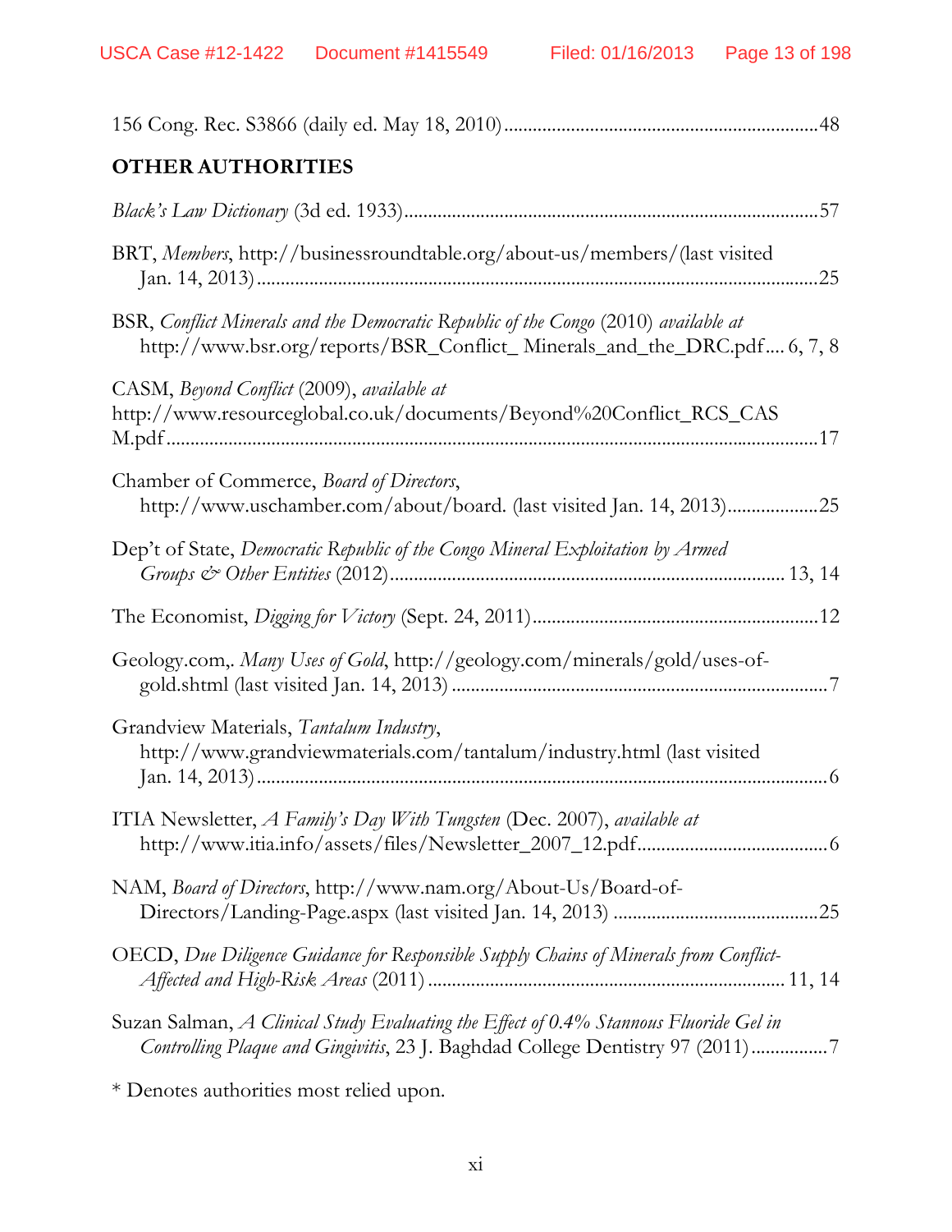156 Cong. Rec. S3866 (daily ed. May 18, 2010)................................................................48

## OTHER AUTHORITIES

*Black's Law Dictionary* (3d ed. 1933).....................................................................................57

BRT, *Members*, http://businessroundtable.org/about-us/members/(last visited Jan. 14, 2013)....................................................................................................................25

BSR, *Conflict Minerals and the Democratic Republic of the Congo* (2010) *available at* http://www.bsr.org/reports/BSR_Conflict_ Minerals_and_the_DRC.pdf.... 6, 7, 8

CASM, *Beyond Conflict* (2009), *available at* http://www.resourceglobal.co.uk/documents/Beyond%20Conflict_RCS_CASM.pdf.....................................................................................................................17

Chamber of Commerce, *Board of Directors*, http://www.uschamber.com/about/board. (last visited Jan. 14, 2013)..................25

Dep't of State, *Democratic Republic of the Congo Mineral Exploitation by Armed Groups & Other Entities* (2012)................................................................................ 13, 14

The Economist, *Digging for Victory* (Sept. 24, 2011)..........................................................12

Geology.com,. *Many Uses of Gold*, http://geology.com/minerals/gold/uses-of-gold.shtml (last visited Jan. 14, 2013) ..............................................................................7

Grandview Materials, *Tantalum Industry*, http://www.grandviewmaterials.com/tantalum/industry.html (last visited Jan. 14, 2013).....................................................................................................................6

ITIA Newsletter, *A Family's Day With Tungsten* (Dec. 2007), *available at* http://www.itia.info/assets/files/Newsletter_2007_12.pdf.......................................6

NAM, *Board of Directors*, http://www.nam.org/About-Us/Board-of-Directors/Landing-Page.aspx (last visited Jan. 14, 2013) ..........................................25

OECD, *Due Diligence Guidance for Responsible Supply Chains of Minerals from Conflict-Affected and High-Risk Areas* (2011) ......................................................................... 11, 14

Suzan Salman, *A Clinical Study Evaluating the Effect of 0.4% Stannous Fluoride Gel in Controlling Plaque and Gingivitis*, 23 J. Baghdad College Dentistry 97 (2011)................7

* Denotes authorities most relied upon.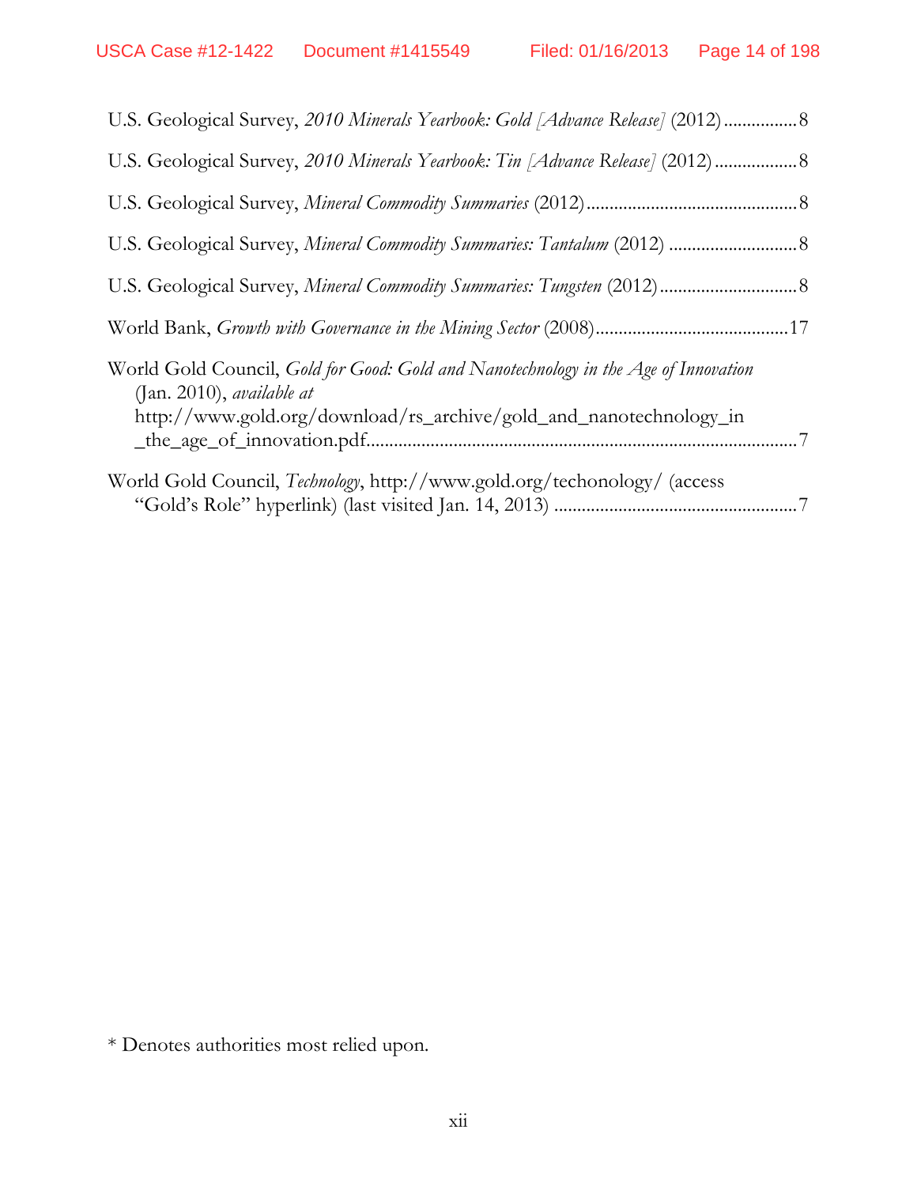U.S. Geological Survey, *2010 Minerals Yearbook: Gold [Advance Release]* (2012) ................ 8

U.S. Geological Survey, *2010 Minerals Yearbook: Tin [Advance Release]* (2012) .................. 8

U.S. Geological Survey, *Mineral Commodity Summaries* (2012) ............................................. 8

U.S. Geological Survey, *Mineral Commodity Summaries: Tantalum* (2012) ............................ 8

U.S. Geological Survey, *Mineral Commodity Summaries: Tungsten* (2012) ............................. 8

World Bank, *Growth with Governance in the Mining Sector* (2008) .......................................... 17

World Gold Council, *Gold for Good: Gold and Nanotechnology in the Age of Innovation* (Jan. 2010), *available at* http://www.gold.org/download/rs_archive/gold_and_nanotechnology_in_the_age_of_innovation.pdf ............................................................................................ 7

World Gold Council, *Technology*, http://www.gold.org/techonology/ (access "Gold's Role" hyperlink) (last visited Jan. 14, 2013) .................................................... 7

\* Denotes authorities most relied upon.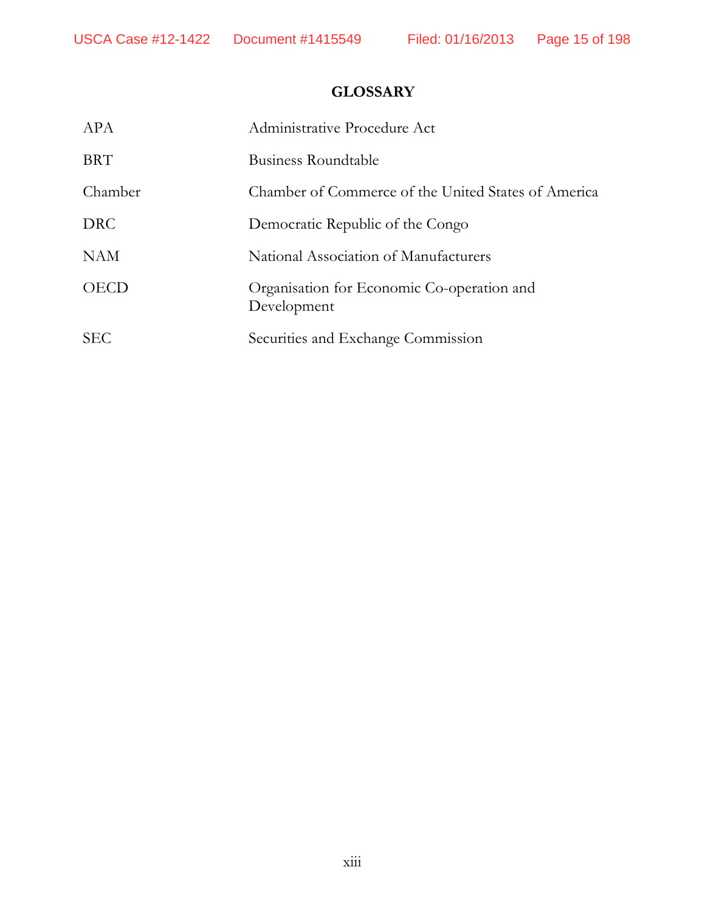# GLOSSARY

| | |
|---|---|
| APA | Administrative Procedure Act |
| BRT | Business Roundtable |
| Chamber | Chamber of Commerce of the United States of America |
| DRC | Democratic Republic of the Congo |
| NAM | National Association of Manufacturers |
| OECD | Organisation for Economic Co-operation and Development |
| SEC | Securities and Exchange Commission |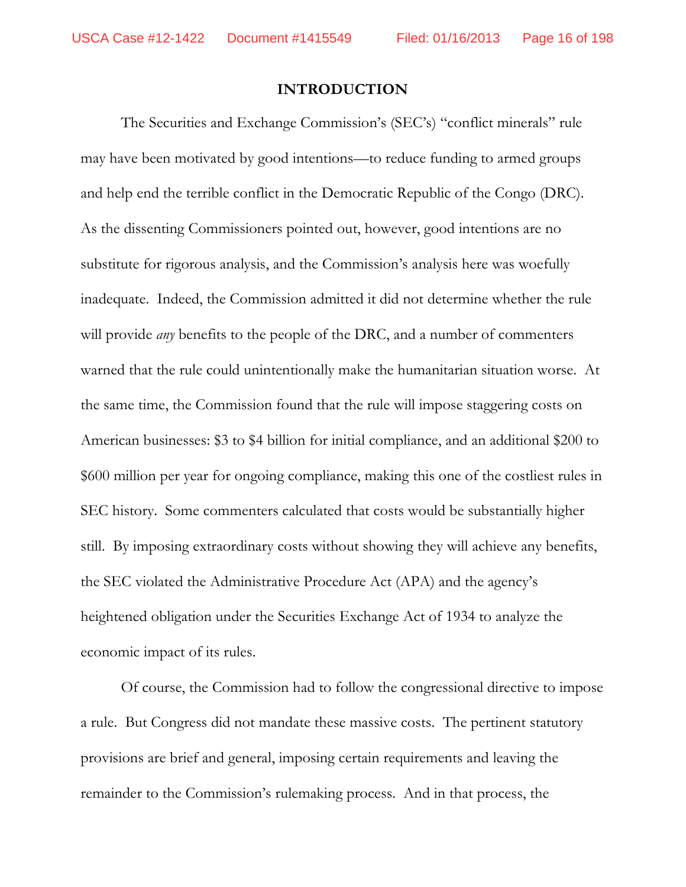## INTRODUCTION

The Securities and Exchange Commission's (SEC's) "conflict minerals" rule may have been motivated by good intentions—to reduce funding to armed groups and help end the terrible conflict in the Democratic Republic of the Congo (DRC). As the dissenting Commissioners pointed out, however, good intentions are no substitute for rigorous analysis, and the Commission's analysis here was woefully inadequate. Indeed, the Commission admitted it did not determine whether the rule will provide *any* benefits to the people of the DRC, and a number of commenters warned that the rule could unintentionally make the humanitarian situation worse. At the same time, the Commission found that the rule will impose staggering costs on American businesses: $3 to $4 billion for initial compliance, and an additional $200 to $600 million per year for ongoing compliance, making this one of the costliest rules in SEC history. Some commenters calculated that costs would be substantially higher still. By imposing extraordinary costs without showing they will achieve any benefits, the SEC violated the Administrative Procedure Act (APA) and the agency's heightened obligation under the Securities Exchange Act of 1934 to analyze the economic impact of its rules.

Of course, the Commission had to follow the congressional directive to impose a rule. But Congress did not mandate these massive costs. The pertinent statutory provisions are brief and general, imposing certain requirements and leaving the remainder to the Commission's rulemaking process. And in that process, the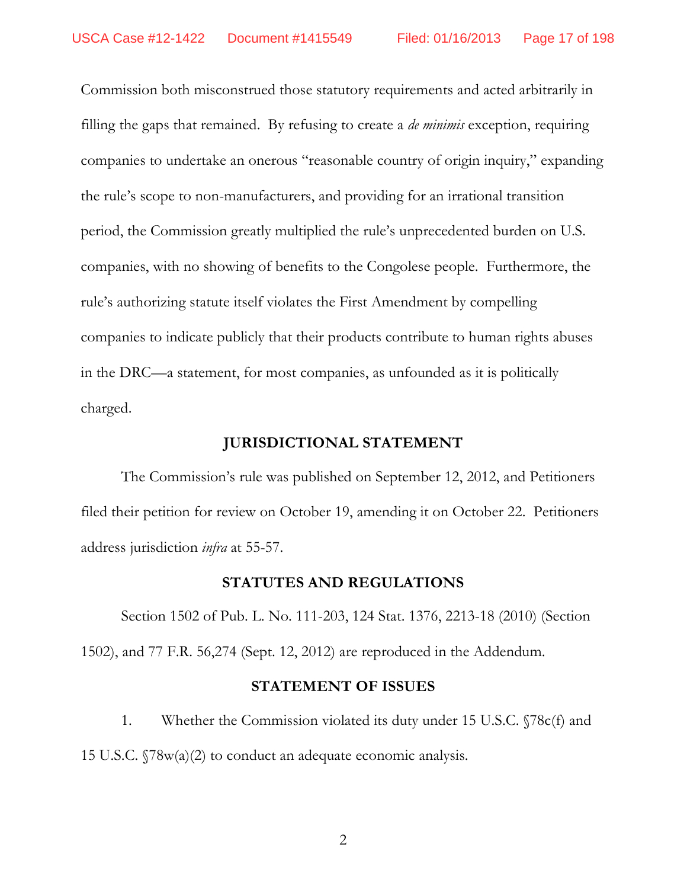Commission both misconstrued those statutory requirements and acted arbitrarily in filling the gaps that remained. By refusing to create a *de minimis* exception, requiring companies to undertake an onerous "reasonable country of origin inquiry," expanding the rule's scope to non-manufacturers, and providing for an irrational transition period, the Commission greatly multiplied the rule's unprecedented burden on U.S. companies, with no showing of benefits to the Congolese people. Furthermore, the rule's authorizing statute itself violates the First Amendment by compelling companies to indicate publicly that their products contribute to human rights abuses in the DRC—a statement, for most companies, as unfounded as it is politically charged.

## JURISDICTIONAL STATEMENT

The Commission's rule was published on September 12, 2012, and Petitioners filed their petition for review on October 19, amending it on October 22. Petitioners address jurisdiction *infra* at 55-57.

## STATUTES AND REGULATIONS

Section 1502 of Pub. L. No. 111-203, 124 Stat. 1376, 2213-18 (2010) (Section 1502), and 77 F.R. 56,274 (Sept. 12, 2012) are reproduced in the Addendum.

## STATEMENT OF ISSUES

1. Whether the Commission violated its duty under 15 U.S.C. §78c(f) and 15 U.S.C. §78w(a)(2) to conduct an adequate economic analysis.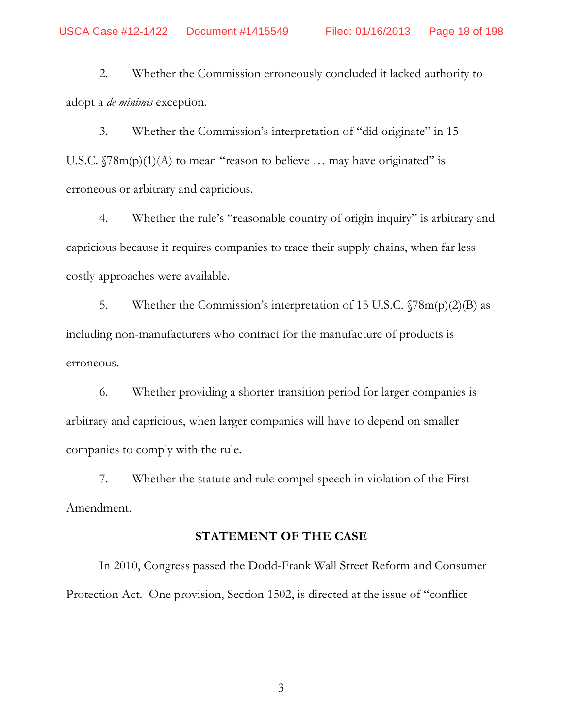2. Whether the Commission erroneously concluded it lacked authority to adopt a *de minimis* exception.

3. Whether the Commission's interpretation of "did originate" in 15 U.S.C. §78m(p)(1)(A) to mean "reason to believe … may have originated" is erroneous or arbitrary and capricious.

4. Whether the rule's "reasonable country of origin inquiry" is arbitrary and capricious because it requires companies to trace their supply chains, when far less costly approaches were available.

5. Whether the Commission's interpretation of 15 U.S.C. §78m(p)(2)(B) as including non-manufacturers who contract for the manufacture of products is erroneous.

6. Whether providing a shorter transition period for larger companies is arbitrary and capricious, when larger companies will have to depend on smaller companies to comply with the rule.

7. Whether the statute and rule compel speech in violation of the First Amendment.

## STATEMENT OF THE CASE

In 2010, Congress passed the Dodd-Frank Wall Street Reform and Consumer Protection Act. One provision, Section 1502, is directed at the issue of "conflict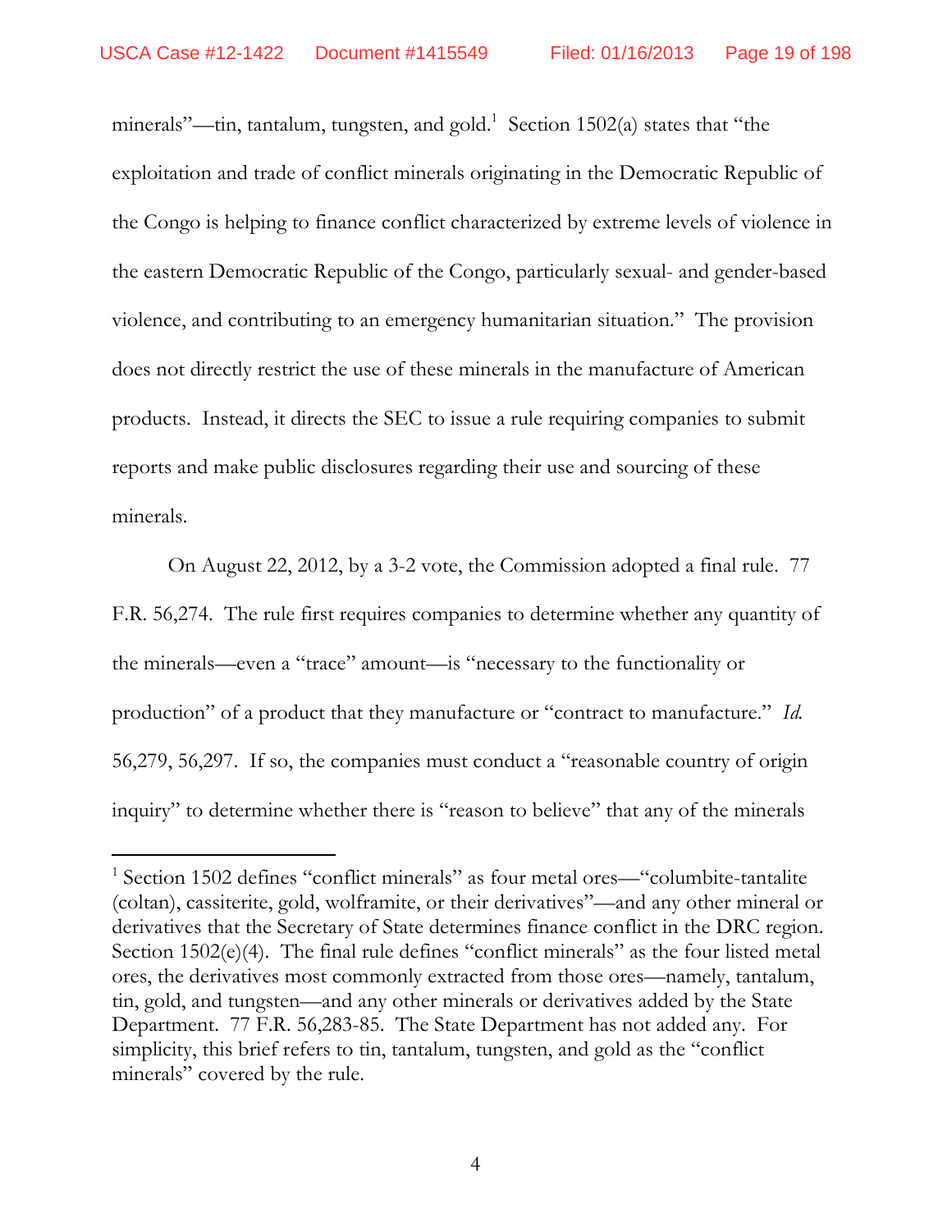minerals"—tin, tantalum, tungsten, and gold.[1] Section 1502(a) states that "the exploitation and trade of conflict minerals originating in the Democratic Republic of the Congo is helping to finance conflict characterized by extreme levels of violence in the eastern Democratic Republic of the Congo, particularly sexual- and gender-based violence, and contributing to an emergency humanitarian situation." The provision does not directly restrict the use of these minerals in the manufacture of American products. Instead, it directs the SEC to issue a rule requiring companies to submit reports and make public disclosures regarding their use and sourcing of these minerals.

On August 22, 2012, by a 3-2 vote, the Commission adopted a final rule. 77 F.R. 56,274. The rule first requires companies to determine whether any quantity of the minerals—even a "trace" amount—is "necessary to the functionality or production" of a product that they manufacture or "contract to manufacture." *Id.* 56,279, 56,297. If so, the companies must conduct a "reasonable country of origin inquiry" to determine whether there is "reason to believe" that any of the minerals

[1] Section 1502 defines "conflict minerals" as four metal ores—"columbite-tantalite (coltan), cassiterite, gold, wolframite, or their derivatives"—and any other mineral or derivatives that the Secretary of State determines finance conflict in the DRC region. Section 1502(e)(4). The final rule defines "conflict minerals" as the four listed metal ores, the derivatives most commonly extracted from those ores—namely, tantalum, tin, gold, and tungsten—and any other minerals or derivatives added by the State Department. 77 F.R. 56,283-85. The State Department has not added any. For simplicity, this brief refers to tin, tantalum, tungsten, and gold as the "conflict minerals" covered by the rule.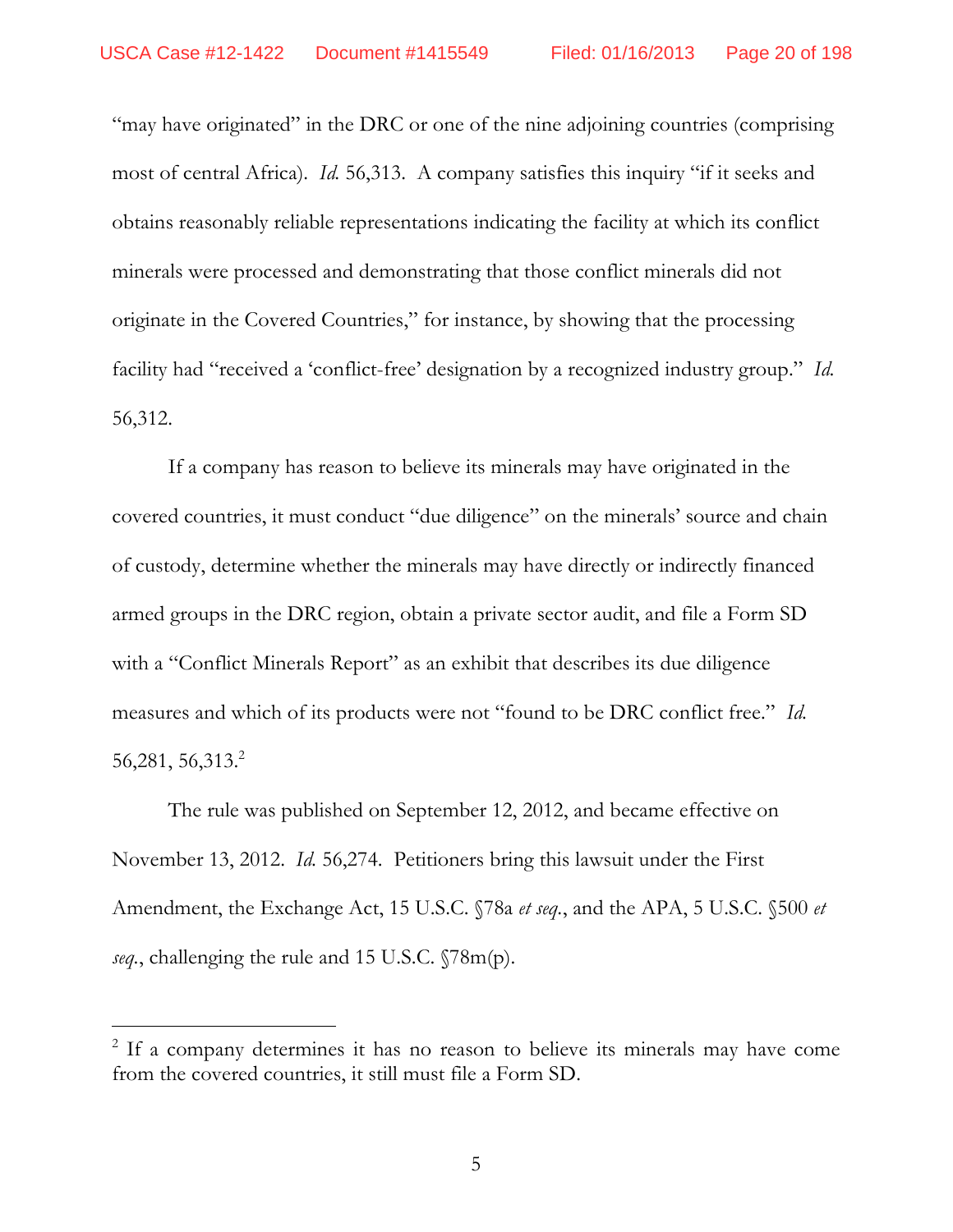"may have originated" in the DRC or one of the nine adjoining countries (comprising most of central Africa). *Id.* 56,313. A company satisfies this inquiry "if it seeks and obtains reasonably reliable representations indicating the facility at which its conflict minerals were processed and demonstrating that those conflict minerals did not originate in the Covered Countries," for instance, by showing that the processing facility had "received a 'conflict-free' designation by a recognized industry group." *Id.* 56,312.

If a company has reason to believe its minerals may have originated in the covered countries, it must conduct "due diligence" on the minerals' source and chain of custody, determine whether the minerals may have directly or indirectly financed armed groups in the DRC region, obtain a private sector audit, and file a Form SD with a "Conflict Minerals Report" as an exhibit that describes its due diligence measures and which of its products were not "found to be DRC conflict free." *Id.* 56,281, 56,313.[2]

The rule was published on September 12, 2012, and became effective on November 13, 2012. *Id.* 56,274. Petitioners bring this lawsuit under the First Amendment, the Exchange Act, 15 U.S.C. §78a *et seq.*, and the APA, 5 U.S.C. §500 *et seq.*, challenging the rule and 15 U.S.C. §78m(p).

---

[2] If a company determines it has no reason to believe its minerals may have come from the covered countries, it still must file a Form SD.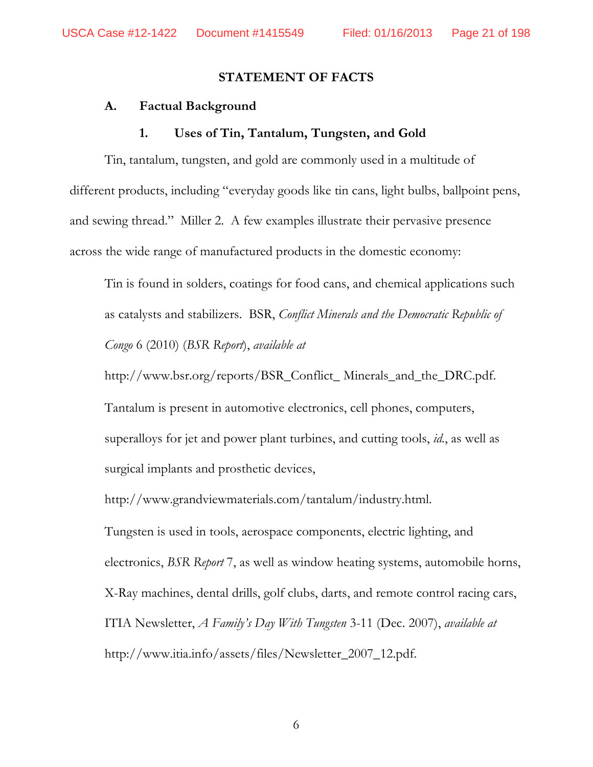## STATEMENT OF FACTS

### A. Factual Background

#### 1. Uses of Tin, Tantalum, Tungsten, and Gold

Tin, tantalum, tungsten, and gold are commonly used in a multitude of different products, including "everyday goods like tin cans, light bulbs, ballpoint pens, and sewing thread." Miller 2. A few examples illustrate their pervasive presence across the wide range of manufactured products in the domestic economy:

> Tin is found in solders, coatings for food cans, and chemical applications such as catalysts and stabilizers. BSR, *Conflict Minerals and the Democratic Republic of Congo* 6 (2010) (*BSR Report*), *available at* http://www.bsr.org/reports/BSR_Conflict_ Minerals_and_the_DRC.pdf.
>
> Tantalum is present in automotive electronics, cell phones, computers, superalloys for jet and power plant turbines, and cutting tools, *id.*, as well as surgical implants and prosthetic devices, http://www.grandviewmaterials.com/tantalum/industry.html.
>
> Tungsten is used in tools, aerospace components, electric lighting, and electronics, *BSR Report* 7, as well as window heating systems, automobile horns, X-Ray machines, dental drills, golf clubs, darts, and remote control racing cars, ITIA Newsletter, *A Family's Day With Tungsten* 3-11 (Dec. 2007), *available at* http://www.itia.info/assets/files/Newsletter_2007_12.pdf.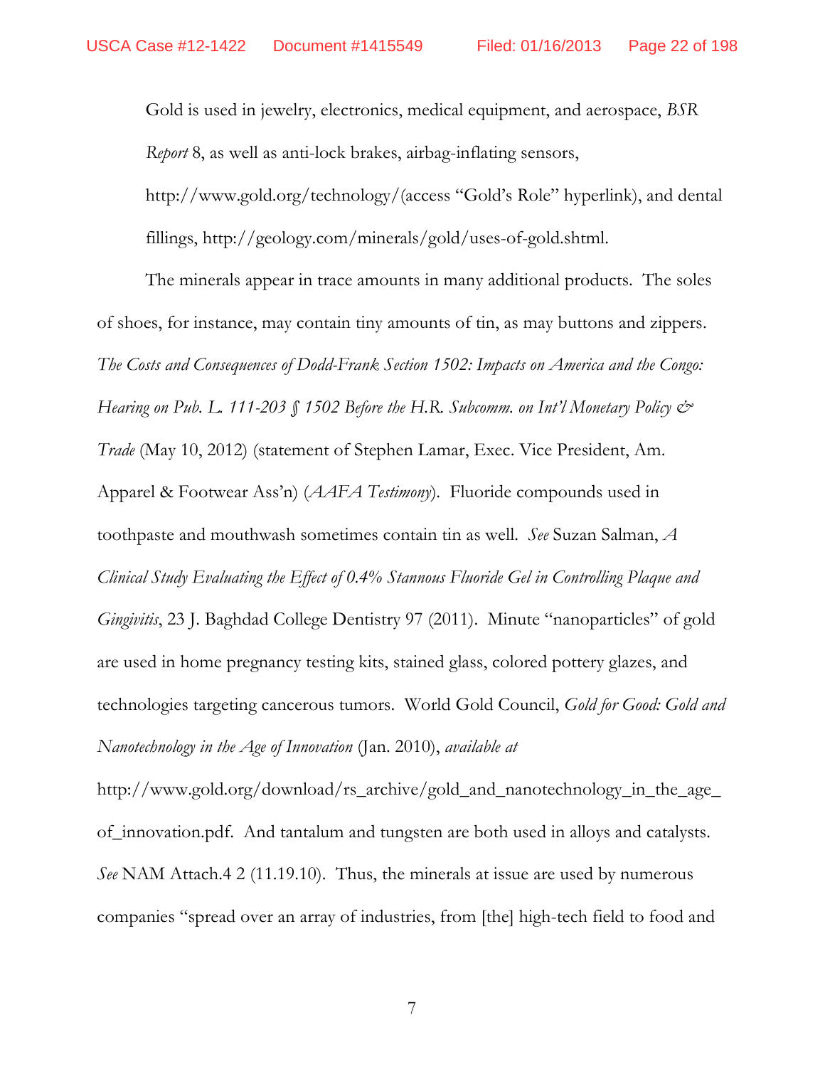Gold is used in jewelry, electronics, medical equipment, and aerospace, *BSR Report* 8, as well as anti-lock brakes, airbag-inflating sensors, http://www.gold.org/technology/(access "Gold's Role" hyperlink), and dental fillings, http://geology.com/minerals/gold/uses-of-gold.shtml.

The minerals appear in trace amounts in many additional products. The soles of shoes, for instance, may contain tiny amounts of tin, as may buttons and zippers. *The Costs and Consequences of Dodd-Frank Section 1502: Impacts on America and the Congo: Hearing on Pub. L. 111-203 § 1502 Before the H.R. Subcomm. on Int'l Monetary Policy & Trade* (May 10, 2012) (statement of Stephen Lamar, Exec. Vice President, Am. Apparel & Footwear Ass'n) (*AAFA Testimony*). Fluoride compounds used in toothpaste and mouthwash sometimes contain tin as well. *See* Suzan Salman, *A Clinical Study Evaluating the Effect of 0.4% Stannous Fluoride Gel in Controlling Plaque and Gingivitis*, 23 J. Baghdad College Dentistry 97 (2011). Minute "nanoparticles" of gold are used in home pregnancy testing kits, stained glass, colored pottery glazes, and technologies targeting cancerous tumors. World Gold Council, *Gold for Good: Gold and Nanotechnology in the Age of Innovation* (Jan. 2010), *available at* http://www.gold.org/download/rs_archive/gold_and_nanotechnology_in_the_age_of_innovation.pdf. And tantalum and tungsten are both used in alloys and catalysts. *See* NAM Attach.4 2 (11.19.10). Thus, the minerals at issue are used by numerous companies "spread over an array of industries, from [the] high-tech field to food and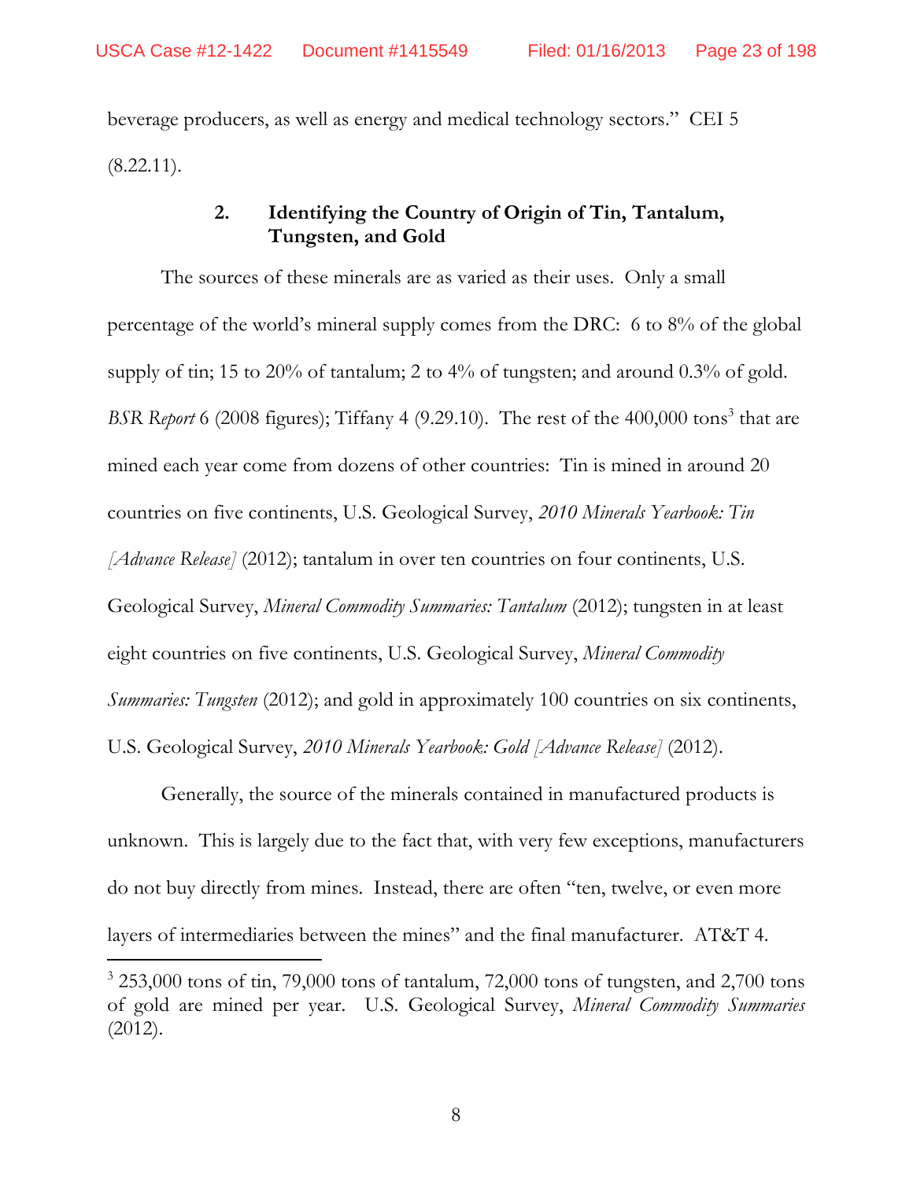beverage producers, as well as energy and medical technology sectors." CEI 5 (8.22.11).

### 2. Identifying the Country of Origin of Tin, Tantalum, Tungsten, and Gold

The sources of these minerals are as varied as their uses. Only a small percentage of the world's mineral supply comes from the DRC: 6 to 8% of the global supply of tin; 15 to 20% of tantalum; 2 to 4% of tungsten; and around 0.3% of gold. *BSR Report* 6 (2008 figures); Tiffany 4 (9.29.10). The rest of the 400,000 tons[3] that are mined each year come from dozens of other countries: Tin is mined in around 20 countries on five continents, U.S. Geological Survey, *2010 Minerals Yearbook: Tin [Advance Release]* (2012); tantalum in over ten countries on four continents, U.S. Geological Survey, *Mineral Commodity Summaries: Tantalum* (2012); tungsten in at least eight countries on five continents, U.S. Geological Survey, *Mineral Commodity Summaries: Tungsten* (2012); and gold in approximately 100 countries on six continents, U.S. Geological Survey, *2010 Minerals Yearbook: Gold [Advance Release]* (2012).

Generally, the source of the minerals contained in manufactured products is unknown. This is largely due to the fact that, with very few exceptions, manufacturers do not buy directly from mines. Instead, there are often "ten, twelve, or even more layers of intermediaries between the mines" and the final manufacturer. AT&T 4.

---

[3] 253,000 tons of tin, 79,000 tons of tantalum, 72,000 tons of tungsten, and 2,700 tons of gold are mined per year. U.S. Geological Survey, *Mineral Commodity Summaries* (2012).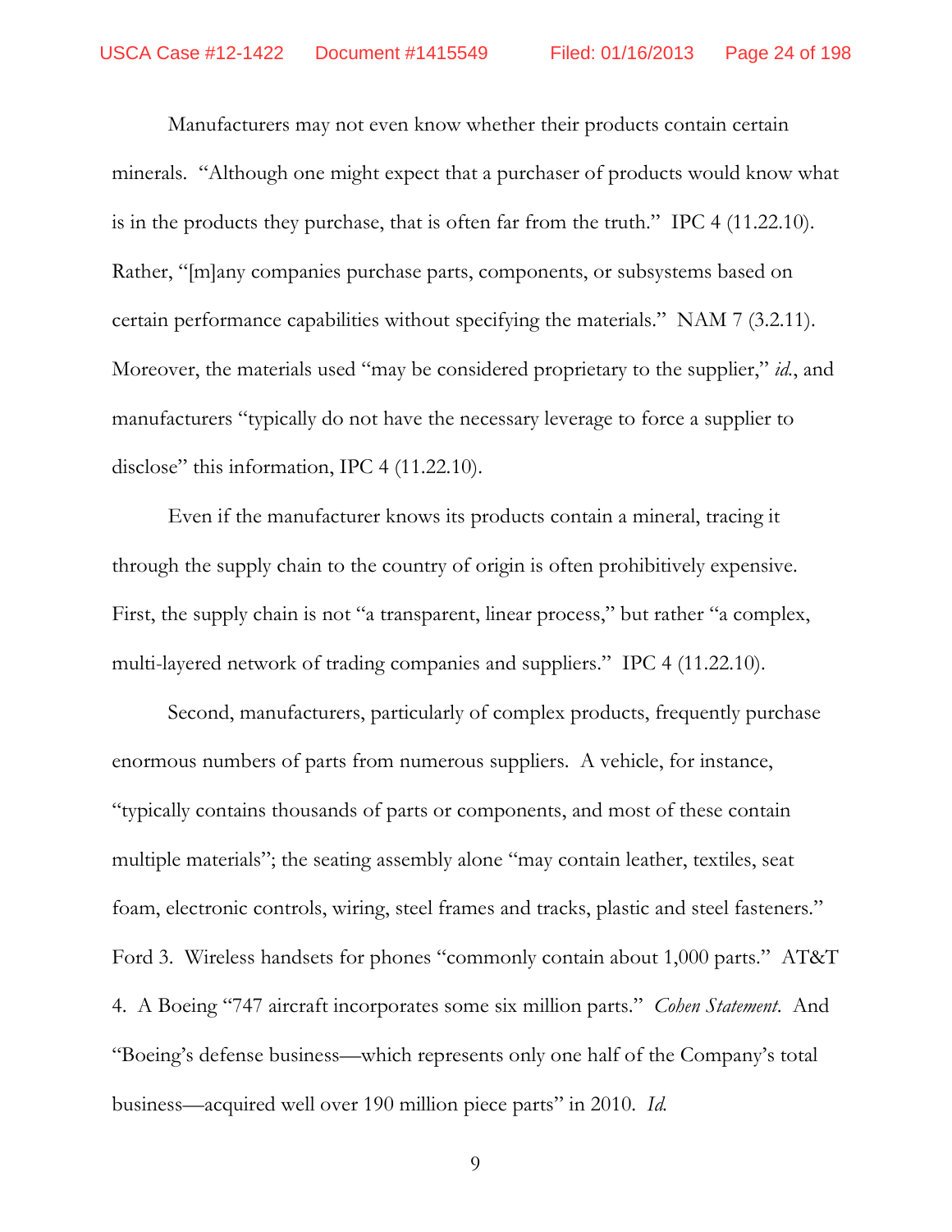Manufacturers may not even know whether their products contain certain minerals. "Although one might expect that a purchaser of products would know what is in the products they purchase, that is often far from the truth." IPC 4 (11.22.10). Rather, "[m]any companies purchase parts, components, or subsystems based on certain performance capabilities without specifying the materials." NAM 7 (3.2.11). Moreover, the materials used "may be considered proprietary to the supplier," *id.*, and manufacturers "typically do not have the necessary leverage to force a supplier to disclose" this information, IPC 4 (11.22.10).

Even if the manufacturer knows its products contain a mineral, tracing it through the supply chain to the country of origin is often prohibitively expensive. First, the supply chain is not "a transparent, linear process," but rather "a complex, multi-layered network of trading companies and suppliers." IPC 4 (11.22.10).

Second, manufacturers, particularly of complex products, frequently purchase enormous numbers of parts from numerous suppliers. A vehicle, for instance, "typically contains thousands of parts or components, and most of these contain multiple materials"; the seating assembly alone "may contain leather, textiles, seat foam, electronic controls, wiring, steel frames and tracks, plastic and steel fasteners." Ford 3. Wireless handsets for phones "commonly contain about 1,000 parts." AT&T 4. A Boeing "747 aircraft incorporates some six million parts." *Cohen Statement*. And "Boeing's defense business—which represents only one half of the Company's total business—acquired well over 190 million piece parts" in 2010. *Id.*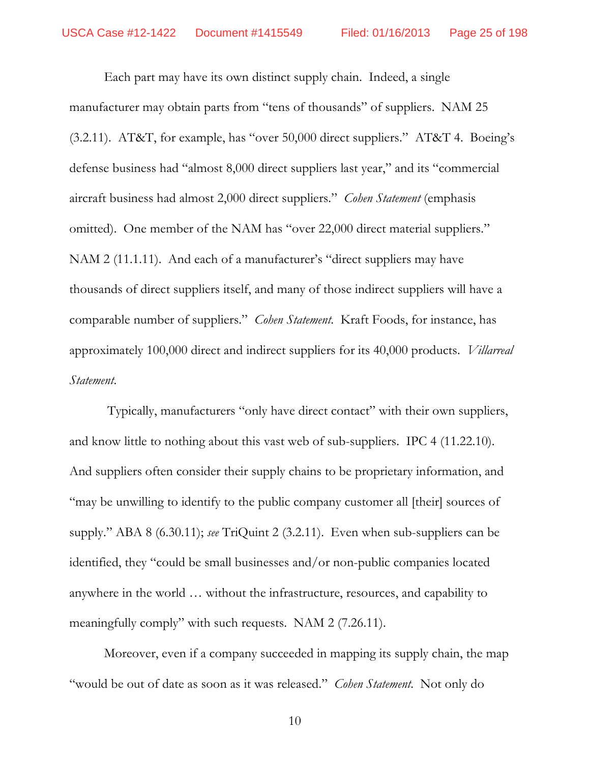Each part may have its own distinct supply chain. Indeed, a single manufacturer may obtain parts from "tens of thousands" of suppliers. NAM 25 (3.2.11). AT&T, for example, has "over 50,000 direct suppliers." AT&T 4. Boeing's defense business had "almost 8,000 direct suppliers last year," and its "commercial aircraft business had almost 2,000 direct suppliers." *Cohen Statement* (emphasis omitted). One member of the NAM has "over 22,000 direct material suppliers." NAM 2 (11.1.11). And each of a manufacturer's "direct suppliers may have thousands of direct suppliers itself, and many of those indirect suppliers will have a comparable number of suppliers." *Cohen Statement*. Kraft Foods, for instance, has approximately 100,000 direct and indirect suppliers for its 40,000 products. *Villarreal Statement*.

Typically, manufacturers "only have direct contact" with their own suppliers, and know little to nothing about this vast web of sub-suppliers. IPC 4 (11.22.10). And suppliers often consider their supply chains to be proprietary information, and "may be unwilling to identify to the public company customer all [their] sources of supply." ABA 8 (6.30.11); *see* TriQuint 2 (3.2.11). Even when sub-suppliers can be identified, they "could be small businesses and/or non-public companies located anywhere in the world … without the infrastructure, resources, and capability to meaningfully comply" with such requests. NAM 2 (7.26.11).

Moreover, even if a company succeeded in mapping its supply chain, the map "would be out of date as soon as it was released." *Cohen Statement*. Not only do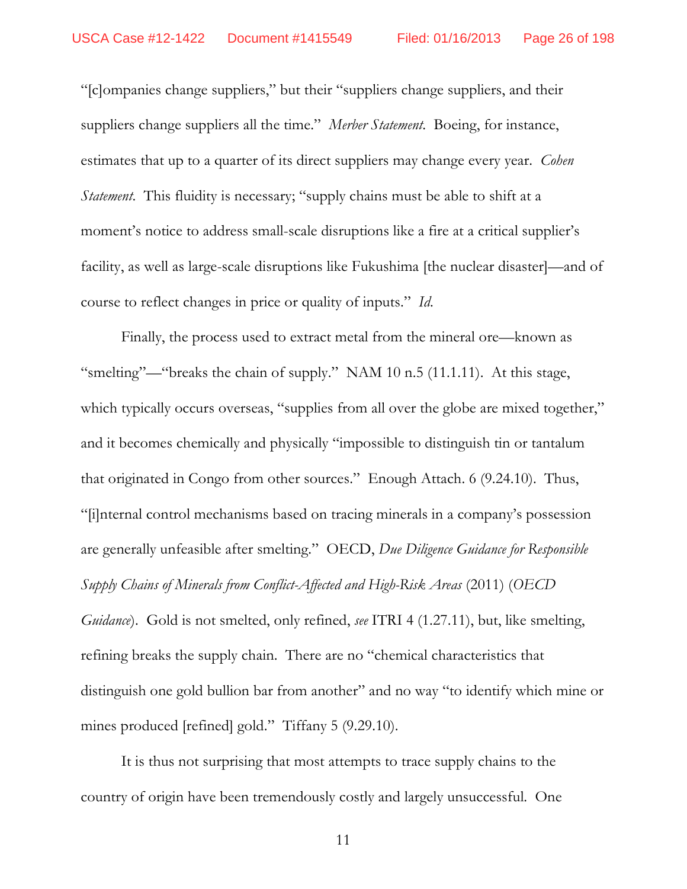"[c]ompanies change suppliers," but their "suppliers change suppliers, and their suppliers change suppliers all the time." *Merber Statement*. Boeing, for instance, estimates that up to a quarter of its direct suppliers may change every year. *Cohen Statement*. This fluidity is necessary; "supply chains must be able to shift at a moment's notice to address small-scale disruptions like a fire at a critical supplier's facility, as well as large-scale disruptions like Fukushima [the nuclear disaster]—and of course to reflect changes in price or quality of inputs." *Id.*

Finally, the process used to extract metal from the mineral ore—known as "smelting"—"breaks the chain of supply." NAM 10 n.5 (11.1.11). At this stage, which typically occurs overseas, "supplies from all over the globe are mixed together," and it becomes chemically and physically "impossible to distinguish tin or tantalum that originated in Congo from other sources." Enough Attach. 6 (9.24.10). Thus, "[i]nternal control mechanisms based on tracing minerals in a company's possession are generally unfeasible after smelting." OECD, *Due Diligence Guidance for Responsible Supply Chains of Minerals from Conflict-Affected and High-Risk Areas* (2011) (*OECD Guidance*). Gold is not smelted, only refined, *see* ITRI 4 (1.27.11), but, like smelting, refining breaks the supply chain. There are no "chemical characteristics that distinguish one gold bullion bar from another" and no way "to identify which mine or mines produced [refined] gold." Tiffany 5 (9.29.10).

It is thus not surprising that most attempts to trace supply chains to the country of origin have been tremendously costly and largely unsuccessful. One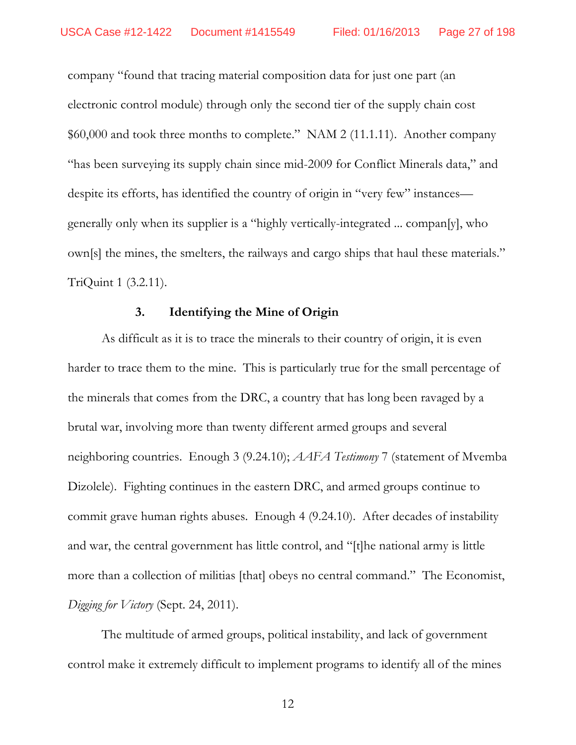company "found that tracing material composition data for just one part (an electronic control module) through only the second tier of the supply chain cost $60,000 and took three months to complete." NAM 2 (11.1.11). Another company "has been surveying its supply chain since mid-2009 for Conflict Minerals data," and despite its efforts, has identified the country of origin in "very few" instances—generally only when its supplier is a "highly vertically-integrated ... compan[y], who own[s] the mines, the smelters, the railways and cargo ships that haul these materials." TriQuint 1 (3.2.11).

### 3. Identifying the Mine of Origin

As difficult as it is to trace the minerals to their country of origin, it is even harder to trace them to the mine. This is particularly true for the small percentage of the minerals that comes from the DRC, a country that has long been ravaged by a brutal war, involving more than twenty different armed groups and several neighboring countries. Enough 3 (9.24.10); *AAFA Testimony* 7 (statement of Mvemba Dizolele). Fighting continues in the eastern DRC, and armed groups continue to commit grave human rights abuses. Enough 4 (9.24.10). After decades of instability and war, the central government has little control, and "[t]he national army is little more than a collection of militias [that] obeys no central command." The Economist, *Digging for Victory* (Sept. 24, 2011).

The multitude of armed groups, political instability, and lack of government control make it extremely difficult to implement programs to identify all of the mines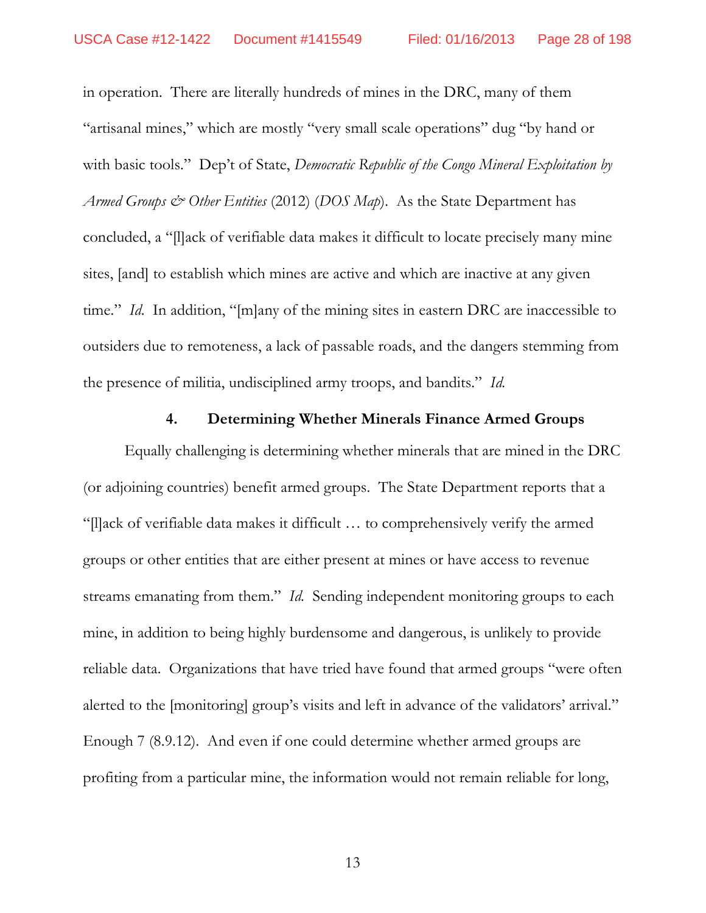in operation. There are literally hundreds of mines in the DRC, many of them "artisanal mines," which are mostly "very small scale operations" dug "by hand or with basic tools." Dep't of State, *Democratic Republic of the Congo Mineral Exploitation by Armed Groups & Other Entities* (2012) (*DOS Map*). As the State Department has concluded, a "[l]ack of verifiable data makes it difficult to locate precisely many mine sites, [and] to establish which mines are active and which are inactive at any given time." *Id.* In addition, "[m]any of the mining sites in eastern DRC are inaccessible to outsiders due to remoteness, a lack of passable roads, and the dangers stemming from the presence of militia, undisciplined army troops, and bandits." *Id.*

#### 4. Determining Whether Minerals Finance Armed Groups

Equally challenging is determining whether minerals that are mined in the DRC (or adjoining countries) benefit armed groups. The State Department reports that a "[l]ack of verifiable data makes it difficult … to comprehensively verify the armed groups or other entities that are either present at mines or have access to revenue streams emanating from them." *Id.* Sending independent monitoring groups to each mine, in addition to being highly burdensome and dangerous, is unlikely to provide reliable data. Organizations that have tried have found that armed groups "were often alerted to the [monitoring] group's visits and left in advance of the validators' arrival." Enough 7 (8.9.12). And even if one could determine whether armed groups are profiting from a particular mine, the information would not remain reliable for long,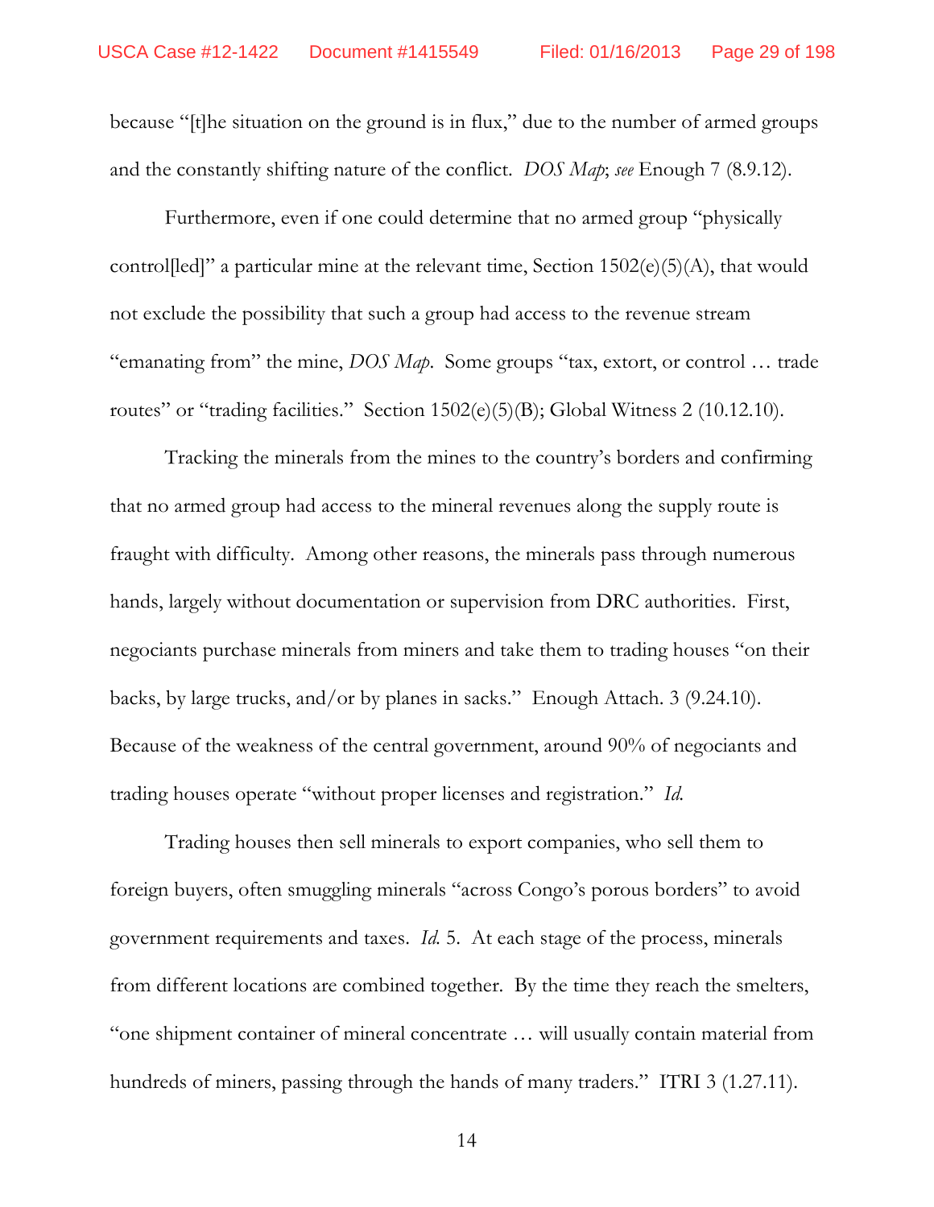because "[t]he situation on the ground is in flux," due to the number of armed groups and the constantly shifting nature of the conflict. *DOS Map*; *see* Enough 7 (8.9.12).

Furthermore, even if one could determine that no armed group "physically control[led]" a particular mine at the relevant time, Section 1502(e)(5)(A), that would not exclude the possibility that such a group had access to the revenue stream "emanating from" the mine, *DOS Map*. Some groups "tax, extort, or control … trade routes" or "trading facilities." Section 1502(e)(5)(B); Global Witness 2 (10.12.10).

Tracking the minerals from the mines to the country's borders and confirming that no armed group had access to the mineral revenues along the supply route is fraught with difficulty. Among other reasons, the minerals pass through numerous hands, largely without documentation or supervision from DRC authorities. First, negociants purchase minerals from miners and take them to trading houses "on their backs, by large trucks, and/or by planes in sacks." Enough Attach. 3 (9.24.10). Because of the weakness of the central government, around 90% of negociants and trading houses operate "without proper licenses and registration." *Id.*

Trading houses then sell minerals to export companies, who sell them to foreign buyers, often smuggling minerals "across Congo's porous borders" to avoid government requirements and taxes. *Id.* 5. At each stage of the process, minerals from different locations are combined together. By the time they reach the smelters, "one shipment container of mineral concentrate … will usually contain material from hundreds of miners, passing through the hands of many traders." ITRI 3 (1.27.11).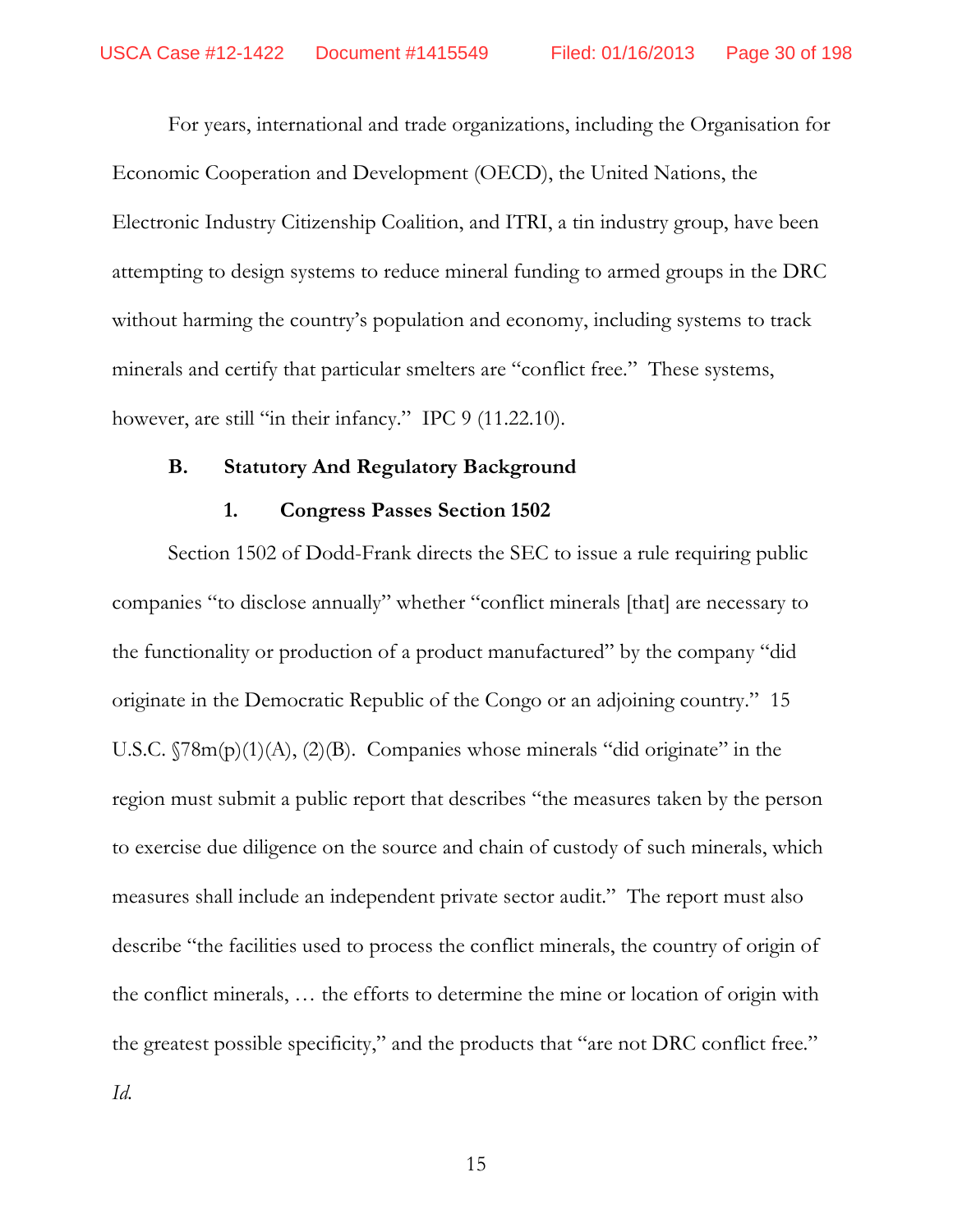For years, international and trade organizations, including the Organisation for Economic Cooperation and Development (OECD), the United Nations, the Electronic Industry Citizenship Coalition, and ITRI, a tin industry group, have been attempting to design systems to reduce mineral funding to armed groups in the DRC without harming the country's population and economy, including systems to track minerals and certify that particular smelters are "conflict free." These systems, however, are still "in their infancy." IPC 9 (11.22.10).

### B. Statutory And Regulatory Background

#### 1. Congress Passes Section 1502

Section 1502 of Dodd-Frank directs the SEC to issue a rule requiring public companies "to disclose annually" whether "conflict minerals [that] are necessary to the functionality or production of a product manufactured" by the company "did originate in the Democratic Republic of the Congo or an adjoining country." 15 U.S.C. §78m(p)(1)(A), (2)(B). Companies whose minerals "did originate" in the region must submit a public report that describes "the measures taken by the person to exercise due diligence on the source and chain of custody of such minerals, which measures shall include an independent private sector audit." The report must also describe "the facilities used to process the conflict minerals, the country of origin of the conflict minerals, … the efforts to determine the mine or location of origin with the greatest possible specificity," and the products that "are not DRC conflict free." *Id.*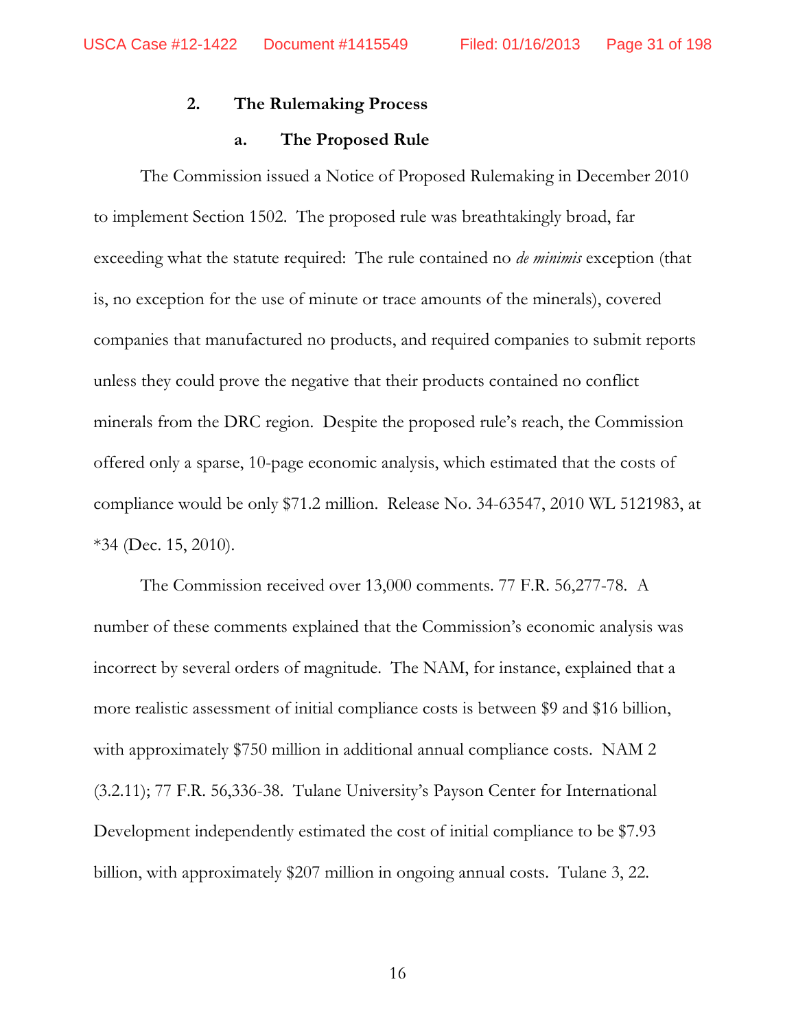#### 2. The Rulemaking Process

##### a. The Proposed Rule

The Commission issued a Notice of Proposed Rulemaking in December 2010 to implement Section 1502. The proposed rule was breathtakingly broad, far exceeding what the statute required: The rule contained no *de minimis* exception (that is, no exception for the use of minute or trace amounts of the minerals), covered companies that manufactured no products, and required companies to submit reports unless they could prove the negative that their products contained no conflict minerals from the DRC region. Despite the proposed rule's reach, the Commission offered only a sparse, 10-page economic analysis, which estimated that the costs of compliance would be only $71.2 million. Release No. 34-63547, 2010 WL 5121983, at *34 (Dec. 15, 2010).

The Commission received over 13,000 comments. 77 F.R. 56,277-78. A number of these comments explained that the Commission's economic analysis was incorrect by several orders of magnitude. The NAM, for instance, explained that a more realistic assessment of initial compliance costs is between $9 and $16 billion, with approximately $750 million in additional annual compliance costs. NAM 2 (3.2.11); 77 F.R. 56,336-38. Tulane University's Payson Center for International Development independently estimated the cost of initial compliance to be $7.93 billion, with approximately $207 million in ongoing annual costs. Tulane 3, 22.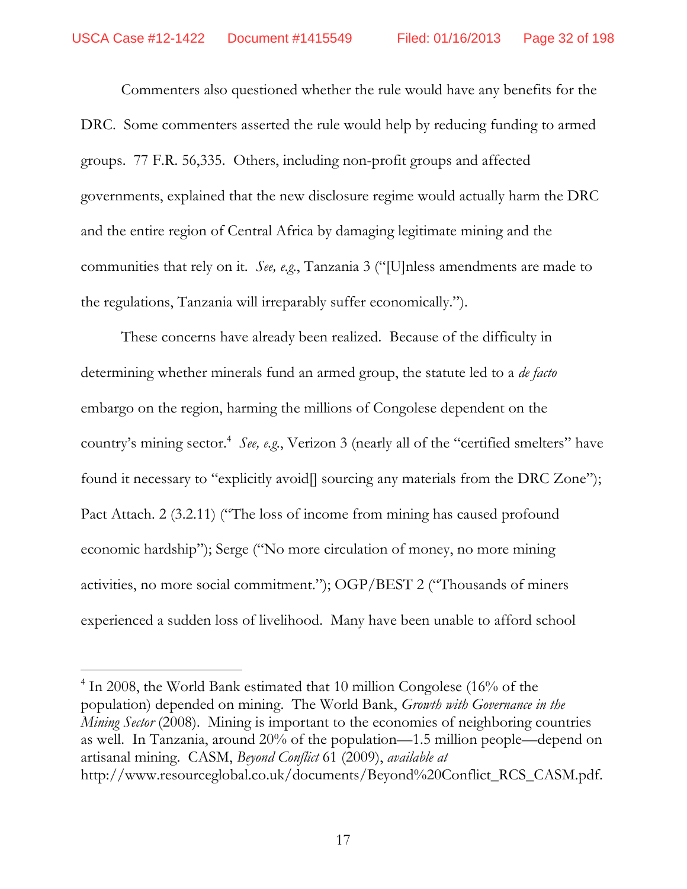Commenters also questioned whether the rule would have any benefits for the DRC. Some commenters asserted the rule would help by reducing funding to armed groups. 77 F.R. 56,335. Others, including non-profit groups and affected governments, explained that the new disclosure regime would actually harm the DRC and the entire region of Central Africa by damaging legitimate mining and the communities that rely on it. *See, e.g.*, Tanzania 3 ("[U]nless amendments are made to the regulations, Tanzania will irreparably suffer economically.").

These concerns have already been realized. Because of the difficulty in determining whether minerals fund an armed group, the statute led to a *de facto* embargo on the region, harming the millions of Congolese dependent on the country's mining sector.[4] *See, e.g.*, Verizon 3 (nearly all of the "certified smelters" have found it necessary to "explicitly avoid[] sourcing any materials from the DRC Zone"); Pact Attach. 2 (3.2.11) ("The loss of income from mining has caused profound economic hardship"); Serge ("No more circulation of money, no more mining activities, no more social commitment."); OGP/BEST 2 ("Thousands of miners experienced a sudden loss of livelihood. Many have been unable to afford school

---

[4] In 2008, the World Bank estimated that 10 million Congolese (16% of the population) depended on mining. The World Bank, *Growth with Governance in the Mining Sector* (2008). Mining is important to the economies of neighboring countries as well. In Tanzania, around 20% of the population—1.5 million people—depend on artisanal mining. CASM, *Beyond Conflict* 61 (2009), *available at* http://www.resourceglobal.co.uk/documents/Beyond%20Conflict_RCS_CASM.pdf.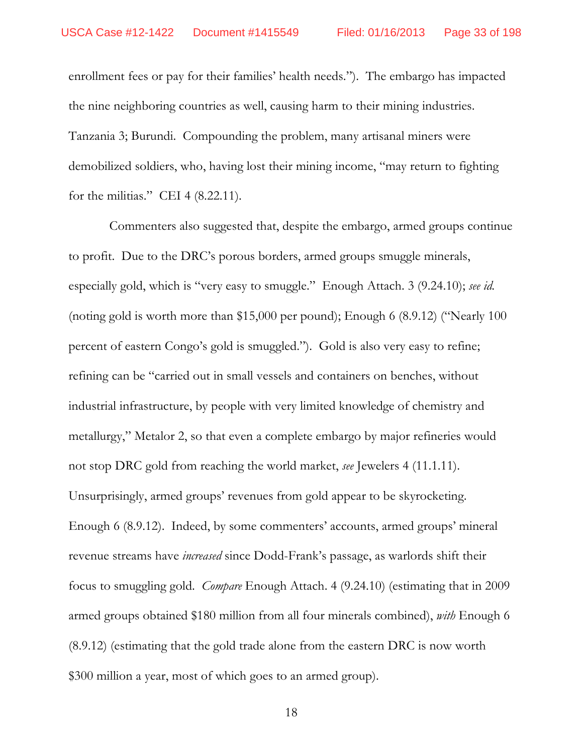enrollment fees or pay for their families' health needs."). The embargo has impacted the nine neighboring countries as well, causing harm to their mining industries. Tanzania 3; Burundi. Compounding the problem, many artisanal miners were demobilized soldiers, who, having lost their mining income, "may return to fighting for the militias." CEI 4 (8.22.11).

Commenters also suggested that, despite the embargo, armed groups continue to profit. Due to the DRC's porous borders, armed groups smuggle minerals, especially gold, which is "very easy to smuggle." Enough Attach. 3 (9.24.10); *see id.* (noting gold is worth more than $15,000 per pound); Enough 6 (8.9.12) ("Nearly 100 percent of eastern Congo's gold is smuggled."). Gold is also very easy to refine; refining can be "carried out in small vessels and containers on benches, without industrial infrastructure, by people with very limited knowledge of chemistry and metallurgy," Metalor 2, so that even a complete embargo by major refineries would not stop DRC gold from reaching the world market, *see* Jewelers 4 (11.1.11). Unsurprisingly, armed groups' revenues from gold appear to be skyrocketing. Enough 6 (8.9.12). Indeed, by some commenters' accounts, armed groups' mineral revenue streams have *increased* since Dodd-Frank's passage, as warlords shift their focus to smuggling gold. *Compare* Enough Attach. 4 (9.24.10) (estimating that in 2009 armed groups obtained $180 million from all four minerals combined), *with* Enough 6 (8.9.12) (estimating that the gold trade alone from the eastern DRC is now worth $300 million a year, most of which goes to an armed group).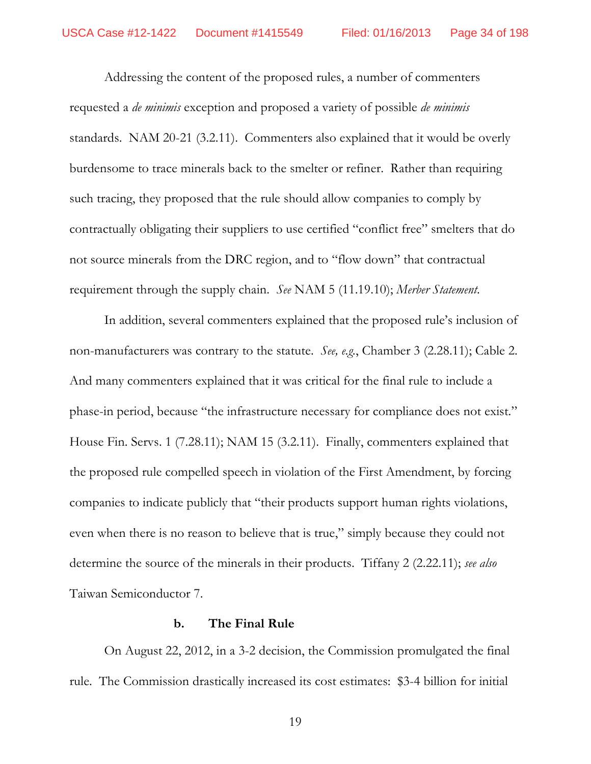Addressing the content of the proposed rules, a number of commenters requested a *de minimis* exception and proposed a variety of possible *de minimis* standards. NAM 20-21 (3.2.11). Commenters also explained that it would be overly burdensome to trace minerals back to the smelter or refiner. Rather than requiring such tracing, they proposed that the rule should allow companies to comply by contractually obligating their suppliers to use certified "conflict free" smelters that do not source minerals from the DRC region, and to "flow down" that contractual requirement through the supply chain. *See* NAM 5 (11.19.10); *Merber Statement*.

In addition, several commenters explained that the proposed rule's inclusion of non-manufacturers was contrary to the statute. *See, e.g.*, Chamber 3 (2.28.11); Cable 2. And many commenters explained that it was critical for the final rule to include a phase-in period, because "the infrastructure necessary for compliance does not exist." House Fin. Servs. 1 (7.28.11); NAM 15 (3.2.11). Finally, commenters explained that the proposed rule compelled speech in violation of the First Amendment, by forcing companies to indicate publicly that "their products support human rights violations, even when there is no reason to believe that is true," simply because they could not determine the source of the minerals in their products. Tiffany 2 (2.22.11); *see also* Taiwan Semiconductor 7.

#### b. The Final Rule

On August 22, 2012, in a 3-2 decision, the Commission promulgated the final rule. The Commission drastically increased its cost estimates: \$3-4 billion for initial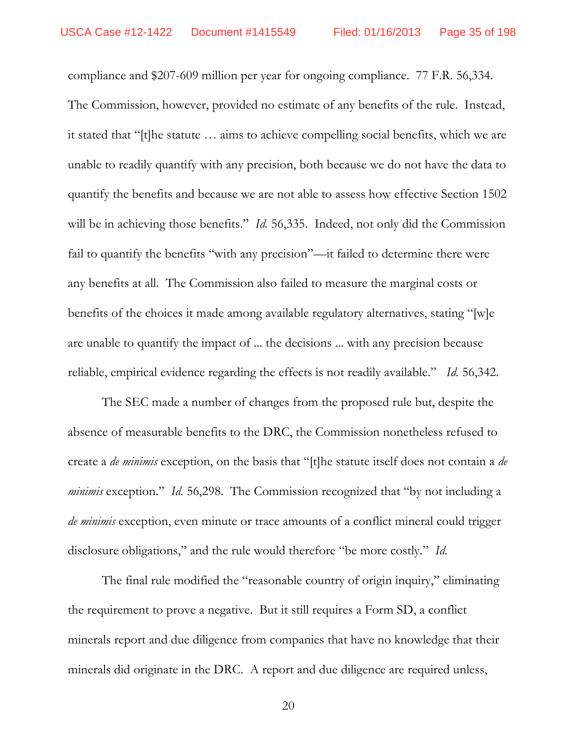compliance and $207-609 million per year for ongoing compliance. 77 F.R. 56,334. The Commission, however, provided no estimate of any benefits of the rule. Instead, it stated that "[t]he statute … aims to achieve compelling social benefits, which we are unable to readily quantify with any precision, both because we do not have the data to quantify the benefits and because we are not able to assess how effective Section 1502 will be in achieving those benefits." *Id.* 56,335. Indeed, not only did the Commission fail to quantify the benefits "with any precision"—it failed to determine there were any benefits at all. The Commission also failed to measure the marginal costs or benefits of the choices it made among available regulatory alternatives, stating "[w]e are unable to quantify the impact of ... the decisions ... with any precision because reliable, empirical evidence regarding the effects is not readily available." *Id.* 56,342.

The SEC made a number of changes from the proposed rule but, despite the absence of measurable benefits to the DRC, the Commission nonetheless refused to create a *de minimis* exception, on the basis that "[t]he statute itself does not contain a *de minimis* exception." *Id.* 56,298. The Commission recognized that "by not including a *de minimis* exception, even minute or trace amounts of a conflict mineral could trigger disclosure obligations," and the rule would therefore "be more costly." *Id.*

The final rule modified the "reasonable country of origin inquiry," eliminating the requirement to prove a negative. But it still requires a Form SD, a conflict minerals report and due diligence from companies that have no knowledge that their minerals did originate in the DRC. A report and due diligence are required unless,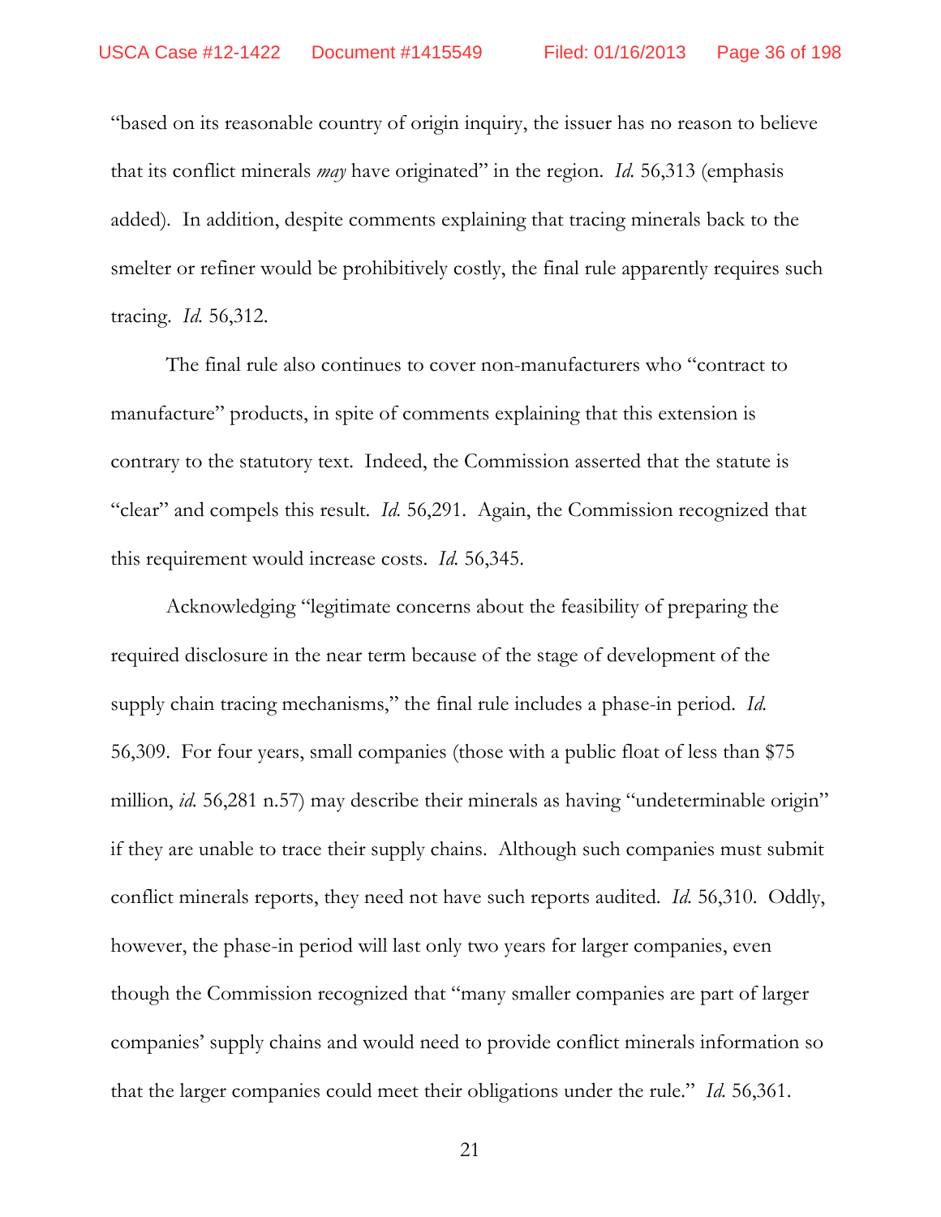"based on its reasonable country of origin inquiry, the issuer has no reason to believe that its conflict minerals *may* have originated" in the region. *Id.* 56,313 (emphasis added). In addition, despite comments explaining that tracing minerals back to the smelter or refiner would be prohibitively costly, the final rule apparently requires such tracing. *Id.* 56,312.

The final rule also continues to cover non-manufacturers who "contract to manufacture" products, in spite of comments explaining that this extension is contrary to the statutory text. Indeed, the Commission asserted that the statute is "clear" and compels this result. *Id.* 56,291. Again, the Commission recognized that this requirement would increase costs. *Id.* 56,345.

Acknowledging "legitimate concerns about the feasibility of preparing the required disclosure in the near term because of the stage of development of the supply chain tracing mechanisms," the final rule includes a phase-in period. *Id.* 56,309. For four years, small companies (those with a public float of less than $75 million, *id.* 56,281 n.57) may describe their minerals as having "undeterminable origin" if they are unable to trace their supply chains. Although such companies must submit conflict minerals reports, they need not have such reports audited. *Id.* 56,310. Oddly, however, the phase-in period will last only two years for larger companies, even though the Commission recognized that "many smaller companies are part of larger companies' supply chains and would need to provide conflict minerals information so that the larger companies could meet their obligations under the rule." *Id.* 56,361.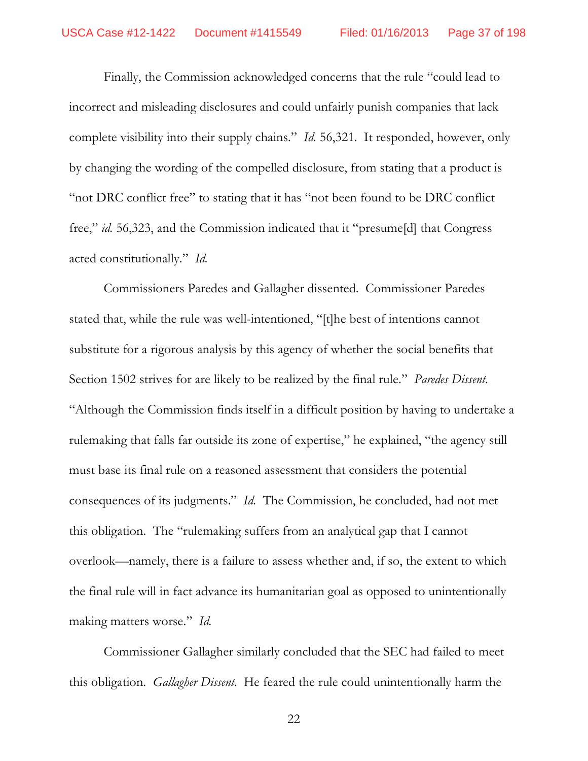Finally, the Commission acknowledged concerns that the rule "could lead to incorrect and misleading disclosures and could unfairly punish companies that lack complete visibility into their supply chains." *Id.* 56,321. It responded, however, only by changing the wording of the compelled disclosure, from stating that a product is "not DRC conflict free" to stating that it has "not been found to be DRC conflict free," *id.* 56,323, and the Commission indicated that it "presume[d] that Congress acted constitutionally." *Id.*

Commissioners Paredes and Gallagher dissented. Commissioner Paredes stated that, while the rule was well-intentioned, "[t]he best of intentions cannot substitute for a rigorous analysis by this agency of whether the social benefits that Section 1502 strives for are likely to be realized by the final rule." *Paredes Dissent.* "Although the Commission finds itself in a difficult position by having to undertake a rulemaking that falls far outside its zone of expertise," he explained, "the agency still must base its final rule on a reasoned assessment that considers the potential consequences of its judgments." *Id.* The Commission, he concluded, had not met this obligation. The "rulemaking suffers from an analytical gap that I cannot overlook—namely, there is a failure to assess whether and, if so, the extent to which the final rule will in fact advance its humanitarian goal as opposed to unintentionally making matters worse." *Id.*

Commissioner Gallagher similarly concluded that the SEC had failed to meet this obligation. *Gallagher Dissent.* He feared the rule could unintentionally harm the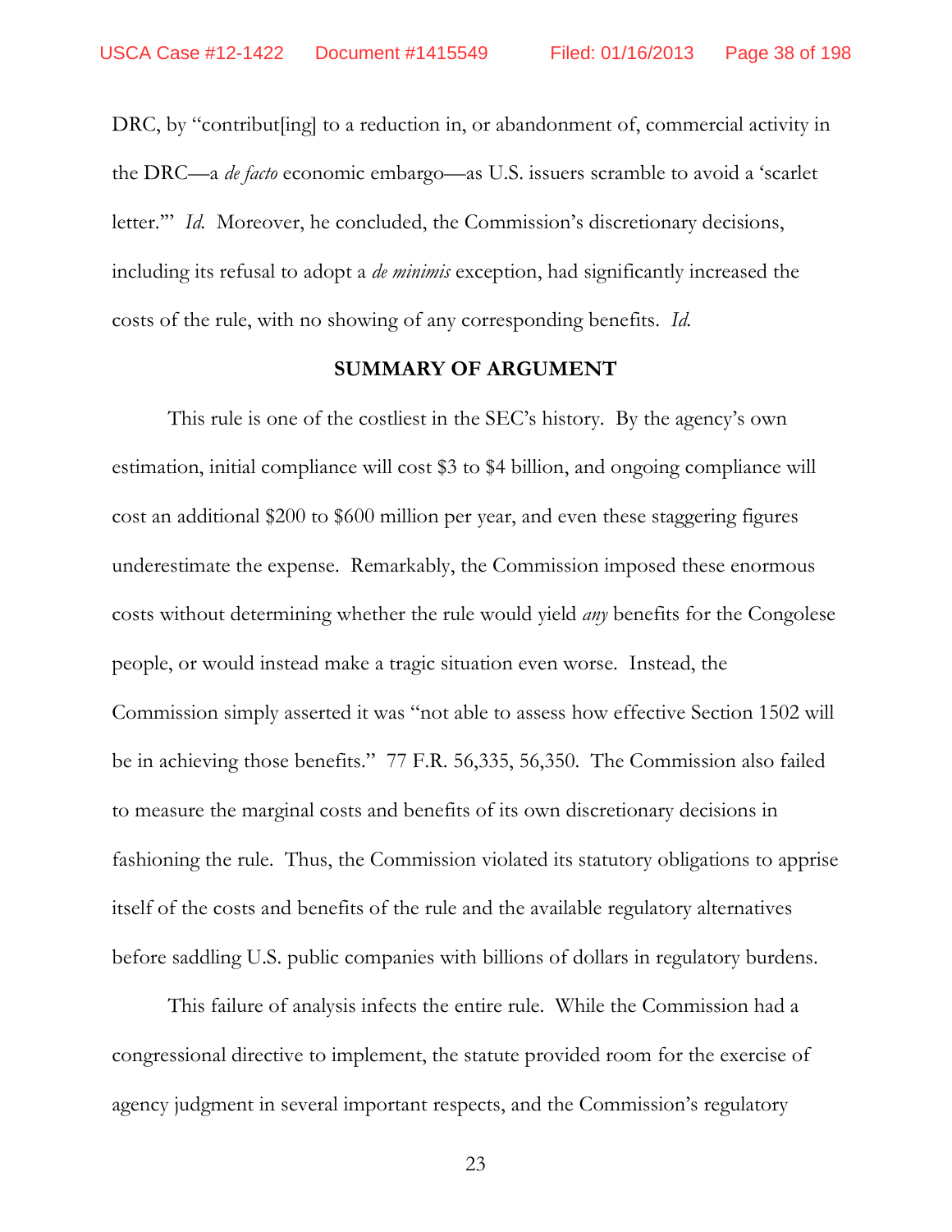DRC, by "contribut[ing] to a reduction in, or abandonment of, commercial activity in the DRC—a *de facto* economic embargo—as U.S. issuers scramble to avoid a 'scarlet letter.'" *Id.* Moreover, he concluded, the Commission's discretionary decisions, including its refusal to adopt a *de minimis* exception, had significantly increased the costs of the rule, with no showing of any corresponding benefits. *Id.*

## SUMMARY OF ARGUMENT

This rule is one of the costliest in the SEC's history. By the agency's own estimation, initial compliance will cost \$3 to \$4 billion, and ongoing compliance will cost an additional \$200 to \$600 million per year, and even these staggering figures underestimate the expense. Remarkably, the Commission imposed these enormous costs without determining whether the rule would yield *any* benefits for the Congolese people, or would instead make a tragic situation even worse. Instead, the Commission simply asserted it was "not able to assess how effective Section 1502 will be in achieving those benefits." 77 F.R. 56,335, 56,350. The Commission also failed to measure the marginal costs and benefits of its own discretionary decisions in fashioning the rule. Thus, the Commission violated its statutory obligations to apprise itself of the costs and benefits of the rule and the available regulatory alternatives before saddling U.S. public companies with billions of dollars in regulatory burdens.

This failure of analysis infects the entire rule. While the Commission had a congressional directive to implement, the statute provided room for the exercise of agency judgment in several important respects, and the Commission's regulatory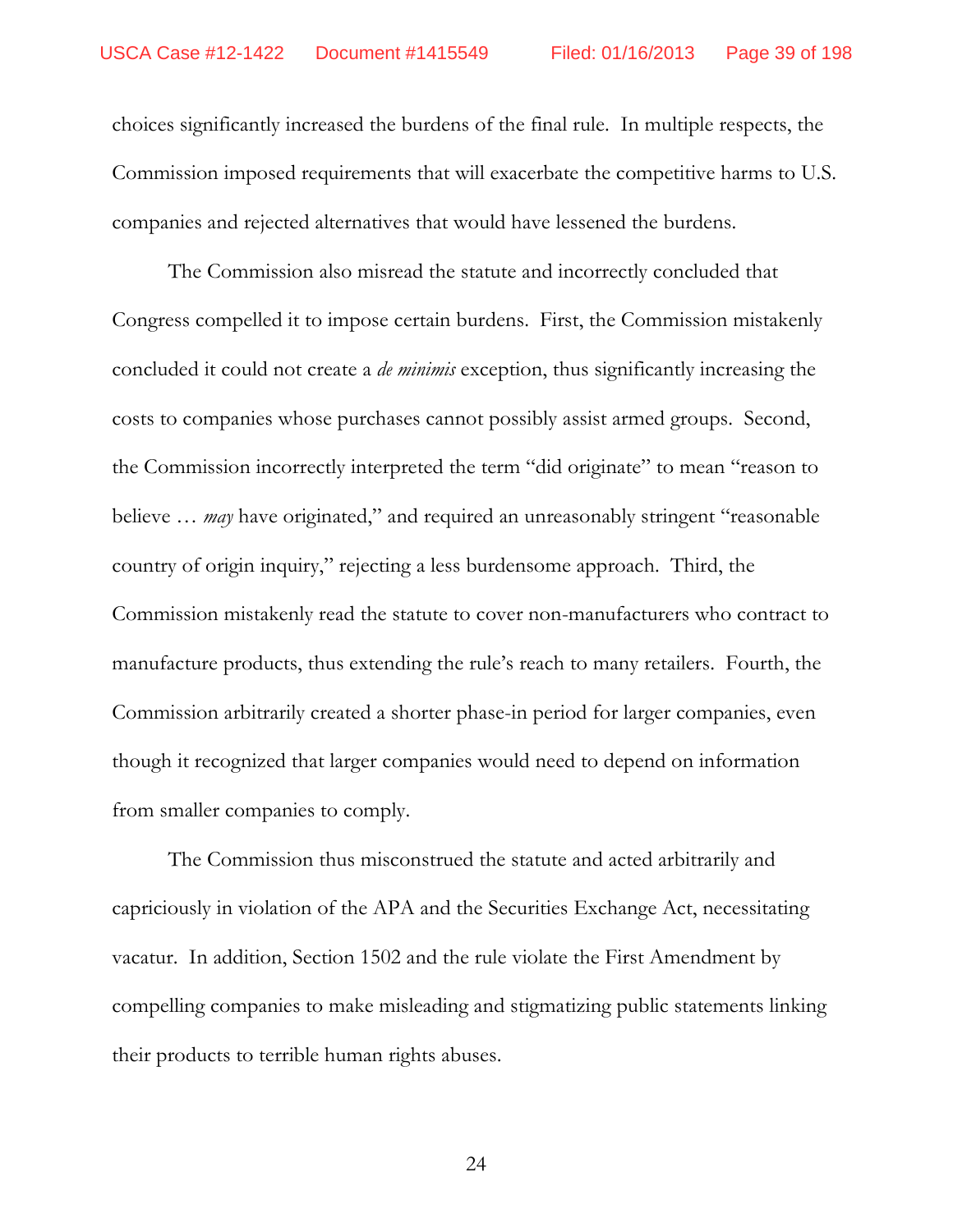choices significantly increased the burdens of the final rule. In multiple respects, the Commission imposed requirements that will exacerbate the competitive harms to U.S. companies and rejected alternatives that would have lessened the burdens.

The Commission also misread the statute and incorrectly concluded that Congress compelled it to impose certain burdens. First, the Commission mistakenly concluded it could not create a *de minimis* exception, thus significantly increasing the costs to companies whose purchases cannot possibly assist armed groups. Second, the Commission incorrectly interpreted the term "did originate" to mean "reason to believe … *may* have originated," and required an unreasonably stringent "reasonable country of origin inquiry," rejecting a less burdensome approach. Third, the Commission mistakenly read the statute to cover non-manufacturers who contract to manufacture products, thus extending the rule's reach to many retailers. Fourth, the Commission arbitrarily created a shorter phase-in period for larger companies, even though it recognized that larger companies would need to depend on information from smaller companies to comply.

The Commission thus misconstrued the statute and acted arbitrarily and capriciously in violation of the APA and the Securities Exchange Act, necessitating vacatur. In addition, Section 1502 and the rule violate the First Amendment by compelling companies to make misleading and stigmatizing public statements linking their products to terrible human rights abuses.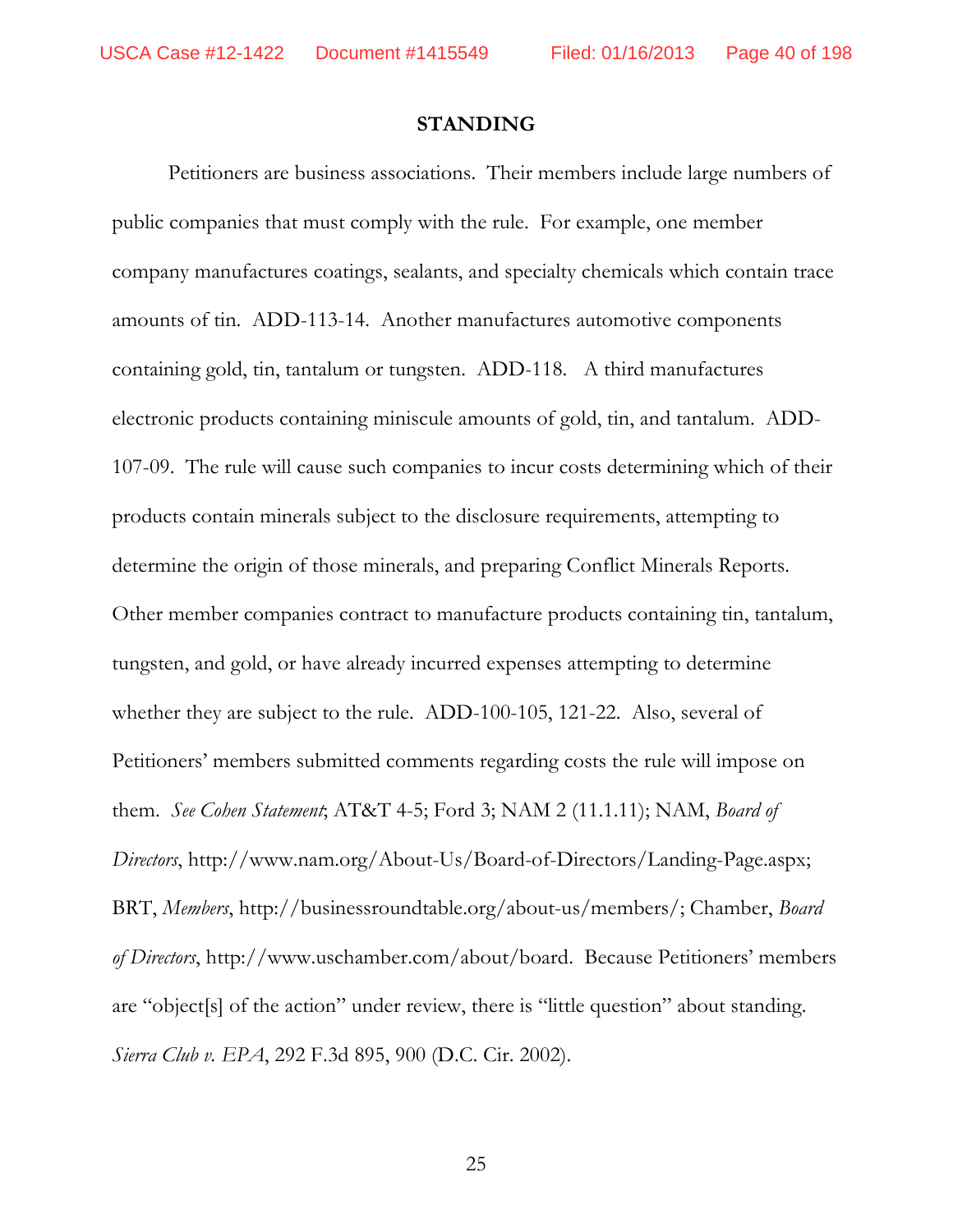## STANDING

Petitioners are business associations. Their members include large numbers of public companies that must comply with the rule. For example, one member company manufactures coatings, sealants, and specialty chemicals which contain trace amounts of tin. ADD-113-14. Another manufactures automotive components containing gold, tin, tantalum or tungsten. ADD-118. A third manufactures electronic products containing miniscule amounts of gold, tin, and tantalum. ADD-107-09. The rule will cause such companies to incur costs determining which of their products contain minerals subject to the disclosure requirements, attempting to determine the origin of those minerals, and preparing Conflict Minerals Reports. Other member companies contract to manufacture products containing tin, tantalum, tungsten, and gold, or have already incurred expenses attempting to determine whether they are subject to the rule. ADD-100-105, 121-22. Also, several of Petitioners' members submitted comments regarding costs the rule will impose on them. *See Cohen Statement*; AT&T 4-5; Ford 3; NAM 2 (11.1.11); NAM, *Board of Directors*, http://www.nam.org/About-Us/Board-of-Directors/Landing-Page.aspx; BRT, *Members*, http://businessroundtable.org/about-us/members/; Chamber, *Board of Directors*, http://www.uschamber.com/about/board. Because Petitioners' members are "object[s] of the action" under review, there is "little question" about standing. *Sierra Club v. EPA*, 292 F.3d 895, 900 (D.C. Cir. 2002).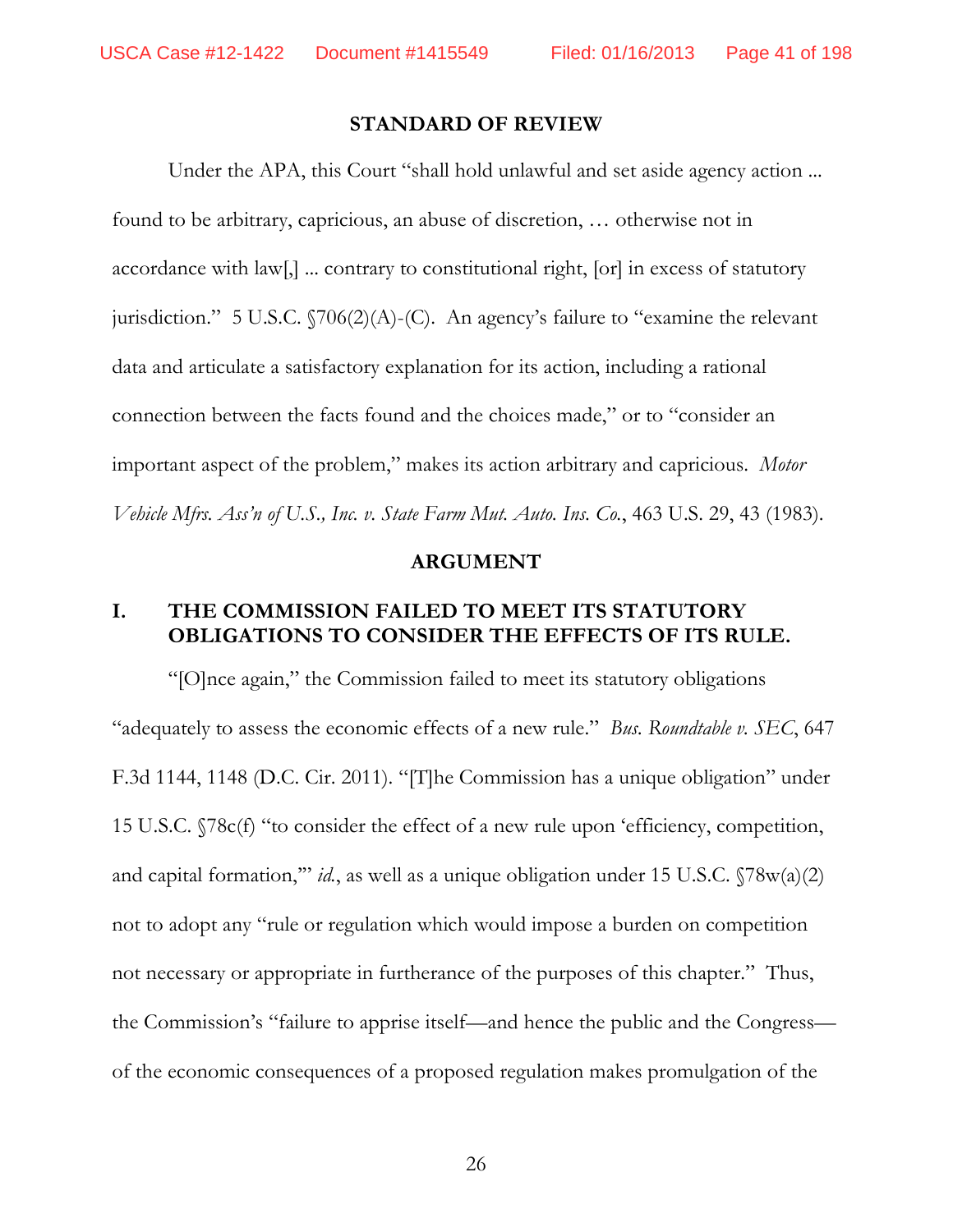## STANDARD OF REVIEW

Under the APA, this Court "shall hold unlawful and set aside agency action ... found to be arbitrary, capricious, an abuse of discretion, … otherwise not in accordance with law[,] ... contrary to constitutional right, [or] in excess of statutory jurisdiction." 5 U.S.C. §706(2)(A)-(C). An agency's failure to "examine the relevant data and articulate a satisfactory explanation for its action, including a rational connection between the facts found and the choices made," or to "consider an important aspect of the problem," makes its action arbitrary and capricious. *Motor Vehicle Mfrs. Ass'n of U.S., Inc. v. State Farm Mut. Auto. Ins. Co.*, 463 U.S. 29, 43 (1983).

## ARGUMENT

### I. THE COMMISSION FAILED TO MEET ITS STATUTORY OBLIGATIONS TO CONSIDER THE EFFECTS OF ITS RULE.

"[O]nce again," the Commission failed to meet its statutory obligations "adequately to assess the economic effects of a new rule." *Bus. Roundtable v. SEC*, 647 F.3d 1144, 1148 (D.C. Cir. 2011). "[T]he Commission has a unique obligation" under 15 U.S.C. §78c(f) "to consider the effect of a new rule upon 'efficiency, competition, and capital formation,'" *id.*, as well as a unique obligation under 15 U.S.C. §78w(a)(2) not to adopt any "rule or regulation which would impose a burden on competition not necessary or appropriate in furtherance of the purposes of this chapter." Thus, the Commission's "failure to apprise itself—and hence the public and the Congress—of the economic consequences of a proposed regulation makes promulgation of the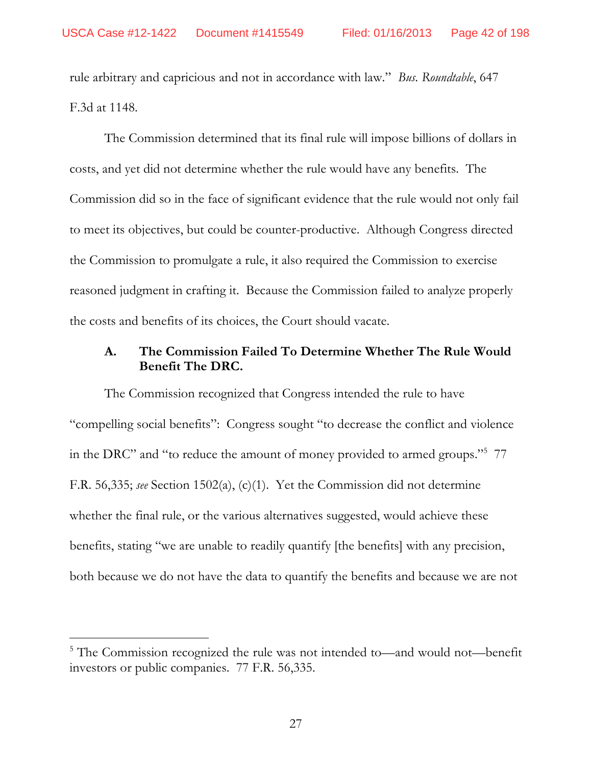rule arbitrary and capricious and not in accordance with law." *Bus. Roundtable*, 647 F.3d at 1148.

The Commission determined that its final rule will impose billions of dollars in costs, and yet did not determine whether the rule would have any benefits. The Commission did so in the face of significant evidence that the rule would not only fail to meet its objectives, but could be counter-productive. Although Congress directed the Commission to promulgate a rule, it also required the Commission to exercise reasoned judgment in crafting it. Because the Commission failed to analyze properly the costs and benefits of its choices, the Court should vacate.

### A. The Commission Failed To Determine Whether The Rule Would Benefit The DRC.

The Commission recognized that Congress intended the rule to have "compelling social benefits": Congress sought "to decrease the conflict and violence in the DRC" and "to reduce the amount of money provided to armed groups."[5] 77 F.R. 56,335; *see* Section 1502(a), (c)(1). Yet the Commission did not determine whether the final rule, or the various alternatives suggested, would achieve these benefits, stating "we are unable to readily quantify [the benefits] with any precision, both because we do not have the data to quantify the benefits and because we are not

[5] The Commission recognized the rule was not intended to—and would not—benefit investors or public companies. 77 F.R. 56,335.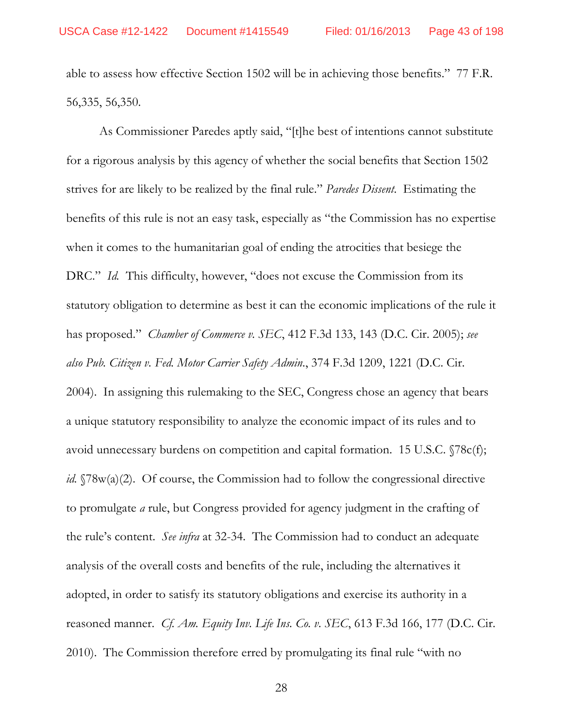able to assess how effective Section 1502 will be in achieving those benefits." 77 F.R. 56,335, 56,350.

As Commissioner Paredes aptly said, "[t]he best of intentions cannot substitute for a rigorous analysis by this agency of whether the social benefits that Section 1502 strives for are likely to be realized by the final rule." *Paredes Dissent*. Estimating the benefits of this rule is not an easy task, especially as "the Commission has no expertise when it comes to the humanitarian goal of ending the atrocities that besiege the DRC." *Id.* This difficulty, however, "does not excuse the Commission from its statutory obligation to determine as best it can the economic implications of the rule it has proposed." *Chamber of Commerce v. SEC*, 412 F.3d 133, 143 (D.C. Cir. 2005); *see also Pub. Citizen v. Fed. Motor Carrier Safety Admin.*, 374 F.3d 1209, 1221 (D.C. Cir. 2004). In assigning this rulemaking to the SEC, Congress chose an agency that bears a unique statutory responsibility to analyze the economic impact of its rules and to avoid unnecessary burdens on competition and capital formation. 15 U.S.C. §78c(f); *id.* §78w(a)(2). Of course, the Commission had to follow the congressional directive to promulgate *a* rule, but Congress provided for agency judgment in the crafting of the rule's content. *See infra* at 32-34. The Commission had to conduct an adequate analysis of the overall costs and benefits of the rule, including the alternatives it adopted, in order to satisfy its statutory obligations and exercise its authority in a reasoned manner. *Cf. Am. Equity Inv. Life Ins. Co. v. SEC*, 613 F.3d 166, 177 (D.C. Cir. 2010). The Commission therefore erred by promulgating its final rule "with no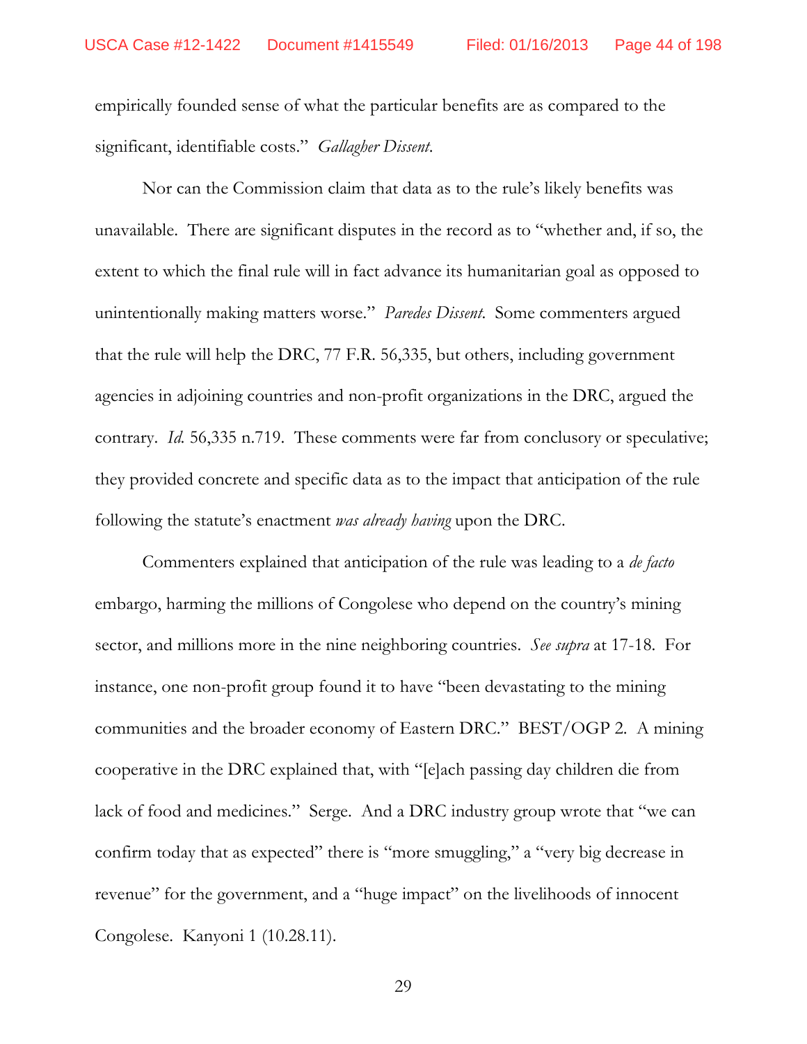empirically founded sense of what the particular benefits are as compared to the significant, identifiable costs." *Gallagher Dissent*.

Nor can the Commission claim that data as to the rule's likely benefits was unavailable. There are significant disputes in the record as to "whether and, if so, the extent to which the final rule will in fact advance its humanitarian goal as opposed to unintentionally making matters worse." *Paredes Dissent*. Some commenters argued that the rule will help the DRC, 77 F.R. 56,335, but others, including government agencies in adjoining countries and non-profit organizations in the DRC, argued the contrary. *Id.* 56,335 n.719. These comments were far from conclusory or speculative; they provided concrete and specific data as to the impact that anticipation of the rule following the statute's enactment *was already having* upon the DRC.

Commenters explained that anticipation of the rule was leading to a *de facto* embargo, harming the millions of Congolese who depend on the country's mining sector, and millions more in the nine neighboring countries. *See supra* at 17-18. For instance, one non-profit group found it to have "been devastating to the mining communities and the broader economy of Eastern DRC." BEST/OGP 2. A mining cooperative in the DRC explained that, with "[e]ach passing day children die from lack of food and medicines." Serge. And a DRC industry group wrote that "we can confirm today that as expected" there is "more smuggling," a "very big decrease in revenue" for the government, and a "huge impact" on the livelihoods of innocent Congolese. Kanyoni 1 (10.28.11).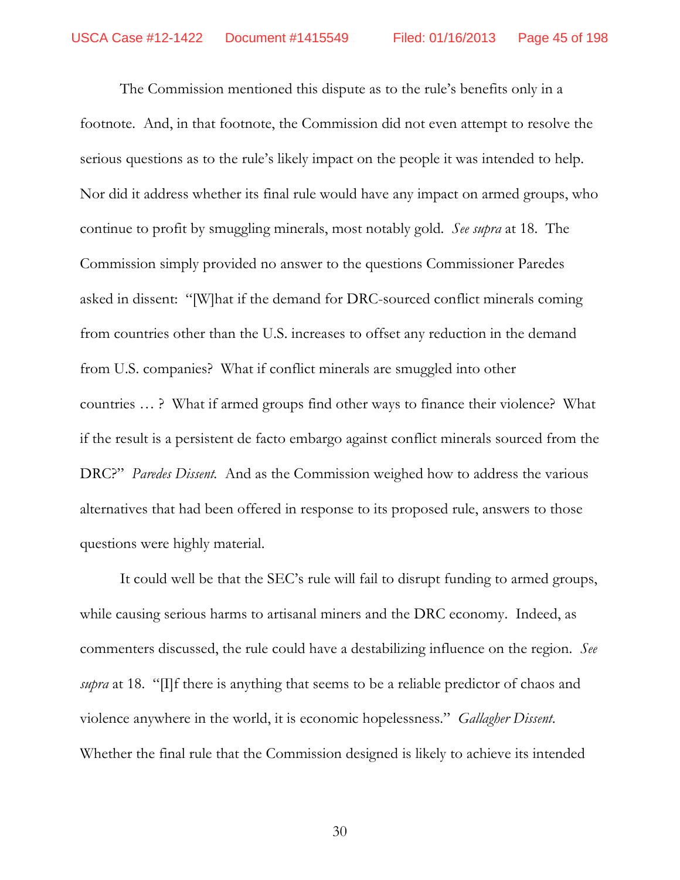The Commission mentioned this dispute as to the rule's benefits only in a footnote. And, in that footnote, the Commission did not even attempt to resolve the serious questions as to the rule's likely impact on the people it was intended to help. Nor did it address whether its final rule would have any impact on armed groups, who continue to profit by smuggling minerals, most notably gold. *See supra* at 18. The Commission simply provided no answer to the questions Commissioner Paredes asked in dissent: "[W]hat if the demand for DRC-sourced conflict minerals coming from countries other than the U.S. increases to offset any reduction in the demand from U.S. companies? What if conflict minerals are smuggled into other countries … ? What if armed groups find other ways to finance their violence? What if the result is a persistent de facto embargo against conflict minerals sourced from the DRC?" *Paredes Dissent.* And as the Commission weighed how to address the various alternatives that had been offered in response to its proposed rule, answers to those questions were highly material.

It could well be that the SEC's rule will fail to disrupt funding to armed groups, while causing serious harms to artisanal miners and the DRC economy. Indeed, as commenters discussed, the rule could have a destabilizing influence on the region. *See supra* at 18. "[I]f there is anything that seems to be a reliable predictor of chaos and violence anywhere in the world, it is economic hopelessness." *Gallagher Dissent.* Whether the final rule that the Commission designed is likely to achieve its intended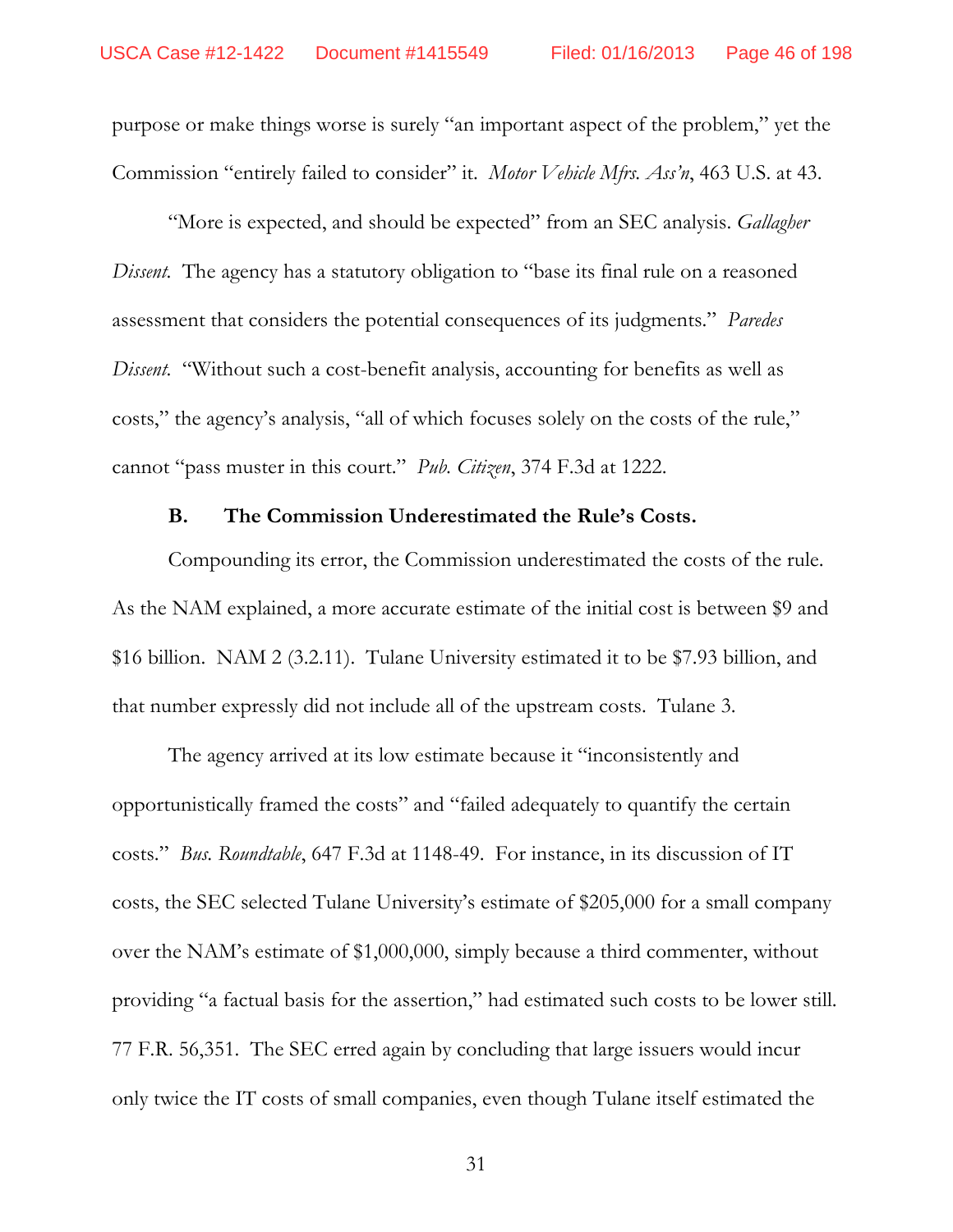purpose or make things worse is surely "an important aspect of the problem," yet the Commission "entirely failed to consider" it. *Motor Vehicle Mfrs. Ass'n*, 463 U.S. at 43.

"More is expected, and should be expected" from an SEC analysis. *Gallagher Dissent*. The agency has a statutory obligation to "base its final rule on a reasoned assessment that considers the potential consequences of its judgments." *Paredes Dissent*. "Without such a cost-benefit analysis, accounting for benefits as well as costs," the agency's analysis, "all of which focuses solely on the costs of the rule," cannot "pass muster in this court." *Pub. Citizen*, 374 F.3d at 1222.

### B. The Commission Underestimated the Rule's Costs.

Compounding its error, the Commission underestimated the costs of the rule. As the NAM explained, a more accurate estimate of the initial cost is between $9 and $16 billion. NAM 2 (3.2.11). Tulane University estimated it to be $7.93 billion, and that number expressly did not include all of the upstream costs. Tulane 3.

The agency arrived at its low estimate because it "inconsistently and opportunistically framed the costs" and "failed adequately to quantify the certain costs." *Bus. Roundtable*, 647 F.3d at 1148-49. For instance, in its discussion of IT costs, the SEC selected Tulane University's estimate of $205,000 for a small company over the NAM's estimate of $1,000,000, simply because a third commenter, without providing "a factual basis for the assertion," had estimated such costs to be lower still. 77 F.R. 56,351. The SEC erred again by concluding that large issuers would incur only twice the IT costs of small companies, even though Tulane itself estimated the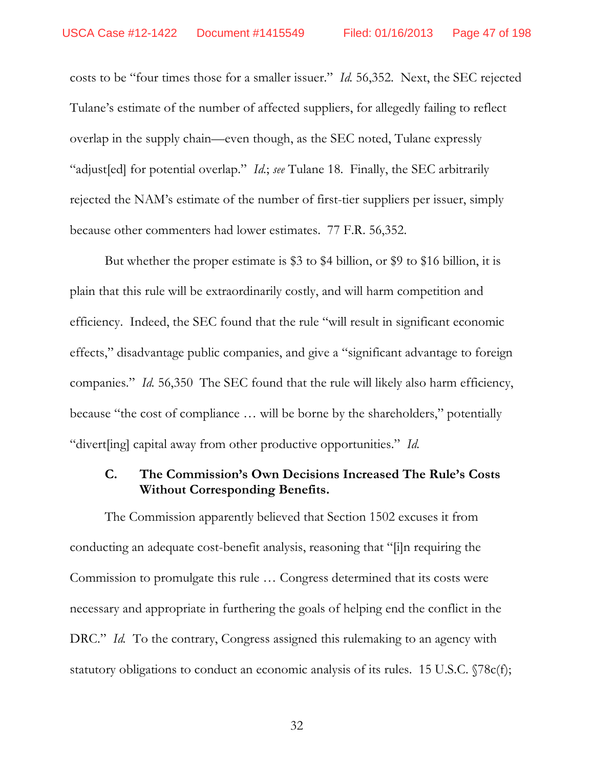costs to be "four times those for a smaller issuer." *Id.* 56,352. Next, the SEC rejected Tulane's estimate of the number of affected suppliers, for allegedly failing to reflect overlap in the supply chain—even though, as the SEC noted, Tulane expressly "adjust[ed] for potential overlap." *Id.*; *see* Tulane 18. Finally, the SEC arbitrarily rejected the NAM's estimate of the number of first-tier suppliers per issuer, simply because other commenters had lower estimates. 77 F.R. 56,352.

But whether the proper estimate is $3 to $4 billion, or $9 to $16 billion, it is plain that this rule will be extraordinarily costly, and will harm competition and efficiency. Indeed, the SEC found that the rule "will result in significant economic effects," disadvantage public companies, and give a "significant advantage to foreign companies." *Id.* 56,350 The SEC found that the rule will likely also harm efficiency, because "the cost of compliance … will be borne by the shareholders," potentially "divert[ing] capital away from other productive opportunities." *Id.*

### C. The Commission's Own Decisions Increased The Rule's Costs Without Corresponding Benefits.

The Commission apparently believed that Section 1502 excuses it from conducting an adequate cost-benefit analysis, reasoning that "[i]n requiring the Commission to promulgate this rule … Congress determined that its costs were necessary and appropriate in furthering the goals of helping end the conflict in the DRC." *Id.* To the contrary, Congress assigned this rulemaking to an agency with statutory obligations to conduct an economic analysis of its rules. 15 U.S.C. §78c(f);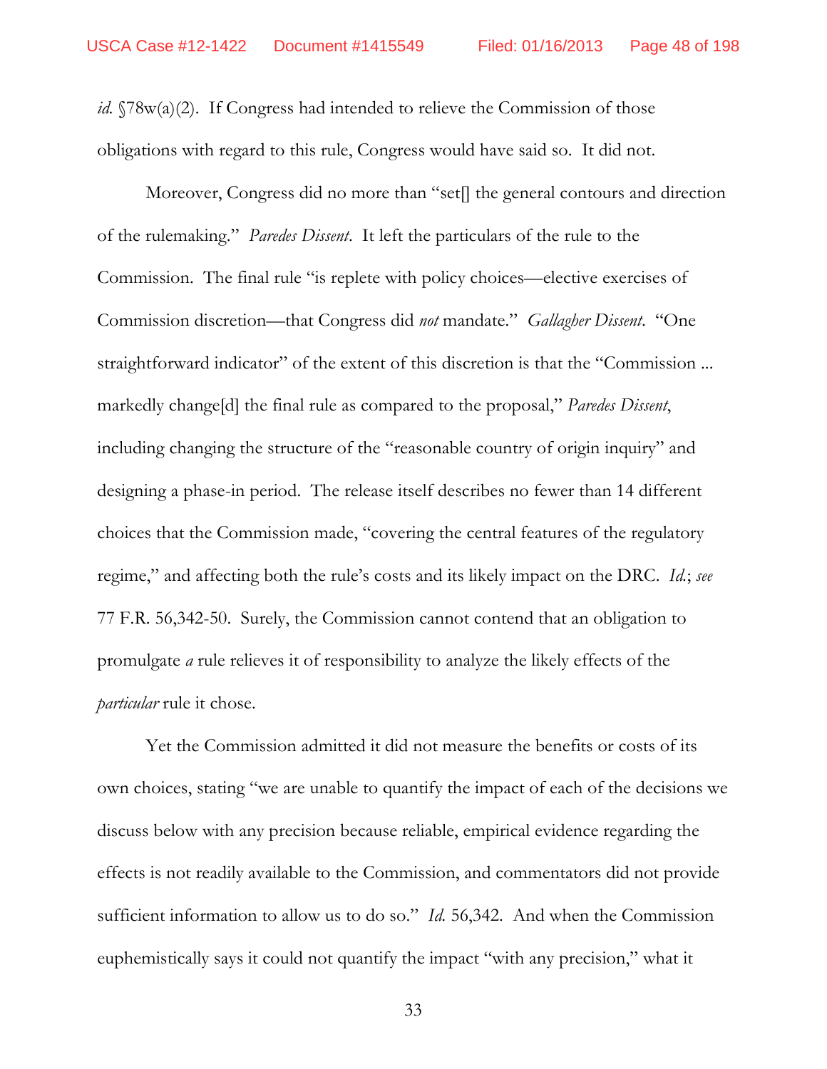*id.* §78w(a)(2). If Congress had intended to relieve the Commission of those obligations with regard to this rule, Congress would have said so. It did not.

Moreover, Congress did no more than "set[] the general contours and direction of the rulemaking." *Paredes Dissent*. It left the particulars of the rule to the Commission. The final rule "is replete with policy choices—elective exercises of Commission discretion—that Congress did *not* mandate." *Gallagher Dissent*. "One straightforward indicator" of the extent of this discretion is that the "Commission ... markedly change[d] the final rule as compared to the proposal," *Paredes Dissent*, including changing the structure of the "reasonable country of origin inquiry" and designing a phase-in period. The release itself describes no fewer than 14 different choices that the Commission made, "covering the central features of the regulatory regime," and affecting both the rule's costs and its likely impact on the DRC. *Id.*; *see* 77 F.R. 56,342-50. Surely, the Commission cannot contend that an obligation to promulgate *a* rule relieves it of responsibility to analyze the likely effects of the *particular* rule it chose.

Yet the Commission admitted it did not measure the benefits or costs of its own choices, stating "we are unable to quantify the impact of each of the decisions we discuss below with any precision because reliable, empirical evidence regarding the effects is not readily available to the Commission, and commentators did not provide sufficient information to allow us to do so." *Id.* 56,342. And when the Commission euphemistically says it could not quantify the impact "with any precision," what it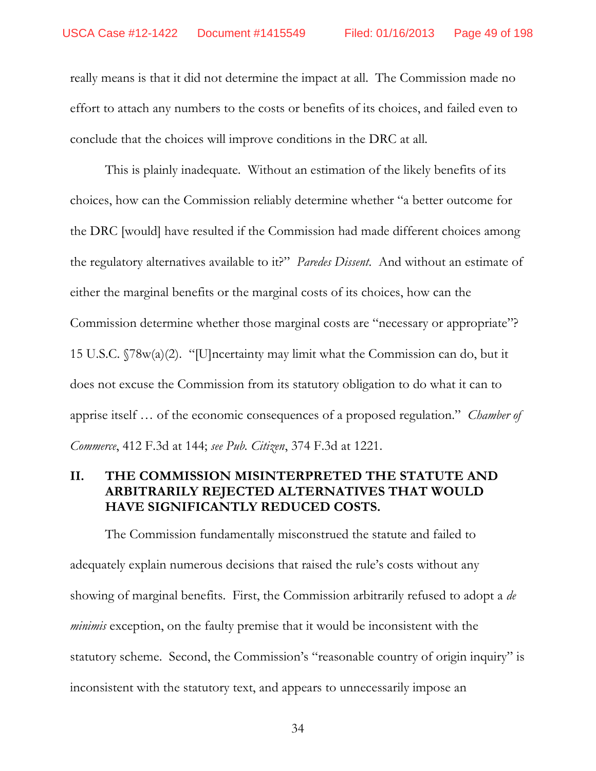really means is that it did not determine the impact at all. The Commission made no effort to attach any numbers to the costs or benefits of its choices, and failed even to conclude that the choices will improve conditions in the DRC at all.

This is plainly inadequate. Without an estimation of the likely benefits of its choices, how can the Commission reliably determine whether "a better outcome for the DRC [would] have resulted if the Commission had made different choices among the regulatory alternatives available to it?" *Paredes Dissent*. And without an estimate of either the marginal benefits or the marginal costs of its choices, how can the Commission determine whether those marginal costs are "necessary or appropriate"? 15 U.S.C. §78w(a)(2). "[U]ncertainty may limit what the Commission can do, but it does not excuse the Commission from its statutory obligation to do what it can to apprise itself … of the economic consequences of a proposed regulation." *Chamber of Commerce*, 412 F.3d at 144; *see Pub. Citizen*, 374 F.3d at 1221.

## II. THE COMMISSION MISINTERPRETED THE STATUTE AND ARBITRARILY REJECTED ALTERNATIVES THAT WOULD HAVE SIGNIFICANTLY REDUCED COSTS.

The Commission fundamentally misconstrued the statute and failed to adequately explain numerous decisions that raised the rule's costs without any showing of marginal benefits. First, the Commission arbitrarily refused to adopt a *de minimis* exception, on the faulty premise that it would be inconsistent with the statutory scheme. Second, the Commission's "reasonable country of origin inquiry" is inconsistent with the statutory text, and appears to unnecessarily impose an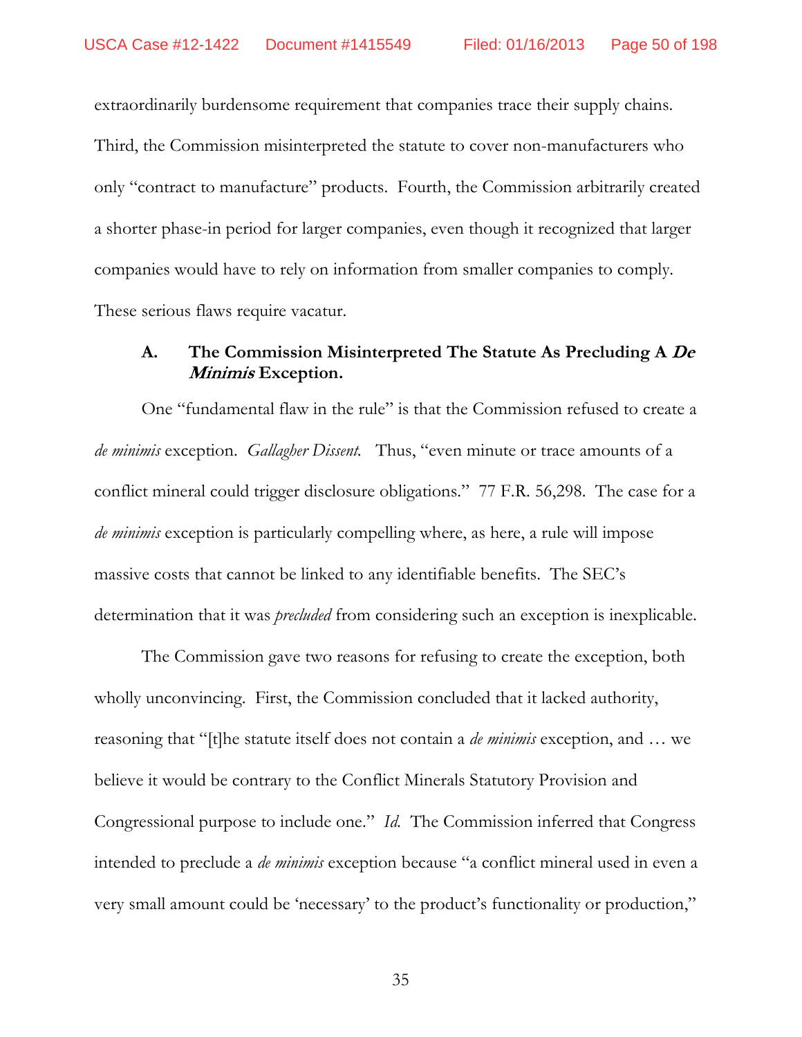extraordinarily burdensome requirement that companies trace their supply chains. Third, the Commission misinterpreted the statute to cover non-manufacturers who only "contract to manufacture" products. Fourth, the Commission arbitrarily created a shorter phase-in period for larger companies, even though it recognized that larger companies would have to rely on information from smaller companies to comply. These serious flaws require vacatur.

### A. The Commission Misinterpreted The Statute As Precluding A *De Minimis* Exception.

One "fundamental flaw in the rule" is that the Commission refused to create a *de minimis* exception. *Gallagher Dissent.* Thus, "even minute or trace amounts of a conflict mineral could trigger disclosure obligations." 77 F.R. 56,298. The case for a *de minimis* exception is particularly compelling where, as here, a rule will impose massive costs that cannot be linked to any identifiable benefits. The SEC's determination that it was *precluded* from considering such an exception is inexplicable.

The Commission gave two reasons for refusing to create the exception, both wholly unconvincing. First, the Commission concluded that it lacked authority, reasoning that "[t]he statute itself does not contain a *de minimis* exception, and … we believe it would be contrary to the Conflict Minerals Statutory Provision and Congressional purpose to include one." *Id.* The Commission inferred that Congress intended to preclude a *de minimis* exception because "a conflict mineral used in even a very small amount could be 'necessary' to the product's functionality or production,"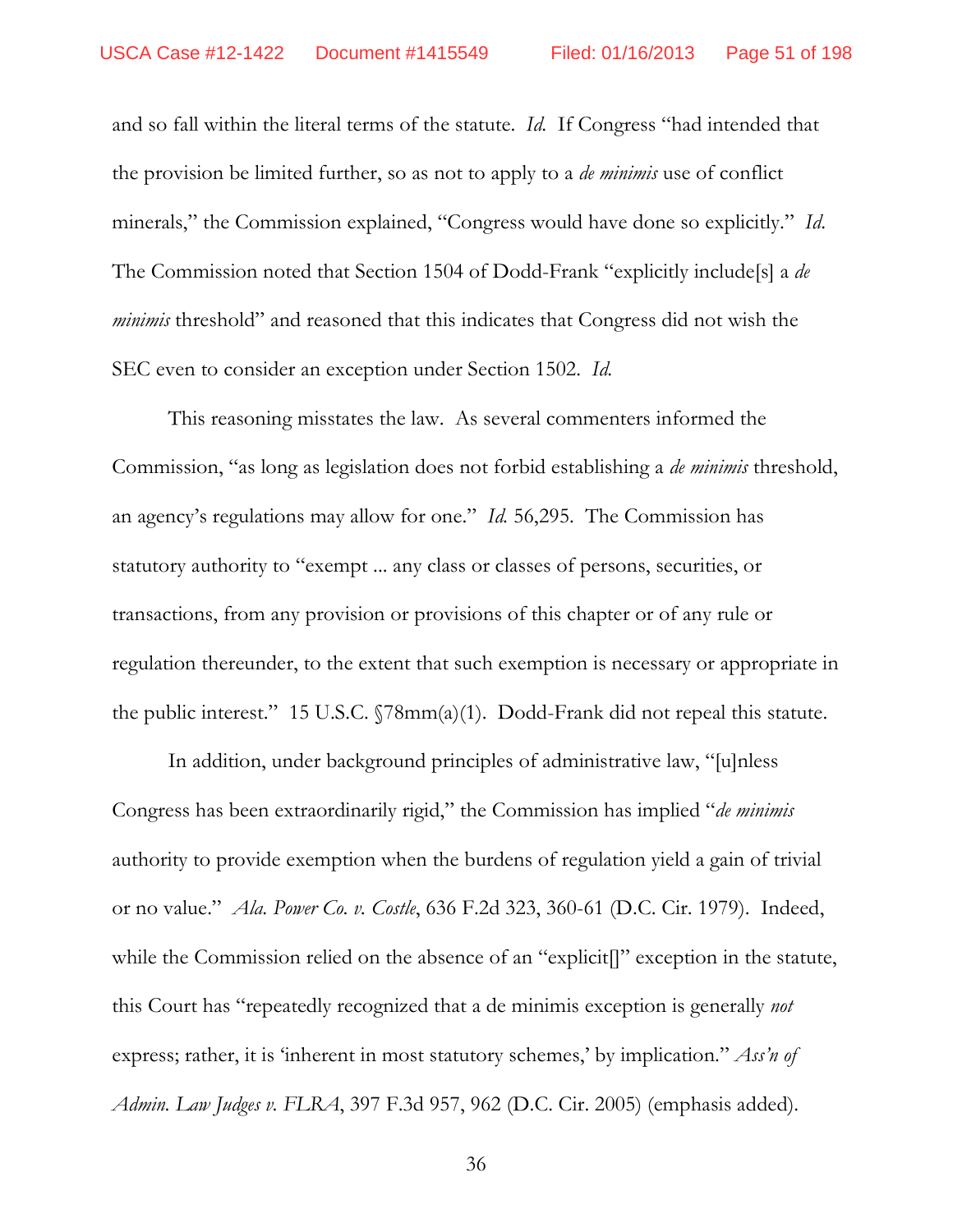and so fall within the literal terms of the statute. *Id.* If Congress "had intended that the provision be limited further, so as not to apply to a *de minimis* use of conflict minerals," the Commission explained, "Congress would have done so explicitly." *Id.* The Commission noted that Section 1504 of Dodd-Frank "explicitly include[s] a *de minimis* threshold" and reasoned that this indicates that Congress did not wish the SEC even to consider an exception under Section 1502. *Id.*

This reasoning misstates the law. As several commenters informed the Commission, "as long as legislation does not forbid establishing a *de minimis* threshold, an agency's regulations may allow for one." *Id.* 56,295. The Commission has statutory authority to "exempt ... any class or classes of persons, securities, or transactions, from any provision or provisions of this chapter or of any rule or regulation thereunder, to the extent that such exemption is necessary or appropriate in the public interest." 15 U.S.C. §78mm(a)(1). Dodd-Frank did not repeal this statute.

In addition, under background principles of administrative law, "[u]nless Congress has been extraordinarily rigid," the Commission has implied "*de minimis* authority to provide exemption when the burdens of regulation yield a gain of trivial or no value." *Ala. Power Co. v. Costle*, 636 F.2d 323, 360-61 (D.C. Cir. 1979). Indeed, while the Commission relied on the absence of an "explicit[]" exception in the statute, this Court has "repeatedly recognized that a de minimis exception is generally *not* express; rather, it is 'inherent in most statutory schemes,' by implication." *Ass'n of Admin. Law Judges v. FLRA*, 397 F.3d 957, 962 (D.C. Cir. 2005) (emphasis added).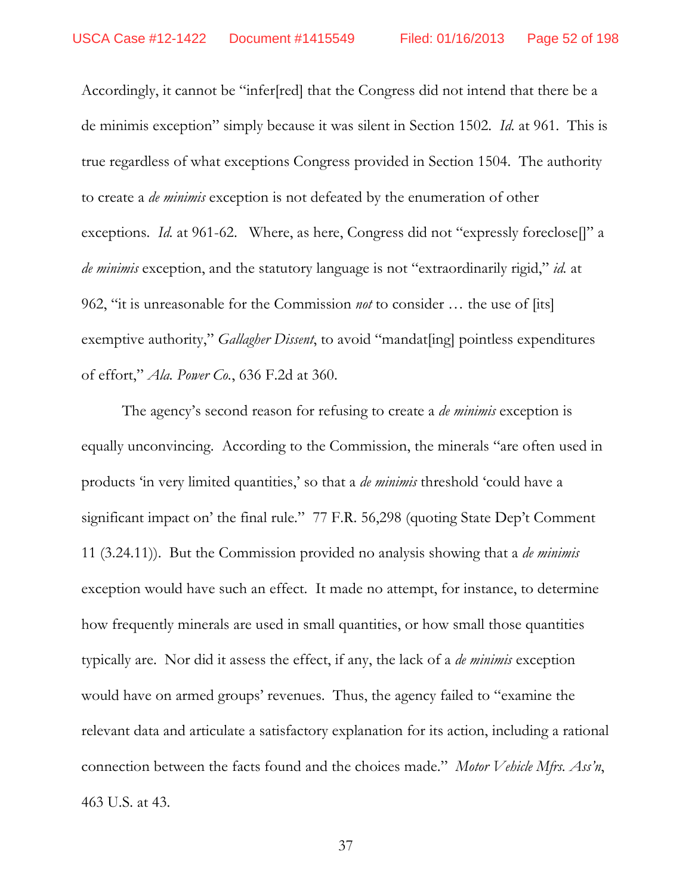Accordingly, it cannot be "infer[red] that the Congress did not intend that there be a de minimis exception" simply because it was silent in Section 1502. *Id.* at 961. This is true regardless of what exceptions Congress provided in Section 1504. The authority to create a *de minimis* exception is not defeated by the enumeration of other exceptions. *Id.* at 961-62. Where, as here, Congress did not "expressly foreclose[]" a *de minimis* exception, and the statutory language is not "extraordinarily rigid," *id.* at 962, "it is unreasonable for the Commission *not* to consider … the use of [its] exemptive authority," *Gallagher Dissent*, to avoid "mandat[ing] pointless expenditures of effort," *Ala. Power Co.*, 636 F.2d at 360.

The agency's second reason for refusing to create a *de minimis* exception is equally unconvincing. According to the Commission, the minerals "are often used in products 'in very limited quantities,' so that a *de minimis* threshold 'could have a significant impact on' the final rule." 77 F.R. 56,298 (quoting State Dep't Comment 11 (3.24.11)). But the Commission provided no analysis showing that a *de minimis* exception would have such an effect. It made no attempt, for instance, to determine how frequently minerals are used in small quantities, or how small those quantities typically are. Nor did it assess the effect, if any, the lack of a *de minimis* exception would have on armed groups' revenues. Thus, the agency failed to "examine the relevant data and articulate a satisfactory explanation for its action, including a rational connection between the facts found and the choices made." *Motor Vehicle Mfrs. Ass'n*, 463 U.S. at 43.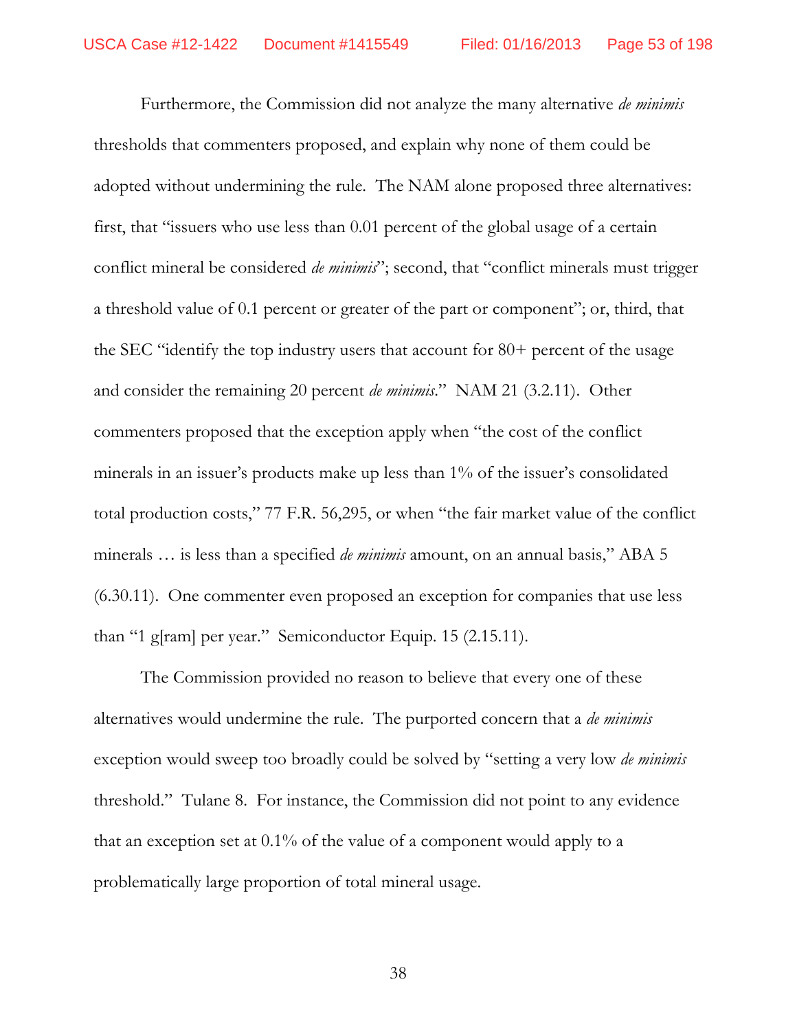Furthermore, the Commission did not analyze the many alternative *de minimis* thresholds that commenters proposed, and explain why none of them could be adopted without undermining the rule. The NAM alone proposed three alternatives: first, that "issuers who use less than 0.01 percent of the global usage of a certain conflict mineral be considered *de minimis*"; second, that "conflict minerals must trigger a threshold value of 0.1 percent or greater of the part or component"; or, third, that the SEC "identify the top industry users that account for 80+ percent of the usage and consider the remaining 20 percent *de minimis*." NAM 21 (3.2.11). Other commenters proposed that the exception apply when "the cost of the conflict minerals in an issuer's products make up less than 1% of the issuer's consolidated total production costs," 77 F.R. 56,295, or when "the fair market value of the conflict minerals … is less than a specified *de minimis* amount, on an annual basis," ABA 5 (6.30.11). One commenter even proposed an exception for companies that use less than "1 g[ram] per year." Semiconductor Equip. 15 (2.15.11).

The Commission provided no reason to believe that every one of these alternatives would undermine the rule. The purported concern that a *de minimis* exception would sweep too broadly could be solved by "setting a very low *de minimis* threshold." Tulane 8. For instance, the Commission did not point to any evidence that an exception set at 0.1% of the value of a component would apply to a problematically large proportion of total mineral usage.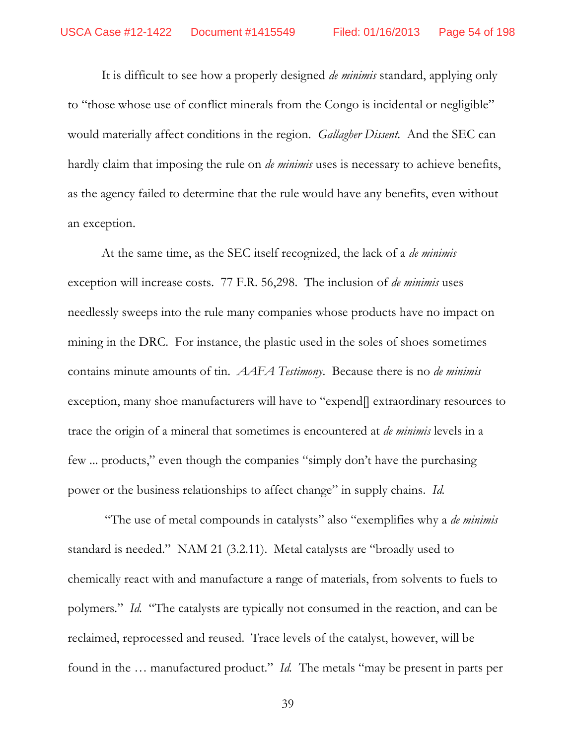It is difficult to see how a properly designed *de minimis* standard, applying only to "those whose use of conflict minerals from the Congo is incidental or negligible" would materially affect conditions in the region. *Gallagher Dissent*. And the SEC can hardly claim that imposing the rule on *de minimis* uses is necessary to achieve benefits, as the agency failed to determine that the rule would have any benefits, even without an exception.

At the same time, as the SEC itself recognized, the lack of a *de minimis* exception will increase costs. 77 F.R. 56,298. The inclusion of *de minimis* uses needlessly sweeps into the rule many companies whose products have no impact on mining in the DRC. For instance, the plastic used in the soles of shoes sometimes contains minute amounts of tin. *AAFA Testimony*. Because there is no *de minimis* exception, many shoe manufacturers will have to "expend[] extraordinary resources to trace the origin of a mineral that sometimes is encountered at *de minimis* levels in a few ... products," even though the companies "simply don't have the purchasing power or the business relationships to affect change" in supply chains. *Id.*

"The use of metal compounds in catalysts" also "exemplifies why a *de minimis* standard is needed." NAM 21 (3.2.11). Metal catalysts are "broadly used to chemically react with and manufacture a range of materials, from solvents to fuels to polymers." *Id.* "The catalysts are typically not consumed in the reaction, and can be reclaimed, reprocessed and reused. Trace levels of the catalyst, however, will be found in the … manufactured product." *Id.* The metals "may be present in parts per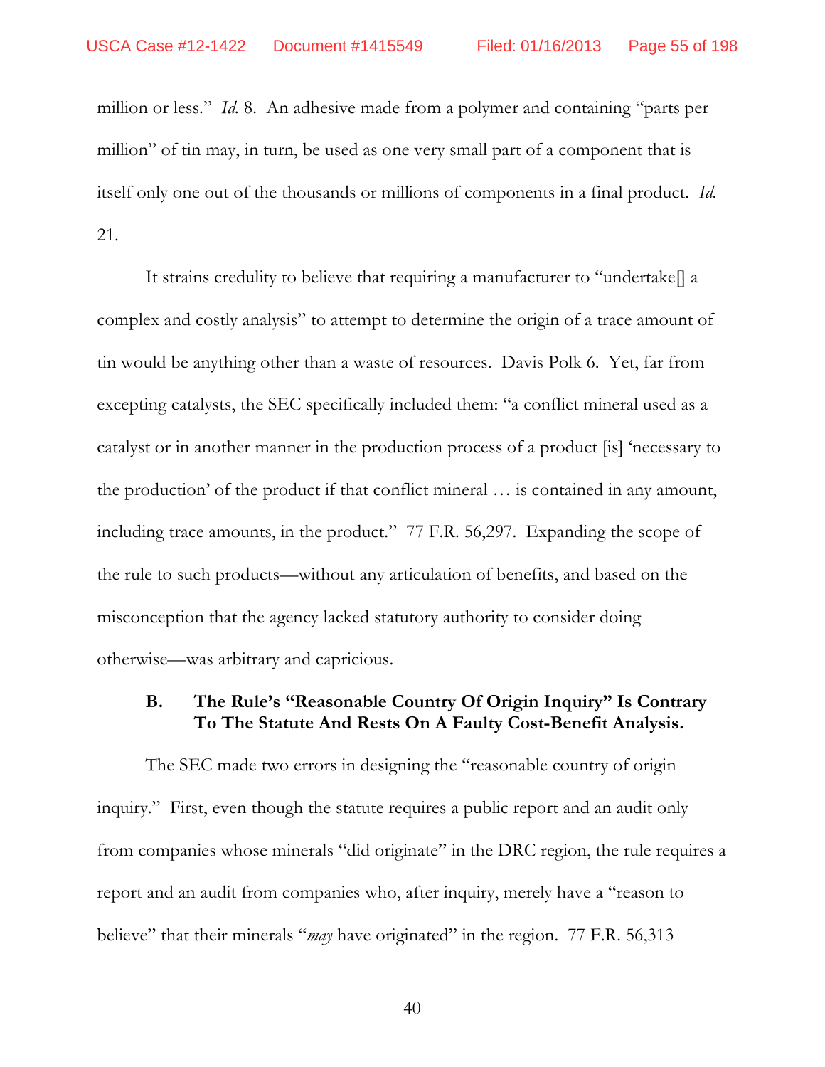million or less." *Id.* 8. An adhesive made from a polymer and containing "parts per million" of tin may, in turn, be used as one very small part of a component that is itself only one out of the thousands or millions of components in a final product. *Id.* 21.

It strains credulity to believe that requiring a manufacturer to "undertake[] a complex and costly analysis" to attempt to determine the origin of a trace amount of tin would be anything other than a waste of resources. Davis Polk 6. Yet, far from excepting catalysts, the SEC specifically included them: "a conflict mineral used as a catalyst or in another manner in the production process of a product [is] 'necessary to the production' of the product if that conflict mineral … is contained in any amount, including trace amounts, in the product." 77 F.R. 56,297. Expanding the scope of the rule to such products—without any articulation of benefits, and based on the misconception that the agency lacked statutory authority to consider doing otherwise—was arbitrary and capricious.

### B. The Rule's "Reasonable Country Of Origin Inquiry" Is Contrary To The Statute And Rests On A Faulty Cost-Benefit Analysis.

The SEC made two errors in designing the "reasonable country of origin inquiry." First, even though the statute requires a public report and an audit only from companies whose minerals "did originate" in the DRC region, the rule requires a report and an audit from companies who, after inquiry, merely have a "reason to believe" that their minerals "*may* have originated" in the region. 77 F.R. 56,313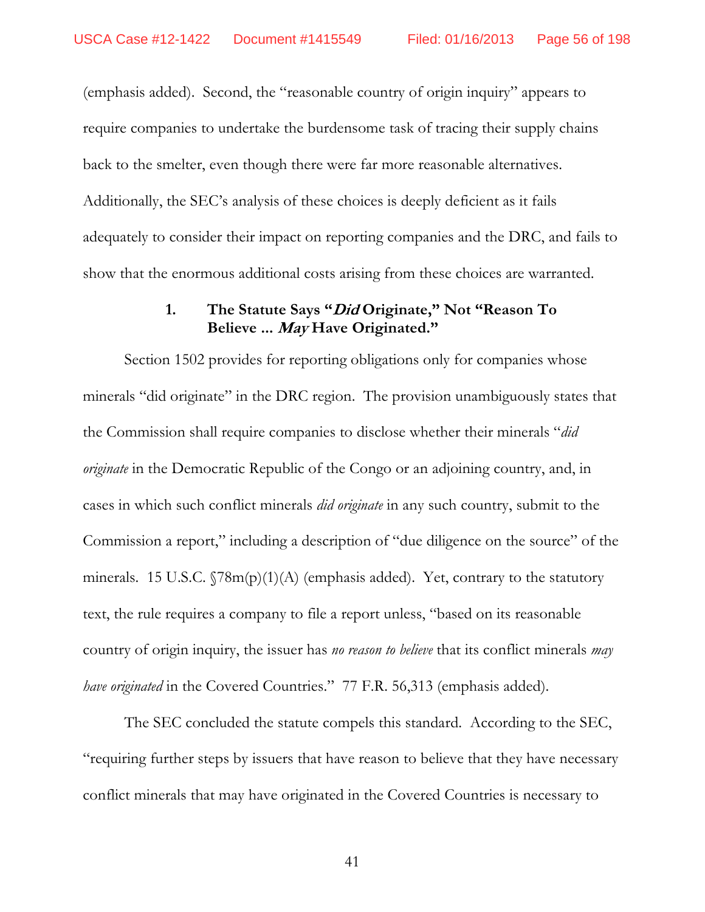(emphasis added). Second, the "reasonable country of origin inquiry" appears to require companies to undertake the burdensome task of tracing their supply chains back to the smelter, even though there were far more reasonable alternatives. Additionally, the SEC's analysis of these choices is deeply deficient as it fails adequately to consider their impact on reporting companies and the DRC, and fails to show that the enormous additional costs arising from these choices are warranted.

### 1. The Statute Says "*Did* Originate," Not "Reason To Believe ... *May* Have Originated."

Section 1502 provides for reporting obligations only for companies whose minerals "did originate" in the DRC region. The provision unambiguously states that the Commission shall require companies to disclose whether their minerals "*did originate* in the Democratic Republic of the Congo or an adjoining country, and, in cases in which such conflict minerals *did originate* in any such country, submit to the Commission a report," including a description of "due diligence on the source" of the minerals. 15 U.S.C. §78m(p)(1)(A) (emphasis added). Yet, contrary to the statutory text, the rule requires a company to file a report unless, "based on its reasonable country of origin inquiry, the issuer has *no reason to believe* that its conflict minerals *may have originated* in the Covered Countries." 77 F.R. 56,313 (emphasis added).

The SEC concluded the statute compels this standard. According to the SEC, "requiring further steps by issuers that have reason to believe that they have necessary conflict minerals that may have originated in the Covered Countries is necessary to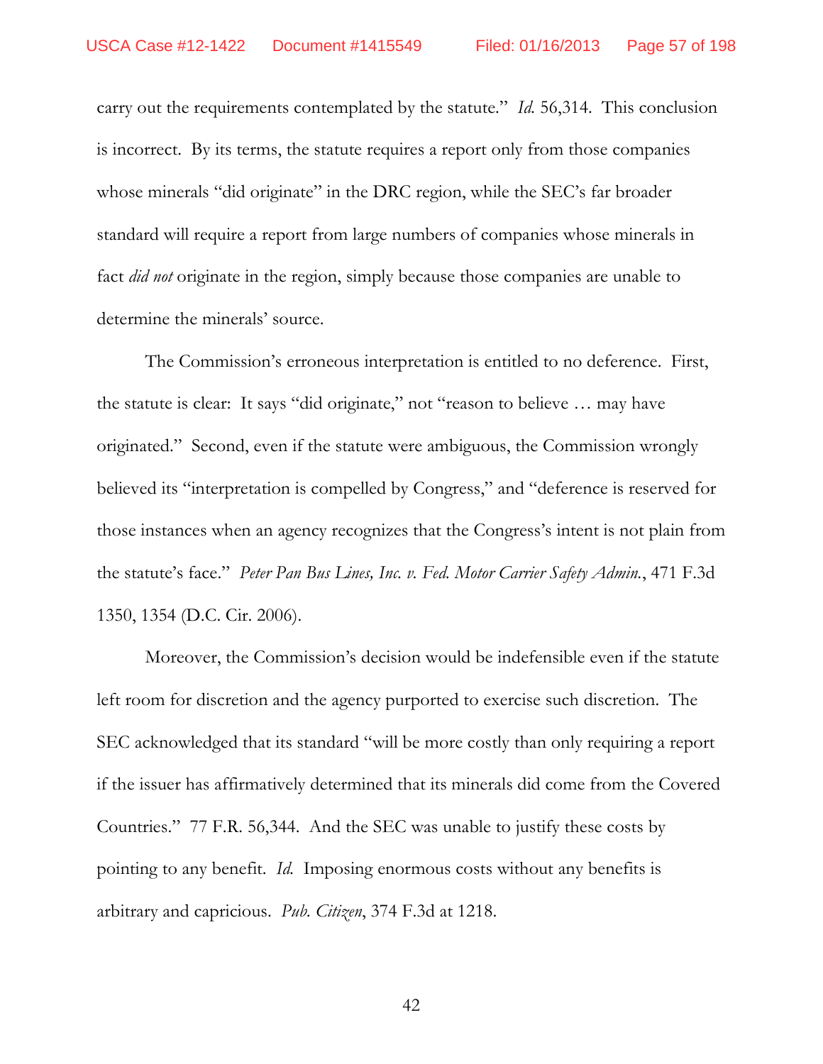carry out the requirements contemplated by the statute." *Id.* 56,314. This conclusion is incorrect. By its terms, the statute requires a report only from those companies whose minerals "did originate" in the DRC region, while the SEC's far broader standard will require a report from large numbers of companies whose minerals in fact *did not* originate in the region, simply because those companies are unable to determine the minerals' source.

The Commission's erroneous interpretation is entitled to no deference. First, the statute is clear: It says "did originate," not "reason to believe … may have originated." Second, even if the statute were ambiguous, the Commission wrongly believed its "interpretation is compelled by Congress," and "deference is reserved for those instances when an agency recognizes that the Congress's intent is not plain from the statute's face." *Peter Pan Bus Lines, Inc. v. Fed. Motor Carrier Safety Admin.*, 471 F.3d 1350, 1354 (D.C. Cir. 2006).

Moreover, the Commission's decision would be indefensible even if the statute left room for discretion and the agency purported to exercise such discretion. The SEC acknowledged that its standard "will be more costly than only requiring a report if the issuer has affirmatively determined that its minerals did come from the Covered Countries." 77 F.R. 56,344. And the SEC was unable to justify these costs by pointing to any benefit. *Id.* Imposing enormous costs without any benefits is arbitrary and capricious. *Pub. Citizen*, 374 F.3d at 1218.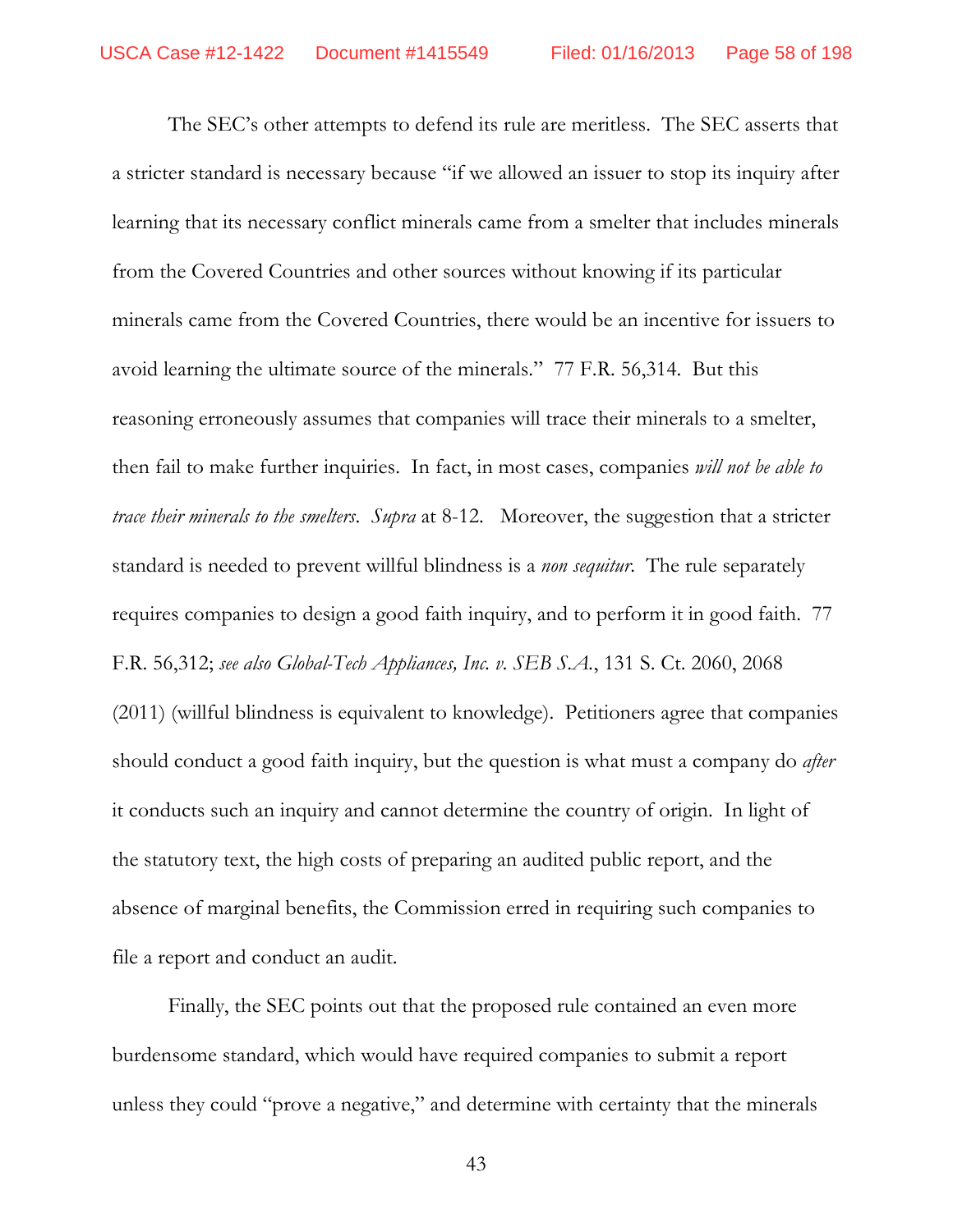The SEC's other attempts to defend its rule are meritless. The SEC asserts that a stricter standard is necessary because "if we allowed an issuer to stop its inquiry after learning that its necessary conflict minerals came from a smelter that includes minerals from the Covered Countries and other sources without knowing if its particular minerals came from the Covered Countries, there would be an incentive for issuers to avoid learning the ultimate source of the minerals." 77 F.R. 56,314. But this reasoning erroneously assumes that companies will trace their minerals to a smelter, then fail to make further inquiries. In fact, in most cases, companies *will not be able to trace their minerals to the smelters*. *Supra* at 8-12. Moreover, the suggestion that a stricter standard is needed to prevent willful blindness is a *non sequitur*. The rule separately requires companies to design a good faith inquiry, and to perform it in good faith. 77 F.R. 56,312; *see also Global-Tech Appliances, Inc. v. SEB S.A.*, 131 S. Ct. 2060, 2068 (2011) (willful blindness is equivalent to knowledge). Petitioners agree that companies should conduct a good faith inquiry, but the question is what must a company do *after* it conducts such an inquiry and cannot determine the country of origin. In light of the statutory text, the high costs of preparing an audited public report, and the absence of marginal benefits, the Commission erred in requiring such companies to file a report and conduct an audit.

Finally, the SEC points out that the proposed rule contained an even more burdensome standard, which would have required companies to submit a report unless they could "prove a negative," and determine with certainty that the minerals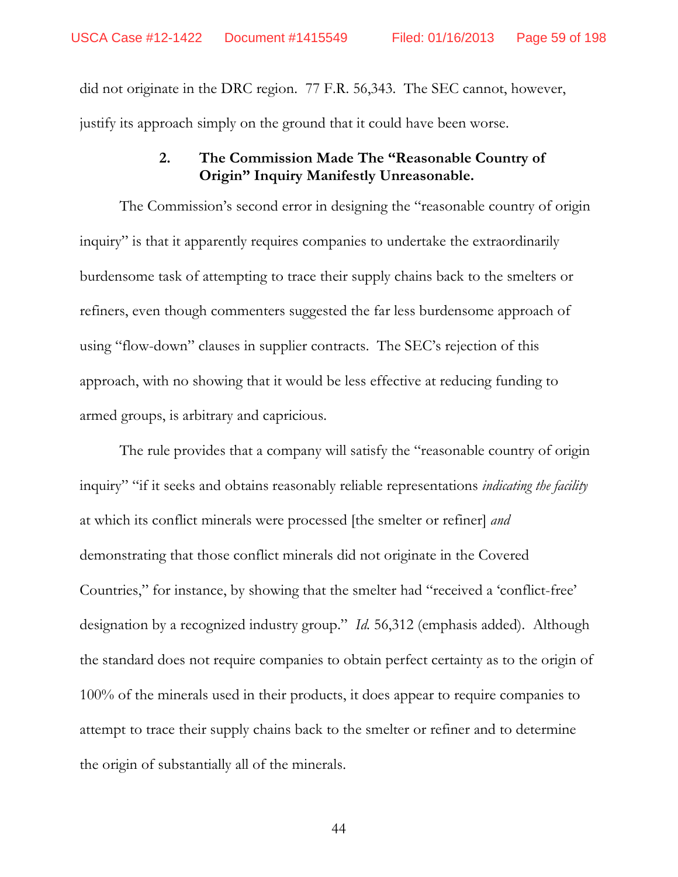did not originate in the DRC region. 77 F.R. 56,343. The SEC cannot, however, justify its approach simply on the ground that it could have been worse.

### 2. The Commission Made The "Reasonable Country of Origin" Inquiry Manifestly Unreasonable.

The Commission's second error in designing the "reasonable country of origin inquiry" is that it apparently requires companies to undertake the extraordinarily burdensome task of attempting to trace their supply chains back to the smelters or refiners, even though commenters suggested the far less burdensome approach of using "flow-down" clauses in supplier contracts. The SEC's rejection of this approach, with no showing that it would be less effective at reducing funding to armed groups, is arbitrary and capricious.

The rule provides that a company will satisfy the "reasonable country of origin inquiry" "if it seeks and obtains reasonably reliable representations *indicating the facility* at which its conflict minerals were processed [the smelter or refiner] *and* demonstrating that those conflict minerals did not originate in the Covered Countries," for instance, by showing that the smelter had "received a 'conflict-free' designation by a recognized industry group." *Id.* 56,312 (emphasis added). Although the standard does not require companies to obtain perfect certainty as to the origin of 100% of the minerals used in their products, it does appear to require companies to attempt to trace their supply chains back to the smelter or refiner and to determine the origin of substantially all of the minerals.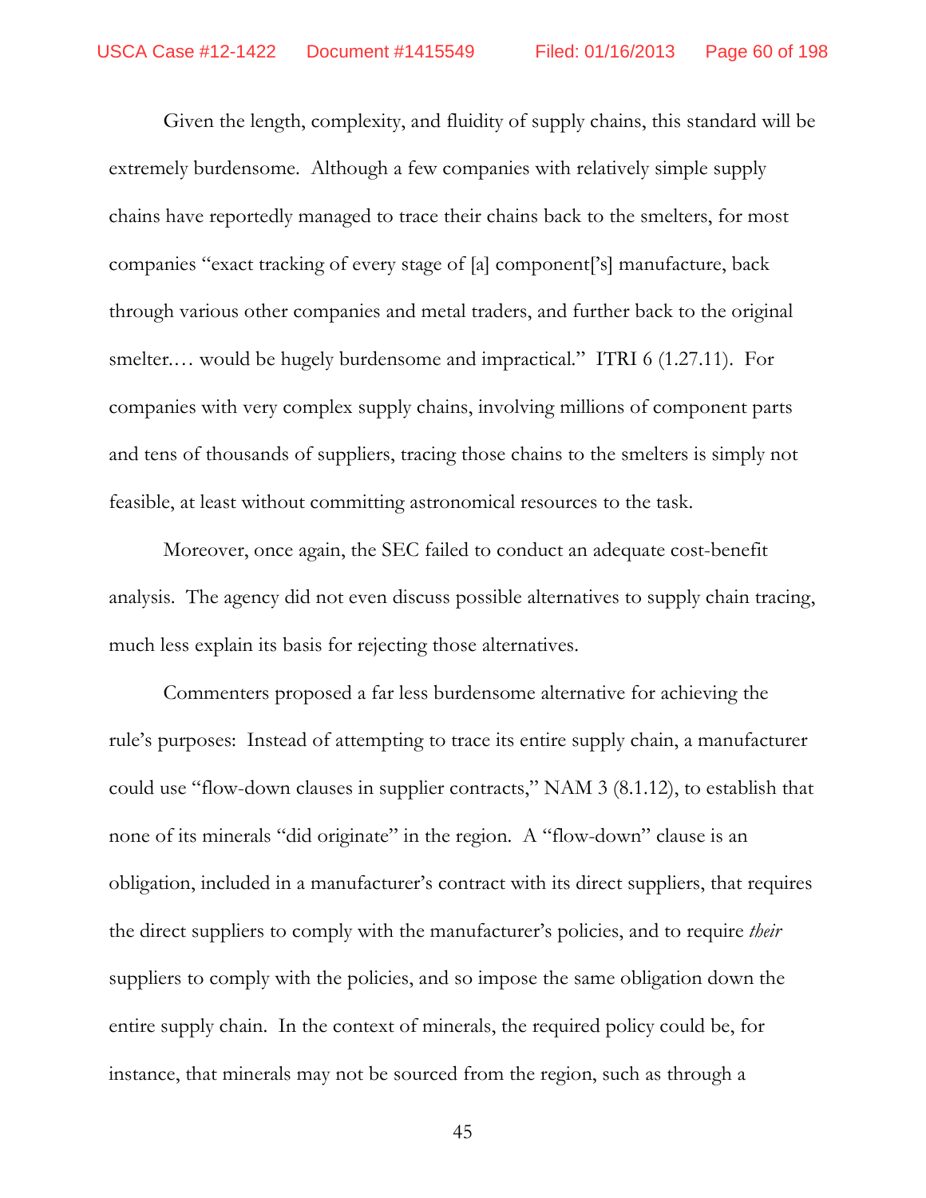Given the length, complexity, and fluidity of supply chains, this standard will be extremely burdensome. Although a few companies with relatively simple supply chains have reportedly managed to trace their chains back to the smelters, for most companies "exact tracking of every stage of [a] component['s] manufacture, back through various other companies and metal traders, and further back to the original smelter.… would be hugely burdensome and impractical." ITRI 6 (1.27.11). For companies with very complex supply chains, involving millions of component parts and tens of thousands of suppliers, tracing those chains to the smelters is simply not feasible, at least without committing astronomical resources to the task.

Moreover, once again, the SEC failed to conduct an adequate cost-benefit analysis. The agency did not even discuss possible alternatives to supply chain tracing, much less explain its basis for rejecting those alternatives.

Commenters proposed a far less burdensome alternative for achieving the rule's purposes: Instead of attempting to trace its entire supply chain, a manufacturer could use "flow-down clauses in supplier contracts," NAM 3 (8.1.12), to establish that none of its minerals "did originate" in the region. A "flow-down" clause is an obligation, included in a manufacturer's contract with its direct suppliers, that requires the direct suppliers to comply with the manufacturer's policies, and to require *their* suppliers to comply with the policies, and so impose the same obligation down the entire supply chain. In the context of minerals, the required policy could be, for instance, that minerals may not be sourced from the region, such as through a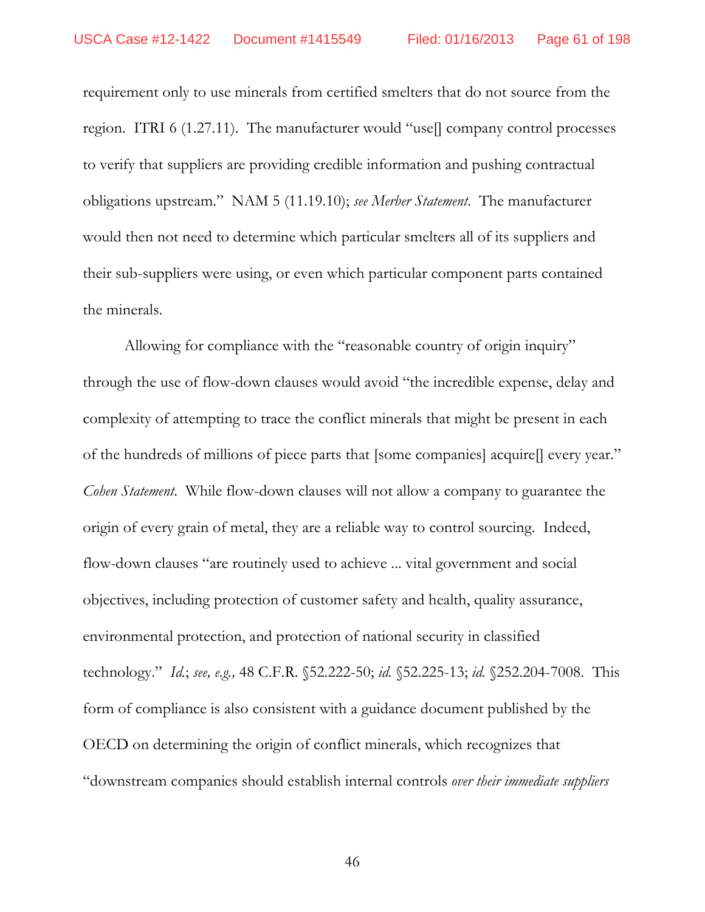requirement only to use minerals from certified smelters that do not source from the region. ITRI 6 (1.27.11). The manufacturer would "use[] company control processes to verify that suppliers are providing credible information and pushing contractual obligations upstream." NAM 5 (11.19.10); *see Merber Statement*. The manufacturer would then not need to determine which particular smelters all of its suppliers and their sub-suppliers were using, or even which particular component parts contained the minerals.

Allowing for compliance with the "reasonable country of origin inquiry" through the use of flow-down clauses would avoid "the incredible expense, delay and complexity of attempting to trace the conflict minerals that might be present in each of the hundreds of millions of piece parts that [some companies] acquire[] every year." *Cohen Statement*. While flow-down clauses will not allow a company to guarantee the origin of every grain of metal, they are a reliable way to control sourcing. Indeed, flow-down clauses "are routinely used to achieve ... vital government and social objectives, including protection of customer safety and health, quality assurance, environmental protection, and protection of national security in classified technology." *Id.*; *see, e.g.,* 48 C.F.R. §52.222-50; *id.* §52.225-13; *id.* §252.204-7008. This form of compliance is also consistent with a guidance document published by the OECD on determining the origin of conflict minerals, which recognizes that "downstream companies should establish internal controls *over their immediate suppliers*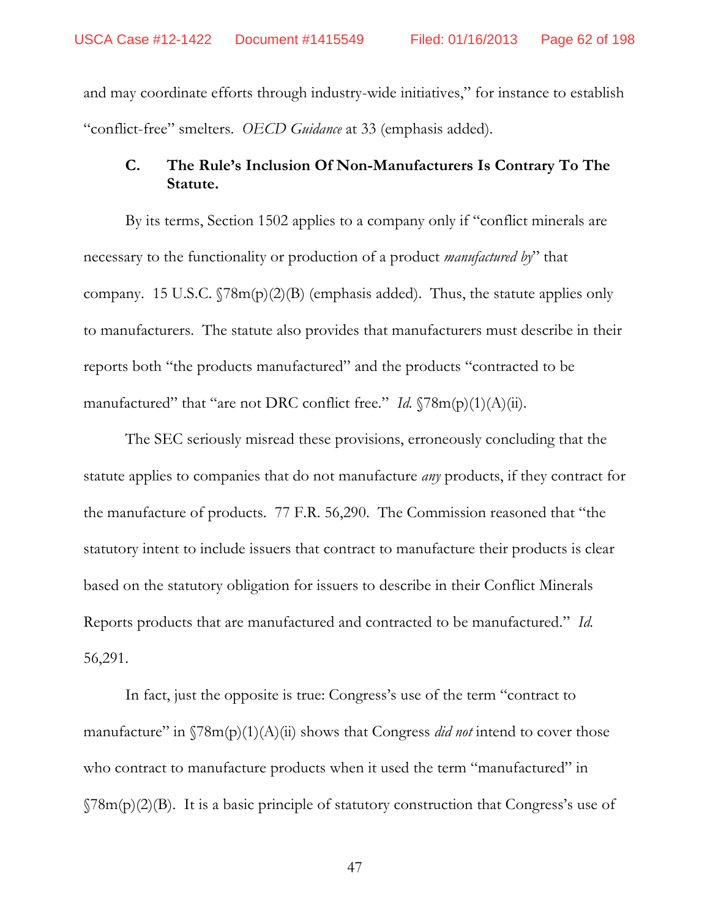and may coordinate efforts through industry-wide initiatives," for instance to establish "conflict-free" smelters. *OECD Guidance* at 33 (emphasis added).

### C. The Rule's Inclusion Of Non-Manufacturers Is Contrary To The Statute.

By its terms, Section 1502 applies to a company only if "conflict minerals are necessary to the functionality or production of a product *manufactured by*" that company. 15 U.S.C. §78m(p)(2)(B) (emphasis added). Thus, the statute applies only to manufacturers. The statute also provides that manufacturers must describe in their reports both "the products manufactured" and the products "contracted to be manufactured" that "are not DRC conflict free." *Id.* §78m(p)(1)(A)(ii).

The SEC seriously misread these provisions, erroneously concluding that the statute applies to companies that do not manufacture *any* products, if they contract for the manufacture of products. 77 F.R. 56,290. The Commission reasoned that "the statutory intent to include issuers that contract to manufacture their products is clear based on the statutory obligation for issuers to describe in their Conflict Minerals Reports products that are manufactured and contracted to be manufactured." *Id.* 56,291.

In fact, just the opposite is true: Congress's use of the term "contract to manufacture" in §78m(p)(1)(A)(ii) shows that Congress *did not* intend to cover those who contract to manufacture products when it used the term "manufactured" in §78m(p)(2)(B). It is a basic principle of statutory construction that Congress's use of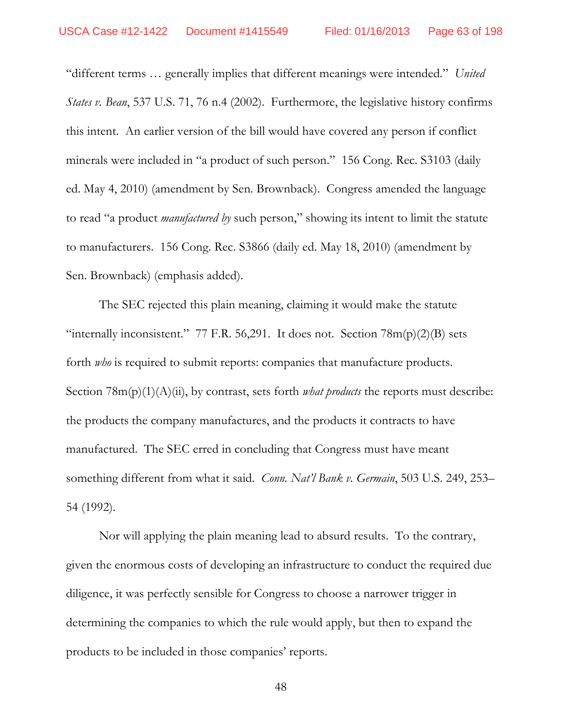"different terms … generally implies that different meanings were intended." *United States v. Bean*, 537 U.S. 71, 76 n.4 (2002). Furthermore, the legislative history confirms this intent. An earlier version of the bill would have covered any person if conflict minerals were included in "a product of such person." 156 Cong. Rec. S3103 (daily ed. May 4, 2010) (amendment by Sen. Brownback). Congress amended the language to read "a product *manufactured by* such person," showing its intent to limit the statute to manufacturers. 156 Cong. Rec. S3866 (daily ed. May 18, 2010) (amendment by Sen. Brownback) (emphasis added).

The SEC rejected this plain meaning, claiming it would make the statute "internally inconsistent." 77 F.R. 56,291. It does not. Section 78m(p)(2)(B) sets forth *who* is required to submit reports: companies that manufacture products. Section 78m(p)(1)(A)(ii), by contrast, sets forth *what products* the reports must describe: the products the company manufactures, and the products it contracts to have manufactured. The SEC erred in concluding that Congress must have meant something different from what it said. *Conn. Nat'l Bank v. Germain*, 503 U.S. 249, 253–54 (1992).

Nor will applying the plain meaning lead to absurd results. To the contrary, given the enormous costs of developing an infrastructure to conduct the required due diligence, it was perfectly sensible for Congress to choose a narrower trigger in determining the companies to which the rule would apply, but then to expand the products to be included in those companies' reports.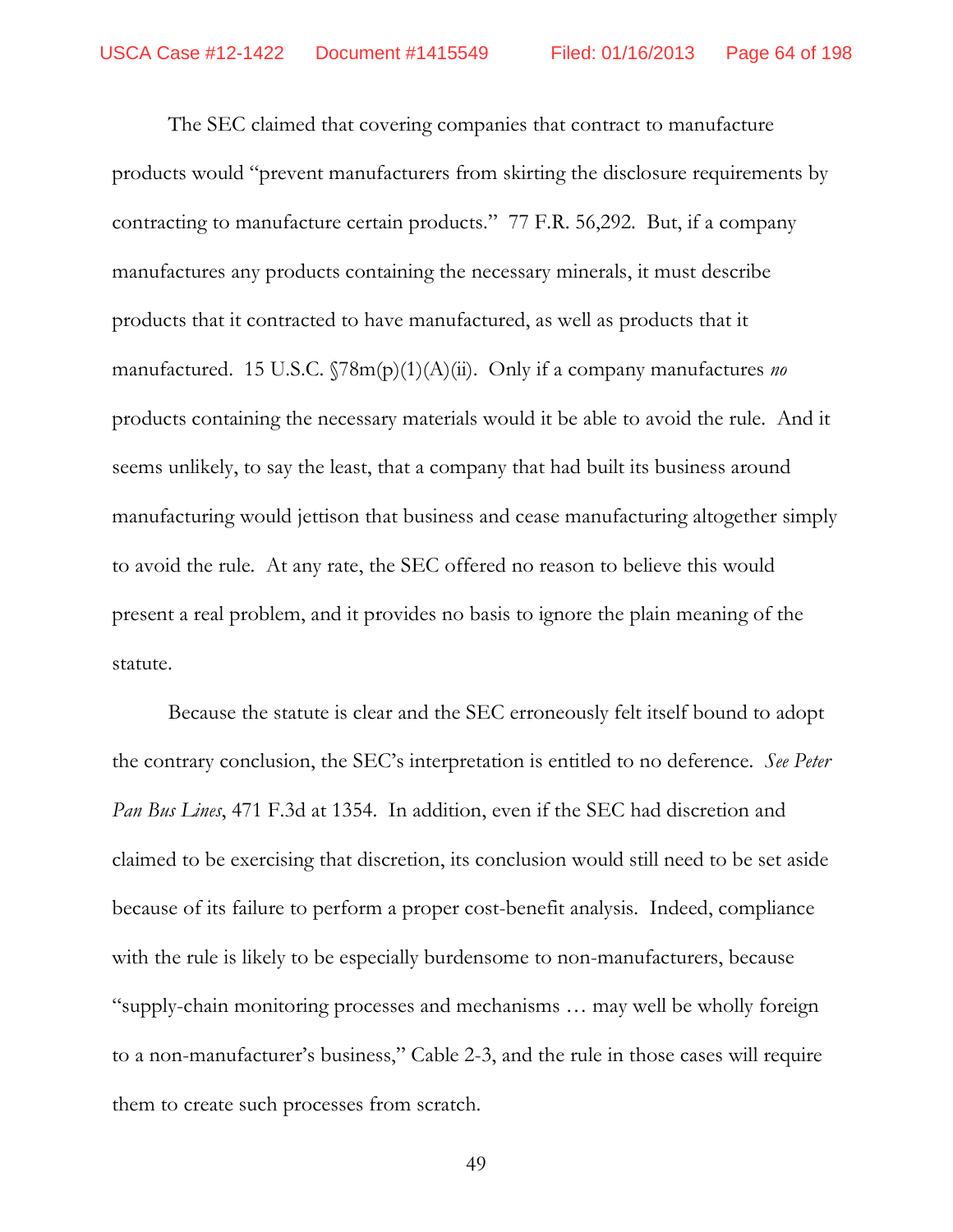The SEC claimed that covering companies that contract to manufacture products would "prevent manufacturers from skirting the disclosure requirements by contracting to manufacture certain products." 77 F.R. 56,292. But, if a company manufactures any products containing the necessary minerals, it must describe products that it contracted to have manufactured, as well as products that it manufactured. 15 U.S.C. §78m(p)(1)(A)(ii). Only if a company manufactures *no* products containing the necessary materials would it be able to avoid the rule. And it seems unlikely, to say the least, that a company that had built its business around manufacturing would jettison that business and cease manufacturing altogether simply to avoid the rule. At any rate, the SEC offered no reason to believe this would present a real problem, and it provides no basis to ignore the plain meaning of the statute.

Because the statute is clear and the SEC erroneously felt itself bound to adopt the contrary conclusion, the SEC's interpretation is entitled to no deference. *See Peter Pan Bus Lines*, 471 F.3d at 1354. In addition, even if the SEC had discretion and claimed to be exercising that discretion, its conclusion would still need to be set aside because of its failure to perform a proper cost-benefit analysis. Indeed, compliance with the rule is likely to be especially burdensome to non-manufacturers, because "supply-chain monitoring processes and mechanisms … may well be wholly foreign to a non-manufacturer's business," Cable 2-3, and the rule in those cases will require them to create such processes from scratch.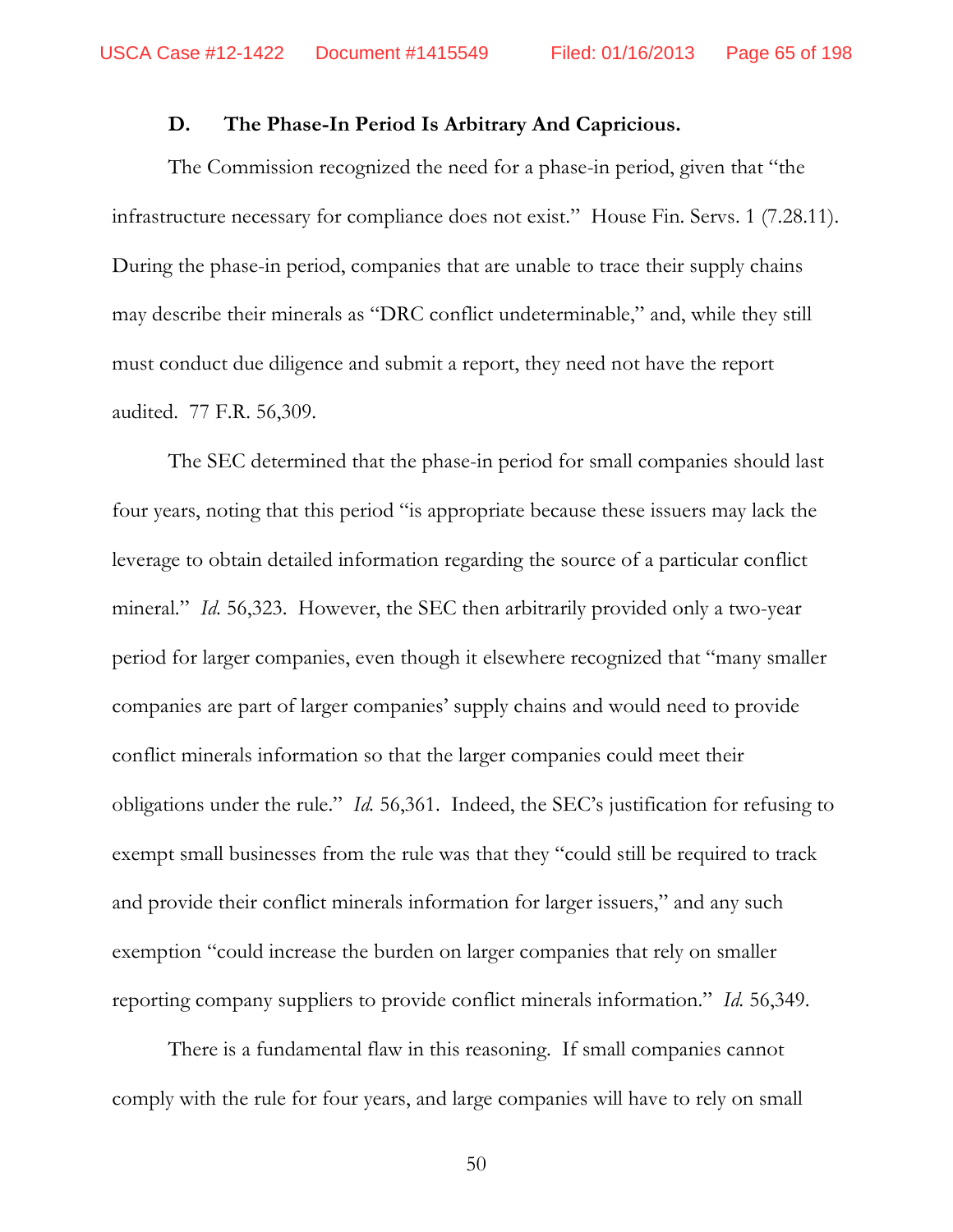### D. The Phase-In Period Is Arbitrary And Capricious.

The Commission recognized the need for a phase-in period, given that "the infrastructure necessary for compliance does not exist." House Fin. Servs. 1 (7.28.11). During the phase-in period, companies that are unable to trace their supply chains may describe their minerals as "DRC conflict undeterminable," and, while they still must conduct due diligence and submit a report, they need not have the report audited. 77 F.R. 56,309.

The SEC determined that the phase-in period for small companies should last four years, noting that this period "is appropriate because these issuers may lack the leverage to obtain detailed information regarding the source of a particular conflict mineral." *Id.* 56,323. However, the SEC then arbitrarily provided only a two-year period for larger companies, even though it elsewhere recognized that "many smaller companies are part of larger companies' supply chains and would need to provide conflict minerals information so that the larger companies could meet their obligations under the rule." *Id.* 56,361. Indeed, the SEC's justification for refusing to exempt small businesses from the rule was that they "could still be required to track and provide their conflict minerals information for larger issuers," and any such exemption "could increase the burden on larger companies that rely on smaller reporting company suppliers to provide conflict minerals information." *Id.* 56,349.

There is a fundamental flaw in this reasoning. If small companies cannot comply with the rule for four years, and large companies will have to rely on small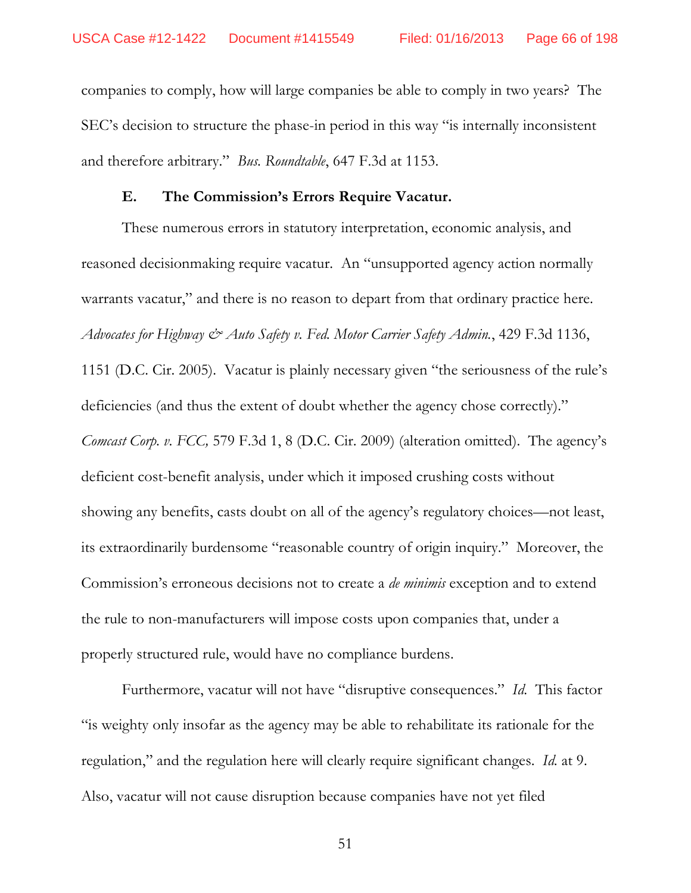companies to comply, how will large companies be able to comply in two years? The SEC's decision to structure the phase-in period in this way "is internally inconsistent and therefore arbitrary." *Bus. Roundtable*, 647 F.3d at 1153.

### E. The Commission's Errors Require Vacatur.

These numerous errors in statutory interpretation, economic analysis, and reasoned decisionmaking require vacatur. An "unsupported agency action normally warrants vacatur," and there is no reason to depart from that ordinary practice here. *Advocates for Highway & Auto Safety v. Fed. Motor Carrier Safety Admin.*, 429 F.3d 1136, 1151 (D.C. Cir. 2005). Vacatur is plainly necessary given "the seriousness of the rule's deficiencies (and thus the extent of doubt whether the agency chose correctly)." *Comcast Corp. v. FCC,* 579 F.3d 1, 8 (D.C. Cir. 2009) (alteration omitted). The agency's deficient cost-benefit analysis, under which it imposed crushing costs without showing any benefits, casts doubt on all of the agency's regulatory choices—not least, its extraordinarily burdensome "reasonable country of origin inquiry." Moreover, the Commission's erroneous decisions not to create a *de minimis* exception and to extend the rule to non-manufacturers will impose costs upon companies that, under a properly structured rule, would have no compliance burdens.

Furthermore, vacatur will not have "disruptive consequences." *Id.* This factor "is weighty only insofar as the agency may be able to rehabilitate its rationale for the regulation," and the regulation here will clearly require significant changes. *Id.* at 9. Also, vacatur will not cause disruption because companies have not yet filed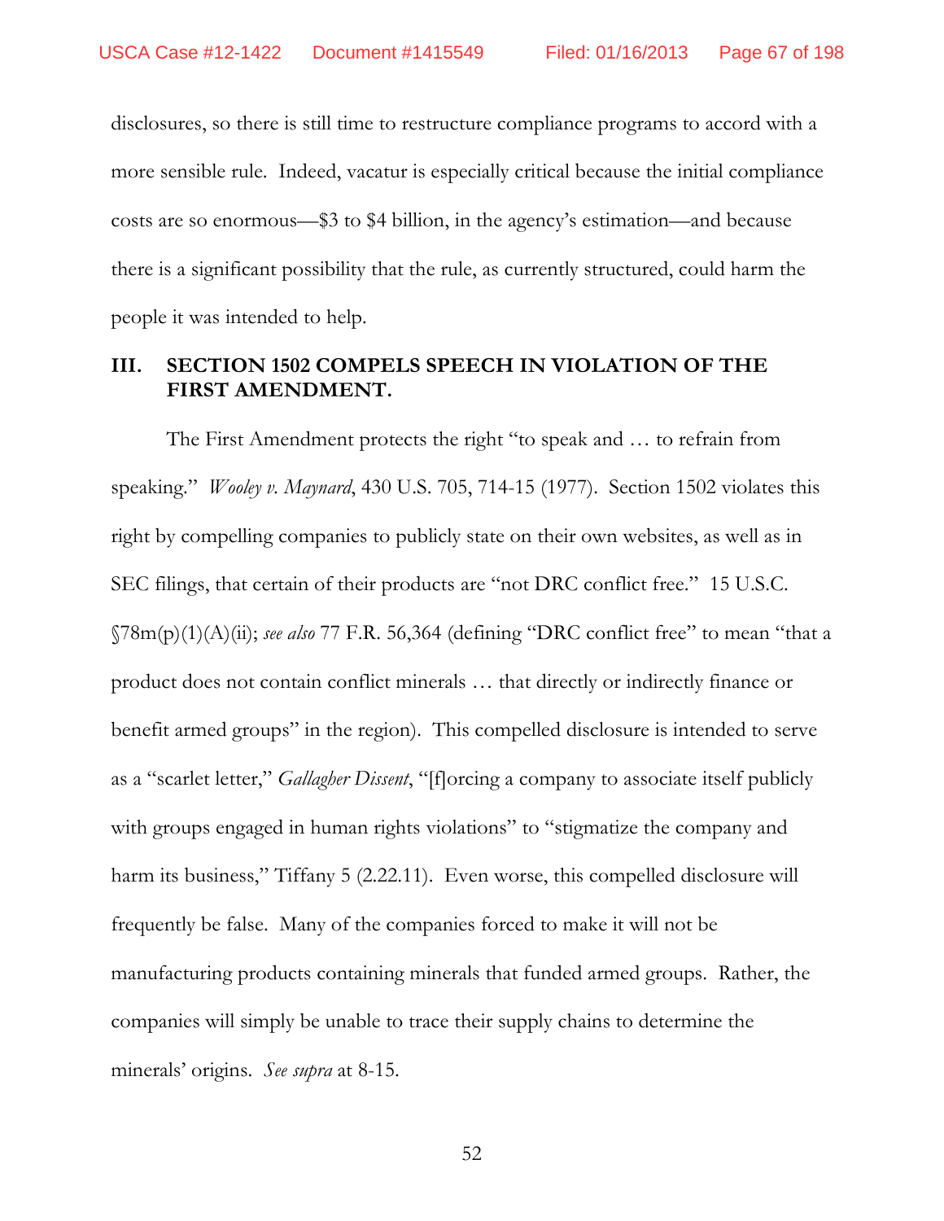disclosures, so there is still time to restructure compliance programs to accord with a more sensible rule. Indeed, vacatur is especially critical because the initial compliance costs are so enormous—$3 to $4 billion, in the agency's estimation—and because there is a significant possibility that the rule, as currently structured, could harm the people it was intended to help.

## III. SECTION 1502 COMPELS SPEECH IN VIOLATION OF THE FIRST AMENDMENT.

The First Amendment protects the right "to speak and … to refrain from speaking." *Wooley v. Maynard*, 430 U.S. 705, 714-15 (1977). Section 1502 violates this right by compelling companies to publicly state on their own websites, as well as in SEC filings, that certain of their products are "not DRC conflict free." 15 U.S.C. §78m(p)(1)(A)(ii); *see also* 77 F.R. 56,364 (defining "DRC conflict free" to mean "that a product does not contain conflict minerals … that directly or indirectly finance or benefit armed groups" in the region). This compelled disclosure is intended to serve as a "scarlet letter," *Gallagher Dissent*, "[f]orcing a company to associate itself publicly with groups engaged in human rights violations" to "stigmatize the company and harm its business," Tiffany 5 (2.22.11). Even worse, this compelled disclosure will frequently be false. Many of the companies forced to make it will not be manufacturing products containing minerals that funded armed groups. Rather, the companies will simply be unable to trace their supply chains to determine the minerals' origins. *See supra* at 8-15.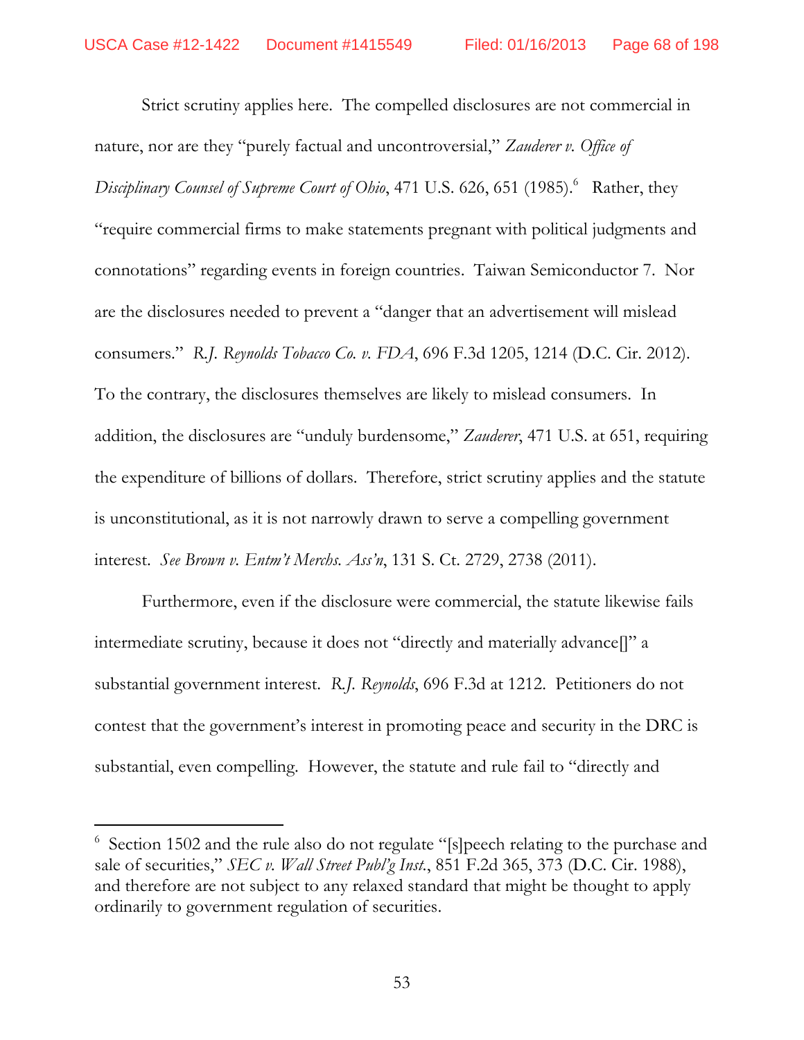Strict scrutiny applies here. The compelled disclosures are not commercial in nature, nor are they "purely factual and uncontroversial," *Zauderer v. Office of Disciplinary Counsel of Supreme Court of Ohio*, 471 U.S. 626, 651 (1985).[6] Rather, they "require commercial firms to make statements pregnant with political judgments and connotations" regarding events in foreign countries. Taiwan Semiconductor 7. Nor are the disclosures needed to prevent a "danger that an advertisement will mislead consumers." *R.J. Reynolds Tobacco Co. v. FDA*, 696 F.3d 1205, 1214 (D.C. Cir. 2012). To the contrary, the disclosures themselves are likely to mislead consumers. In addition, the disclosures are "unduly burdensome," *Zauderer*, 471 U.S. at 651, requiring the expenditure of billions of dollars. Therefore, strict scrutiny applies and the statute is unconstitutional, as it is not narrowly drawn to serve a compelling government interest. *See Brown v. Entm't Merchs. Ass'n*, 131 S. Ct. 2729, 2738 (2011).

Furthermore, even if the disclosure were commercial, the statute likewise fails intermediate scrutiny, because it does not "directly and materially advance[]" a substantial government interest. *R.J. Reynolds*, 696 F.3d at 1212. Petitioners do not contest that the government's interest in promoting peace and security in the DRC is substantial, even compelling. However, the statute and rule fail to "directly and

[6] Section 1502 and the rule also do not regulate "[s]peech relating to the purchase and sale of securities," *SEC v. Wall Street Publ'g Inst.*, 851 F.2d 365, 373 (D.C. Cir. 1988), and therefore are not subject to any relaxed standard that might be thought to apply ordinarily to government regulation of securities.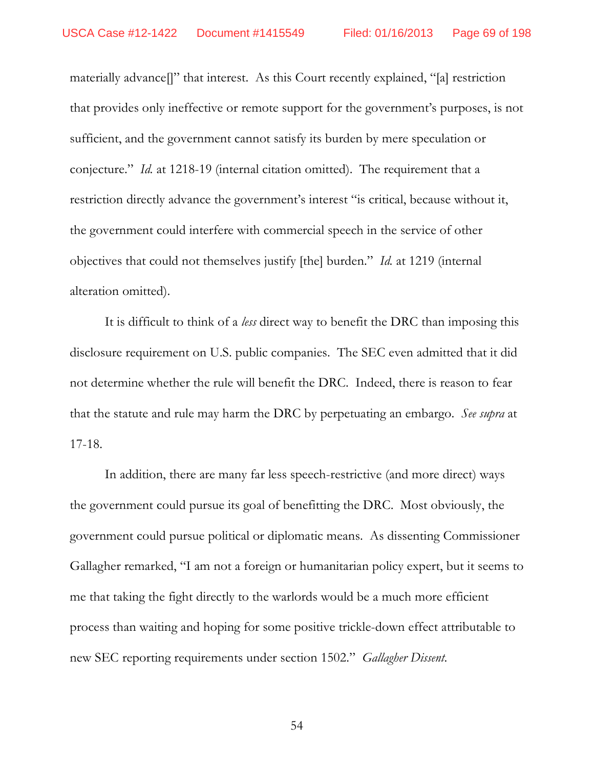materially advance[]" that interest. As this Court recently explained, "[a] restriction that provides only ineffective or remote support for the government's purposes, is not sufficient, and the government cannot satisfy its burden by mere speculation or conjecture." *Id.* at 1218-19 (internal citation omitted). The requirement that a restriction directly advance the government's interest "is critical, because without it, the government could interfere with commercial speech in the service of other objectives that could not themselves justify [the] burden." *Id.* at 1219 (internal alteration omitted).

It is difficult to think of a *less* direct way to benefit the DRC than imposing this disclosure requirement on U.S. public companies. The SEC even admitted that it did not determine whether the rule will benefit the DRC. Indeed, there is reason to fear that the statute and rule may harm the DRC by perpetuating an embargo. *See supra* at 17-18.

In addition, there are many far less speech-restrictive (and more direct) ways the government could pursue its goal of benefitting the DRC. Most obviously, the government could pursue political or diplomatic means. As dissenting Commissioner Gallagher remarked, "I am not a foreign or humanitarian policy expert, but it seems to me that taking the fight directly to the warlords would be a much more efficient process than waiting and hoping for some positive trickle-down effect attributable to new SEC reporting requirements under section 1502." *Gallagher Dissent.*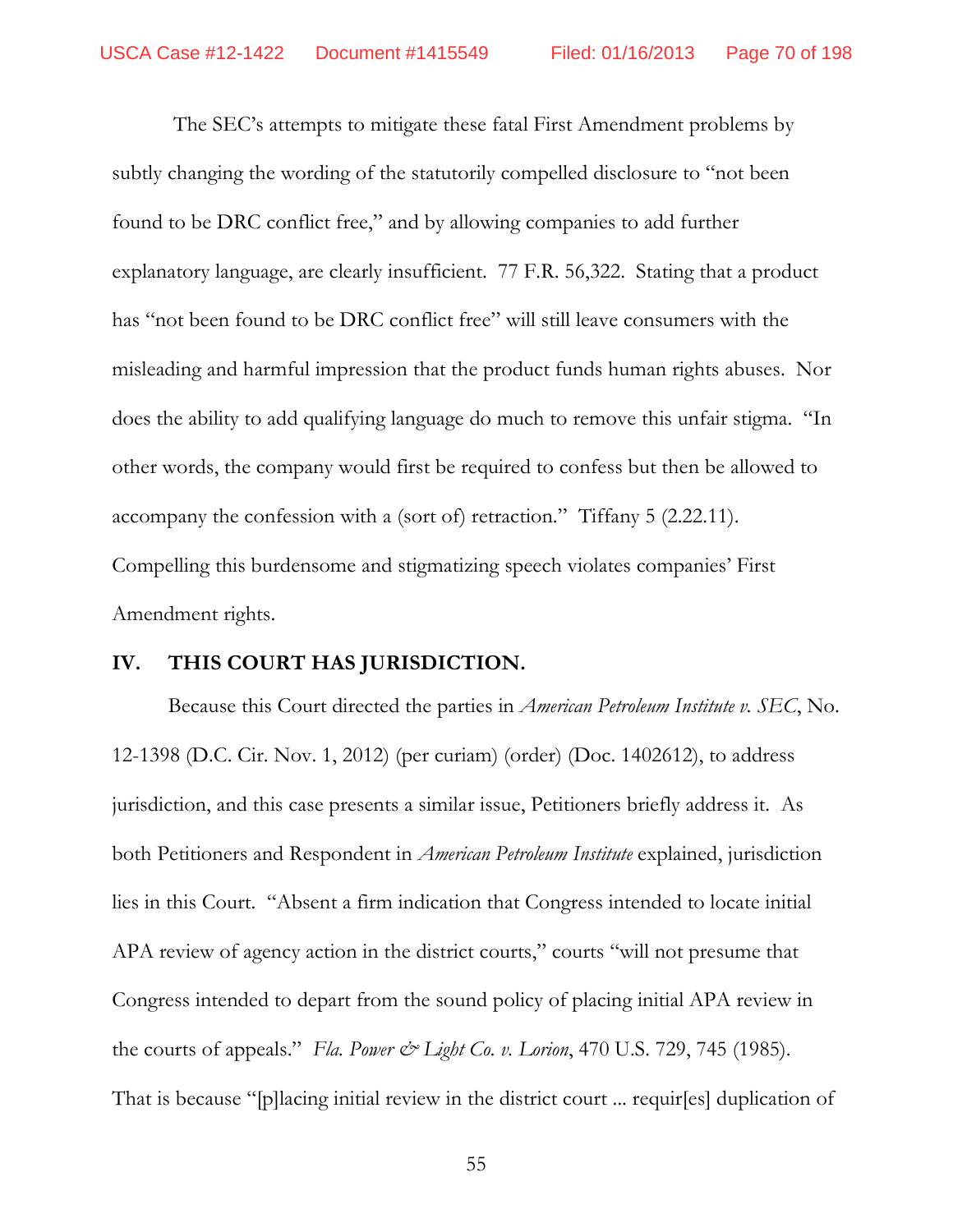The SEC's attempts to mitigate these fatal First Amendment problems by subtly changing the wording of the statutorily compelled disclosure to "not been found to be DRC conflict free," and by allowing companies to add further explanatory language, are clearly insufficient. 77 F.R. 56,322. Stating that a product has "not been found to be DRC conflict free" will still leave consumers with the misleading and harmful impression that the product funds human rights abuses. Nor does the ability to add qualifying language do much to remove this unfair stigma. "In other words, the company would first be required to confess but then be allowed to accompany the confession with a (sort of) retraction." Tiffany 5 (2.22.11). Compelling this burdensome and stigmatizing speech violates companies' First Amendment rights.

## IV. THIS COURT HAS JURISDICTION.

Because this Court directed the parties in *American Petroleum Institute v. SEC*, No. 12-1398 (D.C. Cir. Nov. 1, 2012) (per curiam) (order) (Doc. 1402612), to address jurisdiction, and this case presents a similar issue, Petitioners briefly address it. As both Petitioners and Respondent in *American Petroleum Institute* explained, jurisdiction lies in this Court. "Absent a firm indication that Congress intended to locate initial APA review of agency action in the district courts," courts "will not presume that Congress intended to depart from the sound policy of placing initial APA review in the courts of appeals." *Fla. Power & Light Co. v. Lorion*, 470 U.S. 729, 745 (1985). That is because "[p]lacing initial review in the district court ... requir[es] duplication of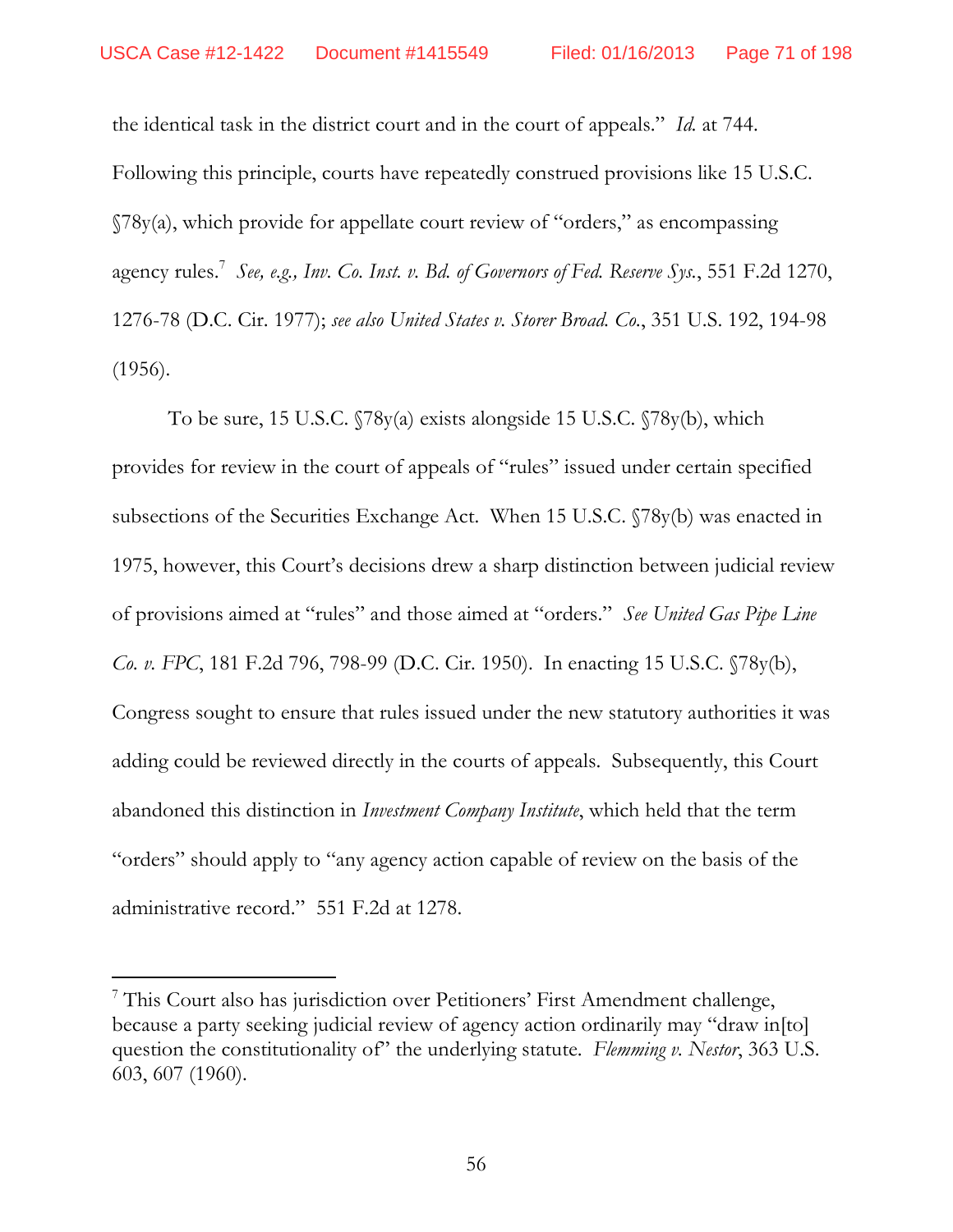the identical task in the district court and in the court of appeals." *Id.* at 744. Following this principle, courts have repeatedly construed provisions like 15 U.S.C. §78y(a), which provide for appellate court review of "orders," as encompassing agency rules.[7] *See, e.g., Inv. Co. Inst. v. Bd. of Governors of Fed. Reserve Sys.*, 551 F.2d 1270, 1276-78 (D.C. Cir. 1977); *see also United States v. Storer Broad. Co.*, 351 U.S. 192, 194-98 (1956).

To be sure, 15 U.S.C. §78y(a) exists alongside 15 U.S.C. §78y(b), which provides for review in the court of appeals of "rules" issued under certain specified subsections of the Securities Exchange Act. When 15 U.S.C. §78y(b) was enacted in 1975, however, this Court's decisions drew a sharp distinction between judicial review of provisions aimed at "rules" and those aimed at "orders." *See United Gas Pipe Line Co. v. FPC*, 181 F.2d 796, 798-99 (D.C. Cir. 1950). In enacting 15 U.S.C. §78y(b), Congress sought to ensure that rules issued under the new statutory authorities it was adding could be reviewed directly in the courts of appeals. Subsequently, this Court abandoned this distinction in *Investment Company Institute*, which held that the term "orders" should apply to "any agency action capable of review on the basis of the administrative record." 551 F.2d at 1278.

[7] This Court also has jurisdiction over Petitioners' First Amendment challenge, because a party seeking judicial review of agency action ordinarily may "draw in[to] question the constitutionality of" the underlying statute. *Flemming v. Nestor*, 363 U.S. 603, 607 (1960).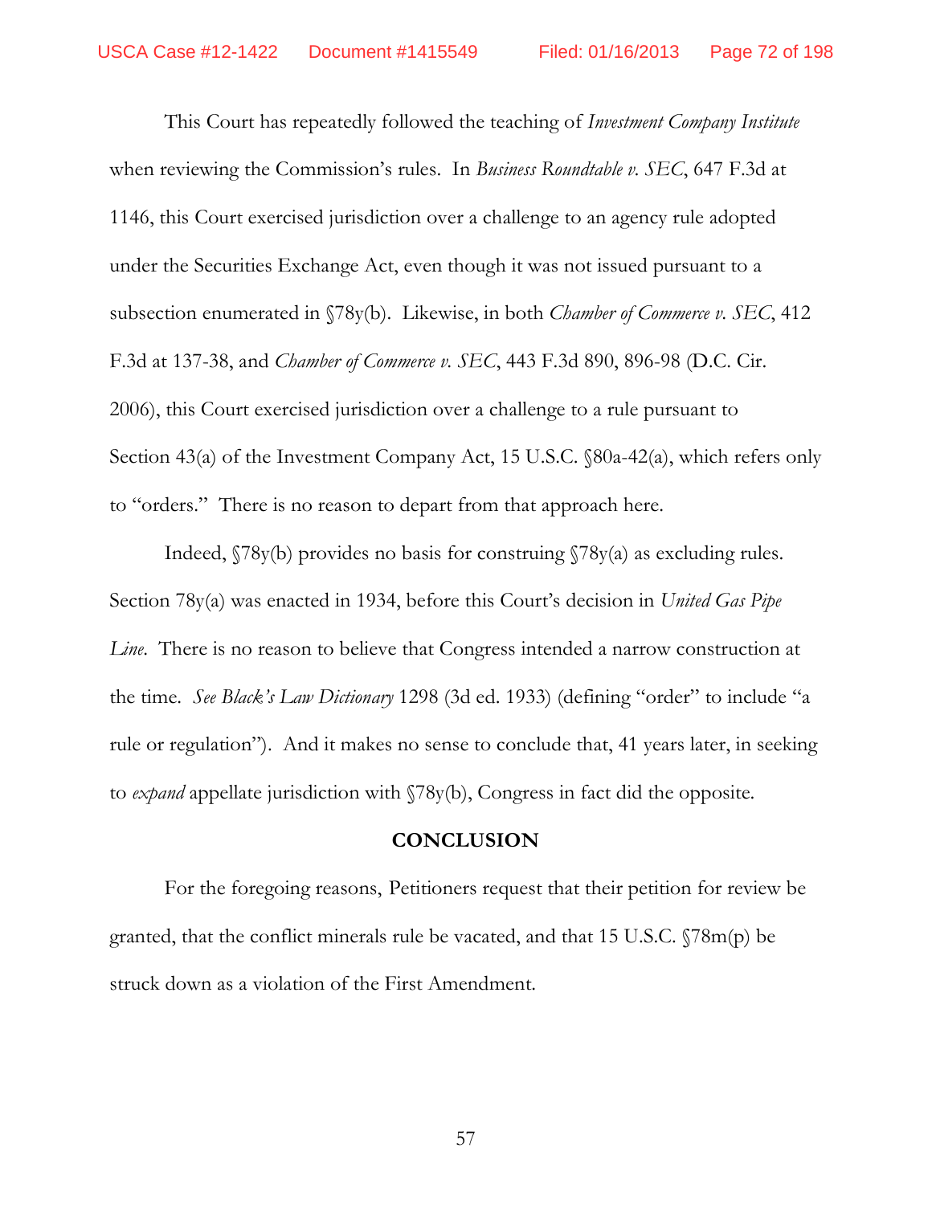This Court has repeatedly followed the teaching of *Investment Company Institute* when reviewing the Commission's rules. In *Business Roundtable v. SEC*, 647 F.3d at 1146, this Court exercised jurisdiction over a challenge to an agency rule adopted under the Securities Exchange Act, even though it was not issued pursuant to a subsection enumerated in §78y(b). Likewise, in both *Chamber of Commerce v. SEC*, 412 F.3d at 137-38, and *Chamber of Commerce v. SEC*, 443 F.3d 890, 896-98 (D.C. Cir. 2006), this Court exercised jurisdiction over a challenge to a rule pursuant to Section 43(a) of the Investment Company Act, 15 U.S.C. §80a-42(a), which refers only to "orders." There is no reason to depart from that approach here.

Indeed, §78y(b) provides no basis for construing §78y(a) as excluding rules. Section 78y(a) was enacted in 1934, before this Court's decision in *United Gas Pipe Line*. There is no reason to believe that Congress intended a narrow construction at the time. *See Black's Law Dictionary* 1298 (3d ed. 1933) (defining "order" to include "a rule or regulation"). And it makes no sense to conclude that, 41 years later, in seeking to *expand* appellate jurisdiction with §78y(b), Congress in fact did the opposite.

## CONCLUSION

For the foregoing reasons, Petitioners request that their petition for review be granted, that the conflict minerals rule be vacated, and that 15 U.S.C. §78m(p) be struck down as a violation of the First Amendment.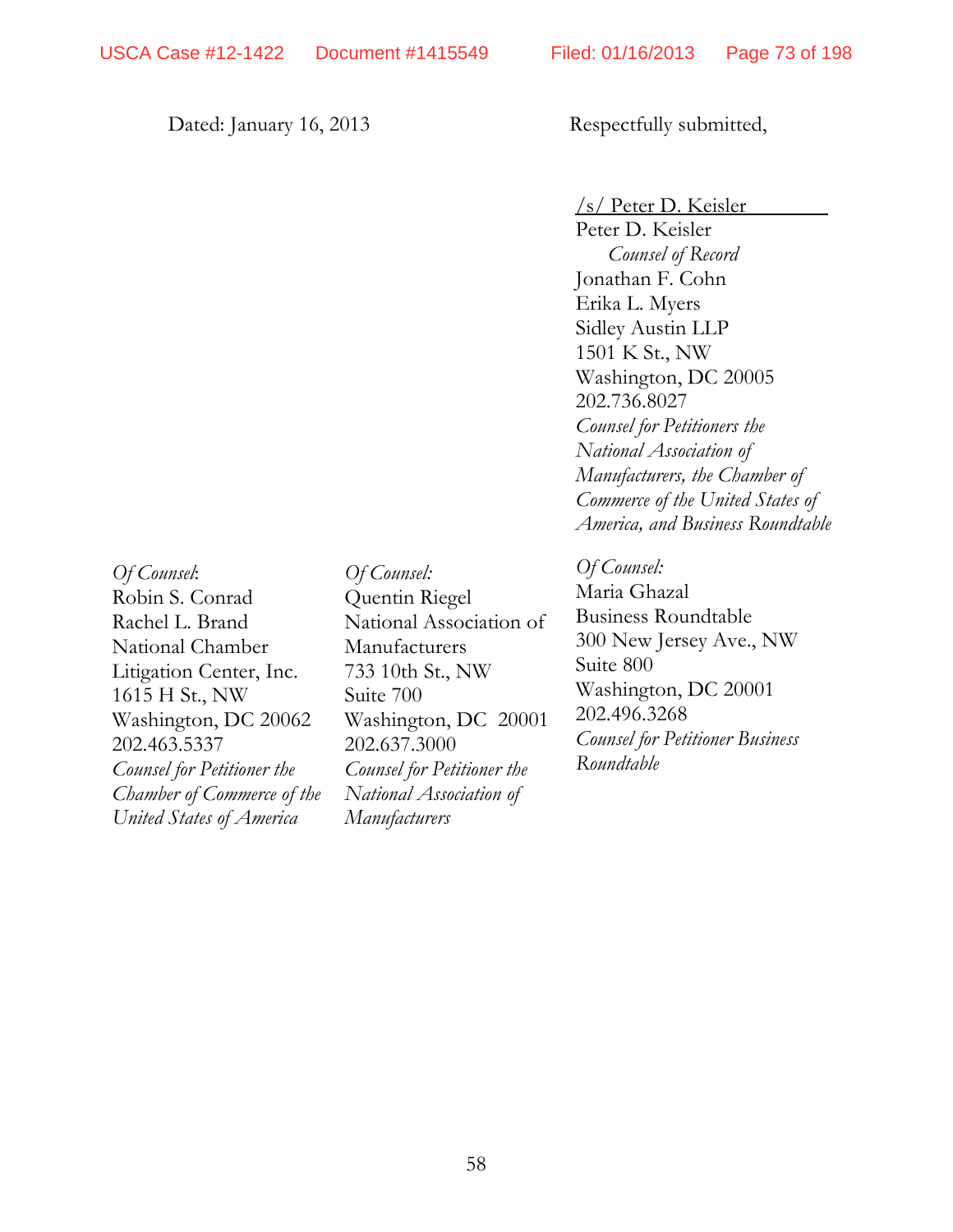Dated: January 16, 2013

Respectfully submitted,

/s/ Peter D. Keisler
Peter D. Keisler
*Counsel of Record*
Jonathan F. Cohn
Erika L. Myers
Sidley Austin LLP
1501 K St., NW
Washington, DC 20005
202.736.8027
*Counsel for Petitioners the National Association of Manufacturers, the Chamber of Commerce of the United States of America, and Business Roundtable*

*Of Counsel*:
Robin S. Conrad
Rachel L. Brand
National Chamber Litigation Center, Inc.
1615 H St., NW
Washington, DC 20062
202.463.5337
*Counsel for Petitioner the Chamber of Commerce of the United States of America*

*Of Counsel:*
Quentin Riegel
National Association of Manufacturers
733 10th St., NW
Suite 700
Washington, DC 20001
202.637.3000
*Counsel for Petitioner the National Association of Manufacturers*

*Of Counsel:*
Maria Ghazal
Business Roundtable
300 New Jersey Ave., NW
Suite 800
Washington, DC 20001
202.496.3268
*Counsel for Petitioner Business Roundtable*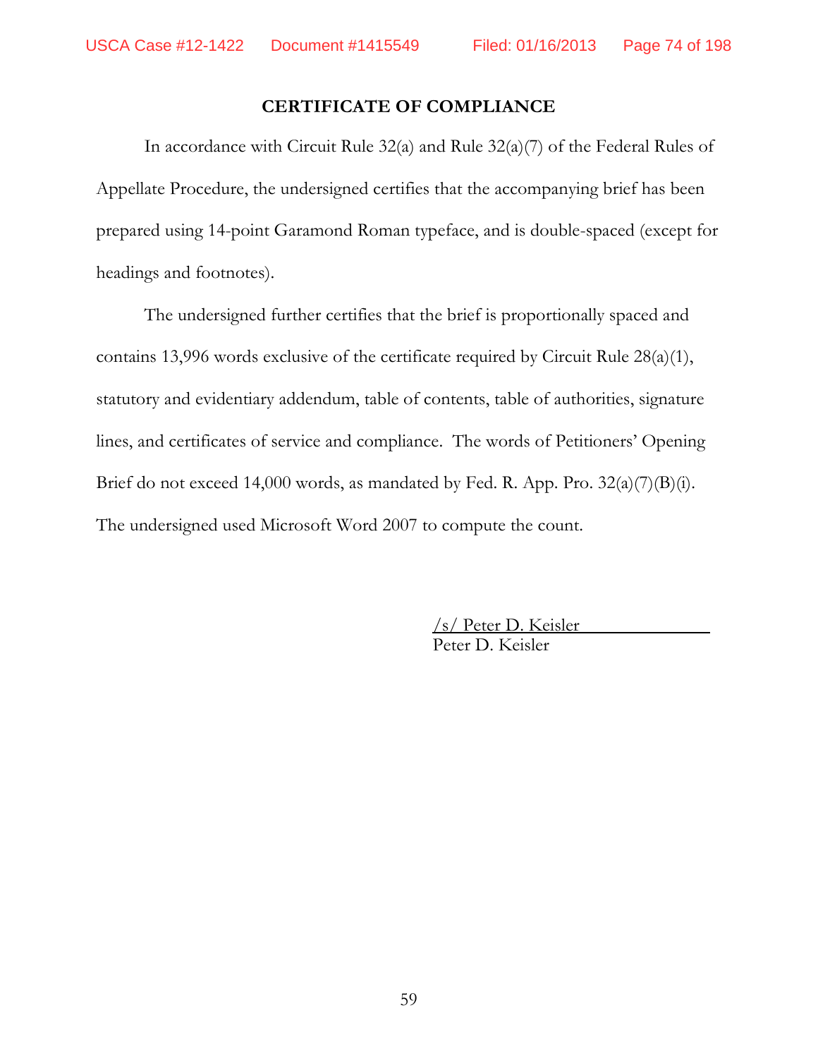## CERTIFICATE OF COMPLIANCE

In accordance with Circuit Rule 32(a) and Rule 32(a)(7) of the Federal Rules of Appellate Procedure, the undersigned certifies that the accompanying brief has been prepared using 14-point Garamond Roman typeface, and is double-spaced (except for headings and footnotes).

The undersigned further certifies that the brief is proportionally spaced and contains 13,996 words exclusive of the certificate required by Circuit Rule 28(a)(1), statutory and evidentiary addendum, table of contents, table of authorities, signature lines, and certificates of service and compliance. The words of Petitioners' Opening Brief do not exceed 14,000 words, as mandated by Fed. R. App. Pro. 32(a)(7)(B)(i). The undersigned used Microsoft Word 2007 to compute the count.

/s/ Peter D. Keisler
Peter D. Keisler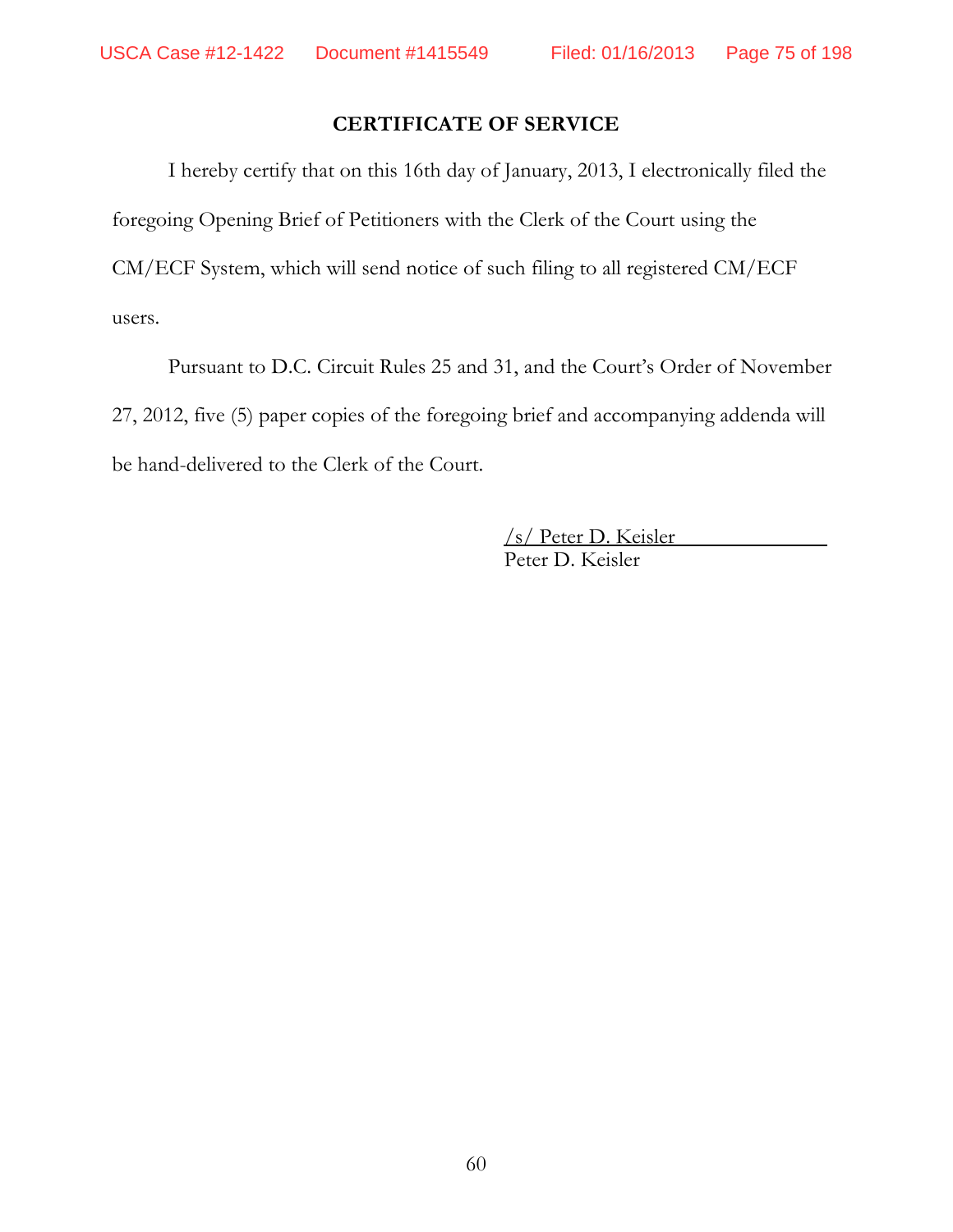## CERTIFICATE OF SERVICE

I hereby certify that on this 16th day of January, 2013, I electronically filed the foregoing Opening Brief of Petitioners with the Clerk of the Court using the CM/ECF System, which will send notice of such filing to all registered CM/ECF users.

Pursuant to D.C. Circuit Rules 25 and 31, and the Court's Order of November 27, 2012, five (5) paper copies of the foregoing brief and accompanying addenda will be hand-delivered to the Clerk of the Court.

/s/ Peter D. Keisler
Peter D. Keisler